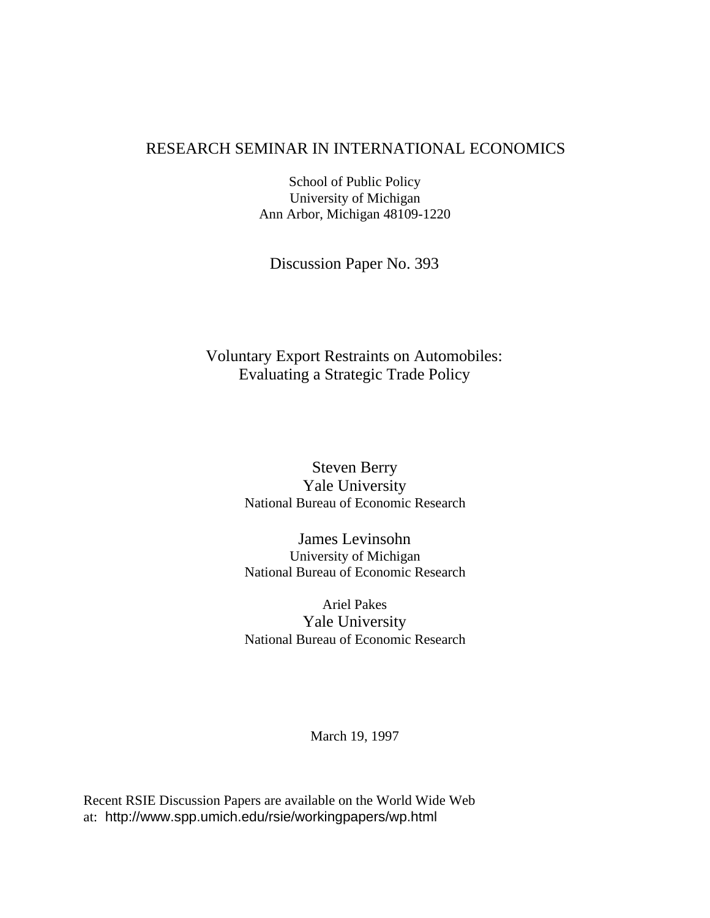RESEARCH SEMINAR IN INTERNATIONAL ECONOMICS

School of Public Policy
University of Michigan
Ann Arbor, Michigan 48109-1220

Discussion Paper No. 393

# Voluntary Export Restraints on Automobiles: Evaluating a Strategic Trade Policy

Steven Berry
Yale University
National Bureau of Economic Research

James Levinsohn
University of Michigan
National Bureau of Economic Research

Ariel Pakes
Yale University
National Bureau of Economic Research

March 19, 1997

Recent RSIE Discussion Papers are available on the World Wide Web
at: http://www.spp.umich.edu/rsie/workingpapers/wp.html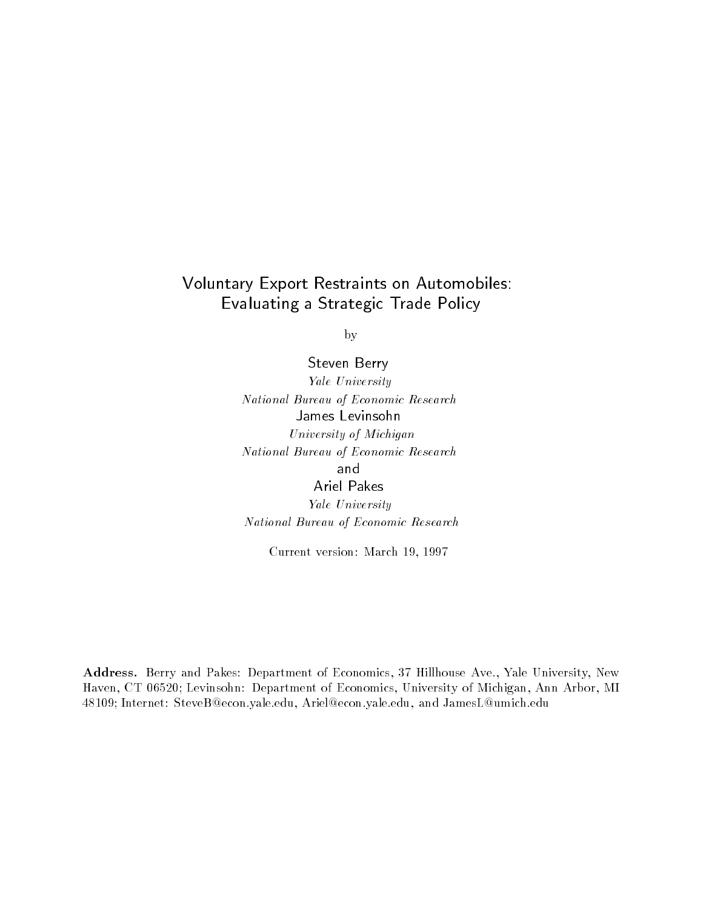# Voluntary Export Restraints on Automobiles: Evaluating a Strategic Trade Policy

by

Steven Berry

*Yale University*

*National Bureau of Economic Research*

James Levinsohn

*University of Michigan*

*National Bureau of Economic Research*

and

Ariel Pakes

*Yale University*

*National Bureau of Economic Research*

Current version: March 19, 1997

**Address.** Berry and Pakes: Department of Economics, 37 Hillhouse Ave., Yale University, New Haven, CT 06520; Levinsohn: Department of Economics, University of Michigan, Ann Arbor, MI 48109; Internet: SteveB@econ.yale.edu, Ariel@econ.yale.edu, and JamesL@umich.edu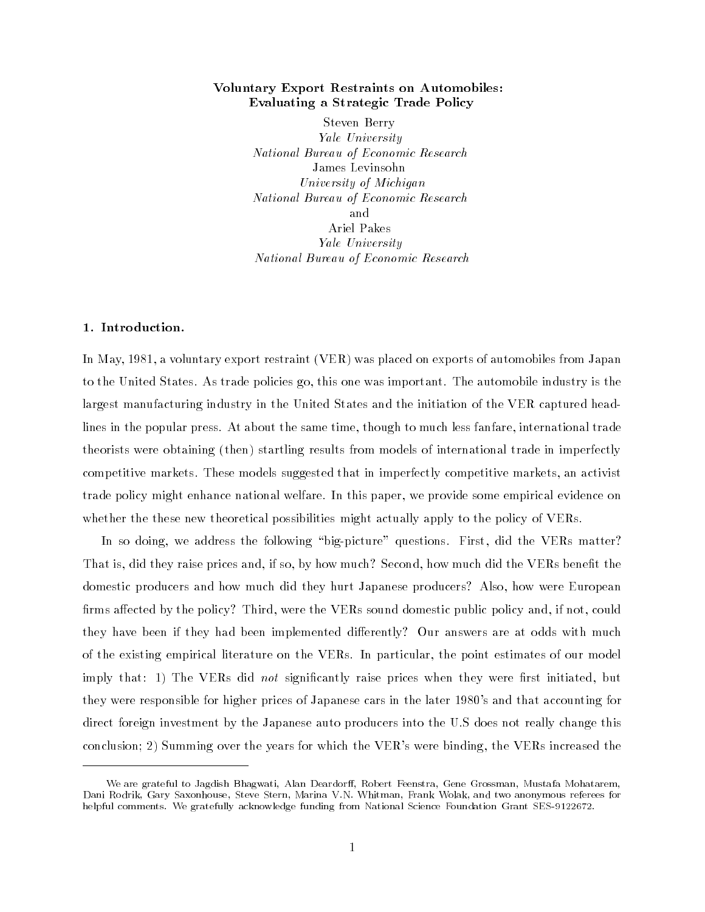**Voluntary Export Restraints on Automobiles: Evaluating a Strategic Trade Policy**

Steven Berry
*Yale University*
*National Bureau of Economic Research*
James Levinsohn
*University of Michigan*
*National Bureau of Economic Research*
and
Ariel Pakes
*Yale University*
*National Bureau of Economic Research*

## 1. Introduction.

In May, 1981, a voluntary export restraint (VER) was placed on exports of automobiles from Japan to the United States. As trade policies go, this one was important. The automobile industry is the largest manufacturing industry in the United States and the initiation of the VER captured headlines in the popular press. At about the same time, though to much less fanfare, international trade theorists were obtaining (then) startling results from models of international trade in imperfectly competitive markets. These models suggested that in imperfectly competitive markets, an activist trade policy might enhance national welfare. In this paper, we provide some empirical evidence on whether the these new theoretical possibilities might actually apply to the policy of VERs.

In so doing, we address the following "big-picture" questions. First, did the VERs matter? That is, did they raise prices and, if so, by how much? Second, how much did the VERs benefit the domestic producers and how much did they hurt Japanese producers? Also, how were European firms affected by the policy? Third, were the VERs sound domestic public policy and, if not, could they have been if they had been implemented differently? Our answers are at odds with much of the existing empirical literature on the VERs. In particular, the point estimates of our model imply that: 1) The VERs did *not* significantly raise prices when they were first initiated, but they were responsible for higher prices of Japanese cars in the later 1980's and that accounting for direct foreign investment by the Japanese auto producers into the U.S does not really change this conclusion; 2) Summing over the years for which the VER's were binding, the VERs increased the

We are grateful to Jagdish Bhagwati, Alan Deardorff, Robert Feenstra, Gene Grossman, Mustafa Mohatarem, Dani Rodrik, Gary Saxonhouse, Steve Stern, Marina V.N. Whitman, Frank Wolak, and two anonymous referees for helpful comments. We gratefully acknowledge funding from National Science Foundation Grant SES-9122672.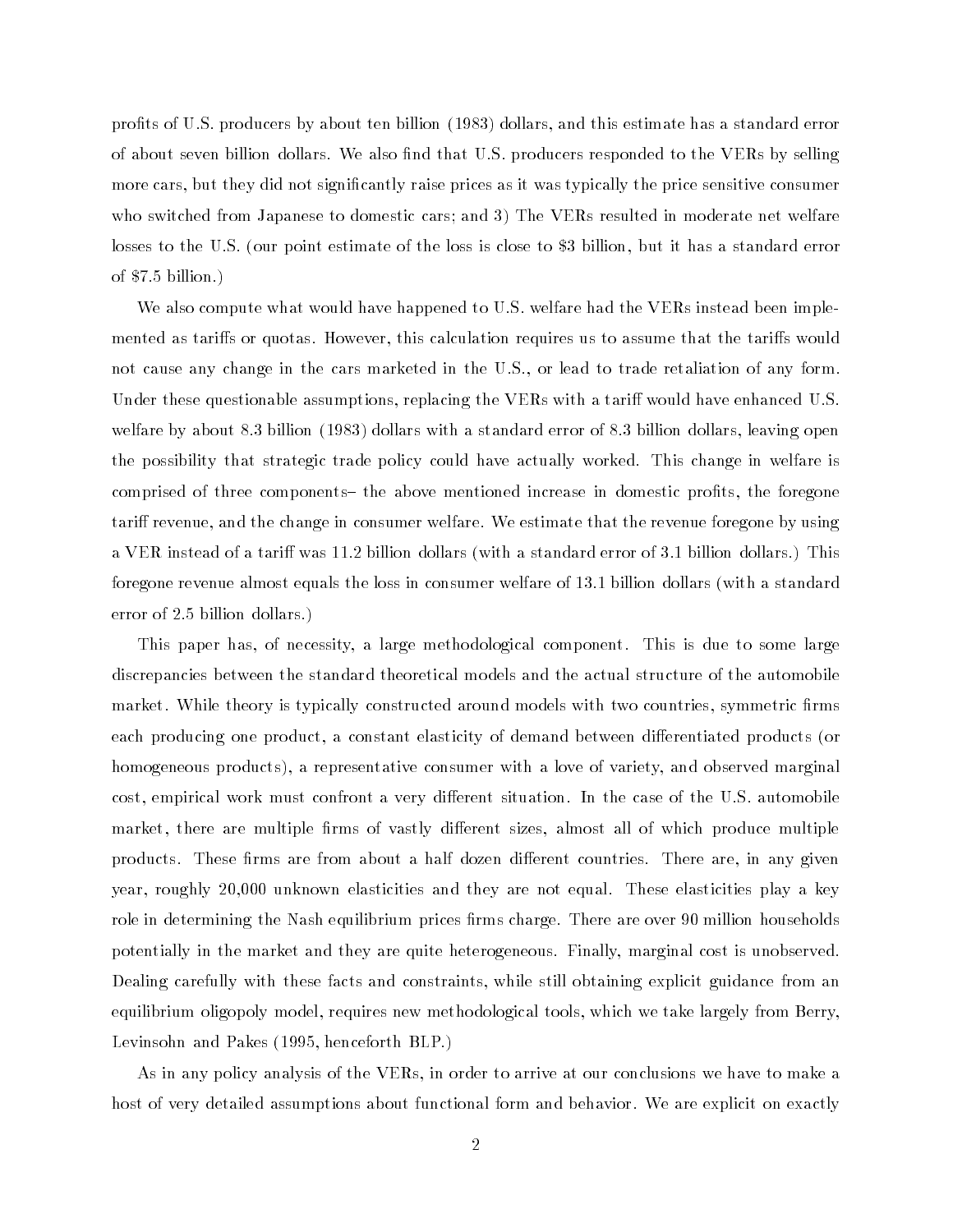profits of U.S. producers by about ten billion (1983) dollars, and this estimate has a standard error of about seven billion dollars. We also find that U.S. producers responded to the VERs by selling more cars, but they did not significantly raise prices as it was typically the price sensitive consumer who switched from Japanese to domestic cars; and 3) The VERs resulted in moderate net welfare losses to the U.S. (our point estimate of the loss is close to $3 billion, but it has a standard error of $7.5 billion.)

We also compute what would have happened to U.S. welfare had the VERs instead been implemented as tariffs or quotas. However, this calculation requires us to assume that the tariffs would not cause any change in the cars marketed in the U.S., or lead to trade retaliation of any form. Under these questionable assumptions, replacing the VERs with a tariff would have enhanced U.S. welfare by about 8.3 billion (1983) dollars with a standard error of 8.3 billion dollars, leaving open the possibility that strategic trade policy could have actually worked. This change in welfare is comprised of three components– the above mentioned increase in domestic profits, the foregone tariff revenue, and the change in consumer welfare. We estimate that the revenue foregone by using a VER instead of a tariff was 11.2 billion dollars (with a standard error of 3.1 billion dollars.) This foregone revenue almost equals the loss in consumer welfare of 13.1 billion dollars (with a standard error of 2.5 billion dollars.)

This paper has, of necessity, a large methodological component. This is due to some large discrepancies between the standard theoretical models and the actual structure of the automobile market. While theory is typically constructed around models with two countries, symmetric firms each producing one product, a constant elasticity of demand between differentiated products (or homogeneous products), a representative consumer with a love of variety, and observed marginal cost, empirical work must confront a very different situation. In the case of the U.S. automobile market, there are multiple firms of vastly different sizes, almost all of which produce multiple products. These firms are from about a half dozen different countries. There are, in any given year, roughly 20,000 unknown elasticities and they are not equal. These elasticities play a key role in determining the Nash equilibrium prices firms charge. There are over 90 million households potentially in the market and they are quite heterogeneous. Finally, marginal cost is unobserved. Dealing carefully with these facts and constraints, while still obtaining explicit guidance from an equilibrium oligopoly model, requires new methodological tools, which we take largely from Berry, Levinsohn and Pakes (1995, henceforth BLP.)

As in any policy analysis of the VERs, in order to arrive at our conclusions we have to make a host of very detailed assumptions about functional form and behavior. We are explicit on exactly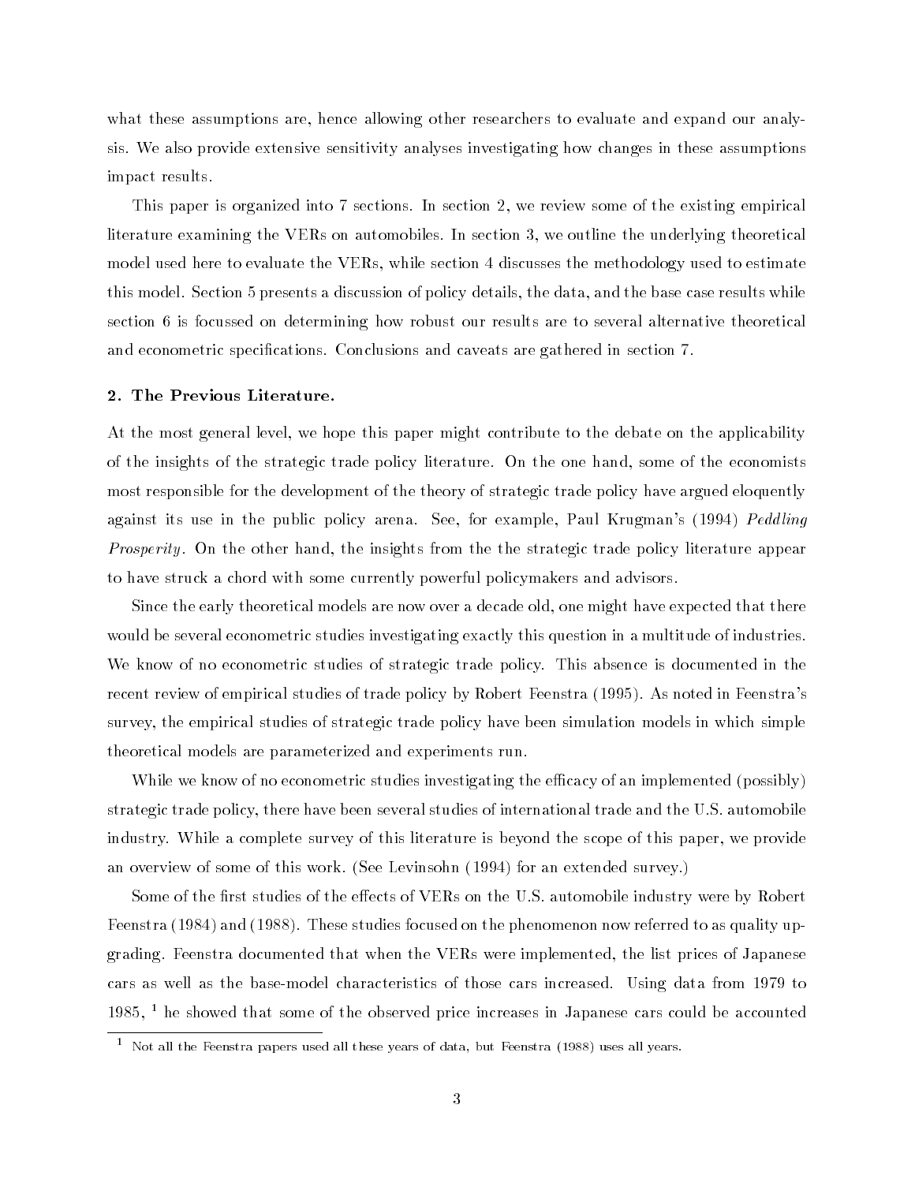what these assumptions are, hence allowing other researchers to evaluate and expand our analysis. We also provide extensive sensitivity analyses investigating how changes in these assumptions impact results.

This paper is organized into 7 sections. In section 2, we review some of the existing empirical literature examining the VERs on automobiles. In section 3, we outline the underlying theoretical model used here to evaluate the VERs, while section 4 discusses the methodology used to estimate this model. Section 5 presents a discussion of policy details, the data, and the base case results while section 6 is focussed on determining how robust our results are to several alternative theoretical and econometric specifications. Conclusions and caveats are gathered in section 7.

## 2. The Previous Literature.

At the most general level, we hope this paper might contribute to the debate on the applicability of the insights of the strategic trade policy literature. On the one hand, some of the economists most responsible for the development of the theory of strategic trade policy have argued eloquently against its use in the public policy arena. See, for example, Paul Krugman's (1994) *Peddling Prosperity*. On the other hand, the insights from the the strategic trade policy literature appear to have struck a chord with some currently powerful policymakers and advisors.

Since the early theoretical models are now over a decade old, one might have expected that there would be several econometric studies investigating exactly this question in a multitude of industries. We know of no econometric studies of strategic trade policy. This absence is documented in the recent review of empirical studies of trade policy by Robert Feenstra (1995). As noted in Feenstra's survey, the empirical studies of strategic trade policy have been simulation models in which simple theoretical models are parameterized and experiments run.

While we know of no econometric studies investigating the efficacy of an implemented (possibly) strategic trade policy, there have been several studies of international trade and the U.S. automobile industry. While a complete survey of this literature is beyond the scope of this paper, we provide an overview of some of this work. (See Levinsohn (1994) for an extended survey.)

Some of the first studies of the effects of VERs on the U.S. automobile industry were by Robert Feenstra (1984) and (1988). These studies focused on the phenomenon now referred to as quality upgrading. Feenstra documented that when the VERs were implemented, the list prices of Japanese cars as well as the base-model characteristics of those cars increased. Using data from 1979 to 1985, [1] he showed that some of the observed price increases in Japanese cars could be accounted

[1] Not all the Feenstra papers used all these years of data, but Feenstra (1988) uses all years.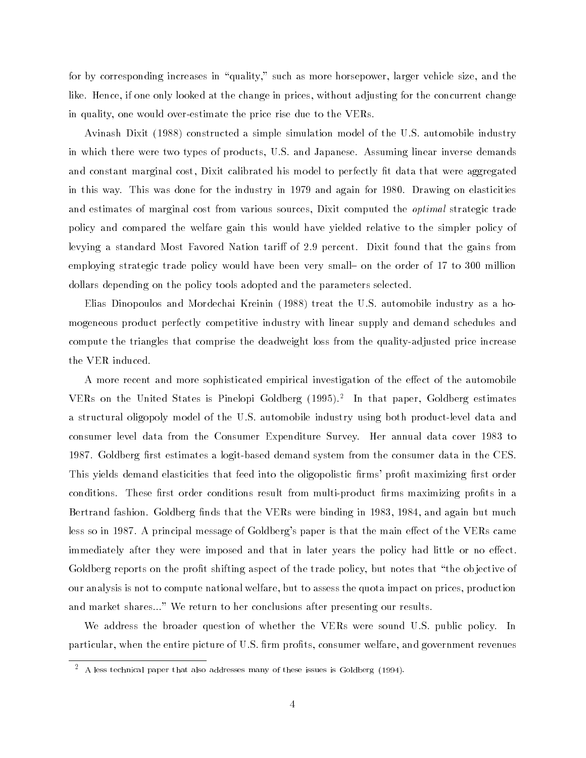for by corresponding increases in "quality," such as more horsepower, larger vehicle size, and the like. Hence, if one only looked at the change in prices, without adjusting for the concurrent change in quality, one would over-estimate the price rise due to the VERs.

Avinash Dixit (1988) constructed a simple simulation model of the U.S. automobile industry in which there were two types of products, U.S. and Japanese. Assuming linear inverse demands and constant marginal cost, Dixit calibrated his model to perfectly fit data that were aggregated in this way. This was done for the industry in 1979 and again for 1980. Drawing on elasticities and estimates of marginal cost from various sources, Dixit computed the *optimal* strategic trade policy and compared the welfare gain this would have yielded relative to the simpler policy of levying a standard Most Favored Nation tariff of 2.9 percent. Dixit found that the gains from employing strategic trade policy would have been very small– on the order of 17 to 300 million dollars depending on the policy tools adopted and the parameters selected.

Elias Dinopoulos and Mordechai Kreinin (1988) treat the U.S. automobile industry as a homogeneous product perfectly competitive industry with linear supply and demand schedules and compute the triangles that comprise the deadweight loss from the quality-adjusted price increase the VER induced.

A more recent and more sophisticated empirical investigation of the effect of the automobile VERs on the United States is Pinelopi Goldberg (1995).[2] In that paper, Goldberg estimates a structural oligopoly model of the U.S. automobile industry using both product-level data and consumer level data from the Consumer Expenditure Survey. Her annual data cover 1983 to 1987. Goldberg first estimates a logit-based demand system from the consumer data in the CES. This yields demand elasticities that feed into the oligopolistic firms' profit maximizing first order conditions. These first order conditions result from multi-product firms maximizing profits in a Bertrand fashion. Goldberg finds that the VERs were binding in 1983, 1984, and again but much less so in 1987. A principal message of Goldberg's paper is that the main effect of the VERs came immediately after they were imposed and that in later years the policy had little or no effect. Goldberg reports on the profit shifting aspect of the trade policy, but notes that "the objective of our analysis is not to compute national welfare, but to assess the quota impact on prices, production and market shares..." We return to her conclusions after presenting our results.

We address the broader question of whether the VERs were sound U.S. public policy. In particular, when the entire picture of U.S. firm profits, consumer welfare, and government revenues

[2] A less technical paper that also addresses many of these issues is Goldberg (1994).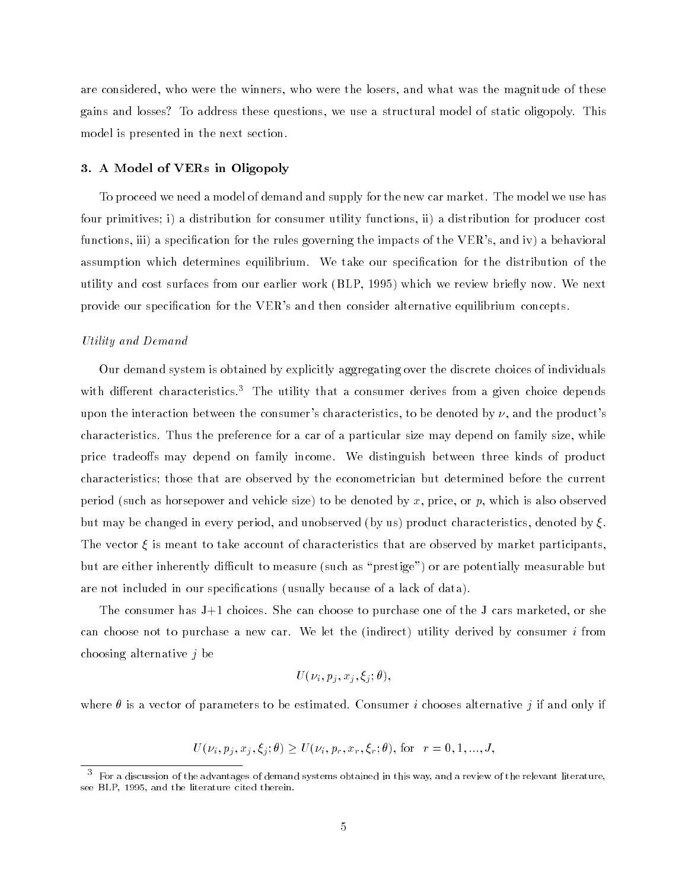are considered, who were the winners, who were the losers, and what was the magnitude of these gains and losses? To address these questions, we use a structural model of static oligopoly. This model is presented in the next section.

### 3. A Model of VERs in Oligopoly

To proceed we need a model of demand and supply for the new car market. The model we use has four primitives; i) a distribution for consumer utility functions, ii) a distribution for producer cost functions, iii) a specification for the rules governing the impacts of the VER's, and iv) a behavioral assumption which determines equilibrium. We take our specification for the distribution of the utility and cost surfaces from our earlier work (BLP, 1995) which we review briefly now. We next provide our specification for the VER's and then consider alternative equilibrium concepts.

*Utility and Demand*

Our demand system is obtained by explicitly aggregating over the discrete choices of individuals with different characteristics.[3] The utility that a consumer derives from a given choice depends upon the interaction between the consumer's characteristics, to be denoted by $\nu$, and the product's characteristics. Thus the preference for a car of a particular size may depend on family size, while price tradeoffs may depend on family income. We distinguish between three kinds of product characteristics; those that are observed by the econometrician but determined before the current period (such as horsepower and vehicle size) to be denoted by $x$, price, or $p$, which is also observed but may be changed in every period, and unobserved (by us) product characteristics, denoted by $\xi$. The vector $\xi$ is meant to take account of characteristics that are observed by market participants, but are either inherently difficult to measure (such as "prestige") or are potentially measurable but are not included in our specifications (usually because of a lack of data).

The consumer has J+1 choices. She can choose to purchase one of the J cars marketed, or she can choose not to purchase a new car. We let the (indirect) utility derived by consumer $i$ from choosing alternative $j$ be

$$U(\nu_i, p_j, x_j, \xi_j; \theta),$$

where $\theta$ is a vector of parameters to be estimated. Consumer $i$ chooses alternative $j$ if and only if

$$U(\nu_i, p_j, x_j, \xi_j; \theta) \geq U(\nu_i, p_r, x_r, \xi_r; \theta), \text{ for } \; r = 0, 1, ..., J,$$

[3] For a discussion of the advantages of demand systems obtained in this way, and a review of the relevant literature, see BLP, 1995, and the literature cited therein.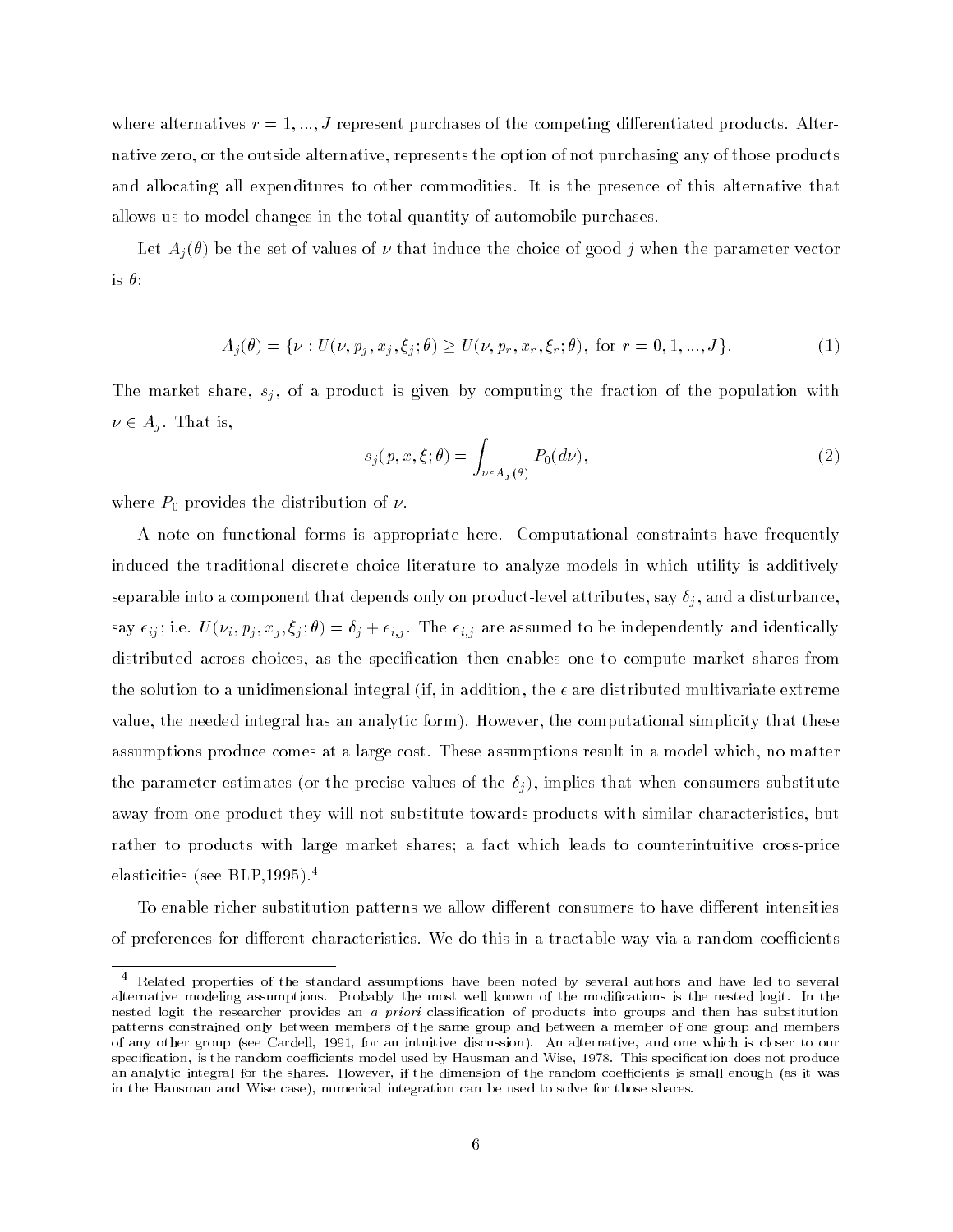where alternatives $r = 1, ..., J$ represent purchases of the competing differentiated products. Alternative zero, or the outside alternative, represents the option of not purchasing any of those products and allocating all expenditures to other commodities. It is the presence of this alternative that allows us to model changes in the total quantity of automobile purchases.

Let $A_j(\theta)$ be the set of values of $\nu$ that induce the choice of good $j$ when the parameter vector is $\theta$:

$$A_j(\theta) = \{\nu : U(\nu, p_j, x_j, \xi_j; \theta) \geq U(\nu, p_r, x_r, \xi_r; \theta), \text{ for } r = 0, 1, ..., J\}. \tag{1}$$

The market share, $s_j$, of a product is given by computing the fraction of the population with $\nu \in A_j$. That is,

$$s_j(p, x, \xi; \theta) = \int_{\nu \epsilon A_j(\theta)} P_0(d\nu), \tag{2}$$

where $P_0$ provides the distribution of $\nu$.

A note on functional forms is appropriate here. Computational constraints have frequently induced the traditional discrete choice literature to analyze models in which utility is additively separable into a component that depends only on product-level attributes, say $\delta_j$, and a disturbance, say $\epsilon_{ij}$; i.e. $U(\nu_i, p_j, x_j, \xi_j; \theta) = \delta_j + \epsilon_{i,j}$. The $\epsilon_{i,j}$ are assumed to be independently and identically distributed across choices, as the specification then enables one to compute market shares from the solution to a unidimensional integral (if, in addition, the $\epsilon$ are distributed multivariate extreme value, the needed integral has an analytic form). However, the computational simplicity that these assumptions produce comes at a large cost. These assumptions result in a model which, no matter the parameter estimates (or the precise values of the $\delta_j$), implies that when consumers substitute away from one product they will not substitute towards products with similar characteristics, but rather to products with large market shares; a fact which leads to counterintuitive cross-price elasticities (see BLP,1995).[4]

To enable richer substitution patterns we allow different consumers to have different intensities of preferences for different characteristics. We do this in a tractable way via a random coefficients

---

[4] Related properties of the standard assumptions have been noted by several authors and have led to several alternative modeling assumptions. Probably the most well known of the modifications is the nested logit. In the nested logit the researcher provides an *a priori* classification of products into groups and then has substitution patterns constrained only between members of the same group and between a member of one group and members of any other group (see Cardell, 1991, for an intuitive discussion). An alternative, and one which is closer to our specification, is the random coefficients model used by Hausman and Wise, 1978. This specification does not produce an analytic integral for the shares. However, if the dimension of the random coefficients is small enough (as it was in the Hausman and Wise case), numerical integration can be used to solve for those shares.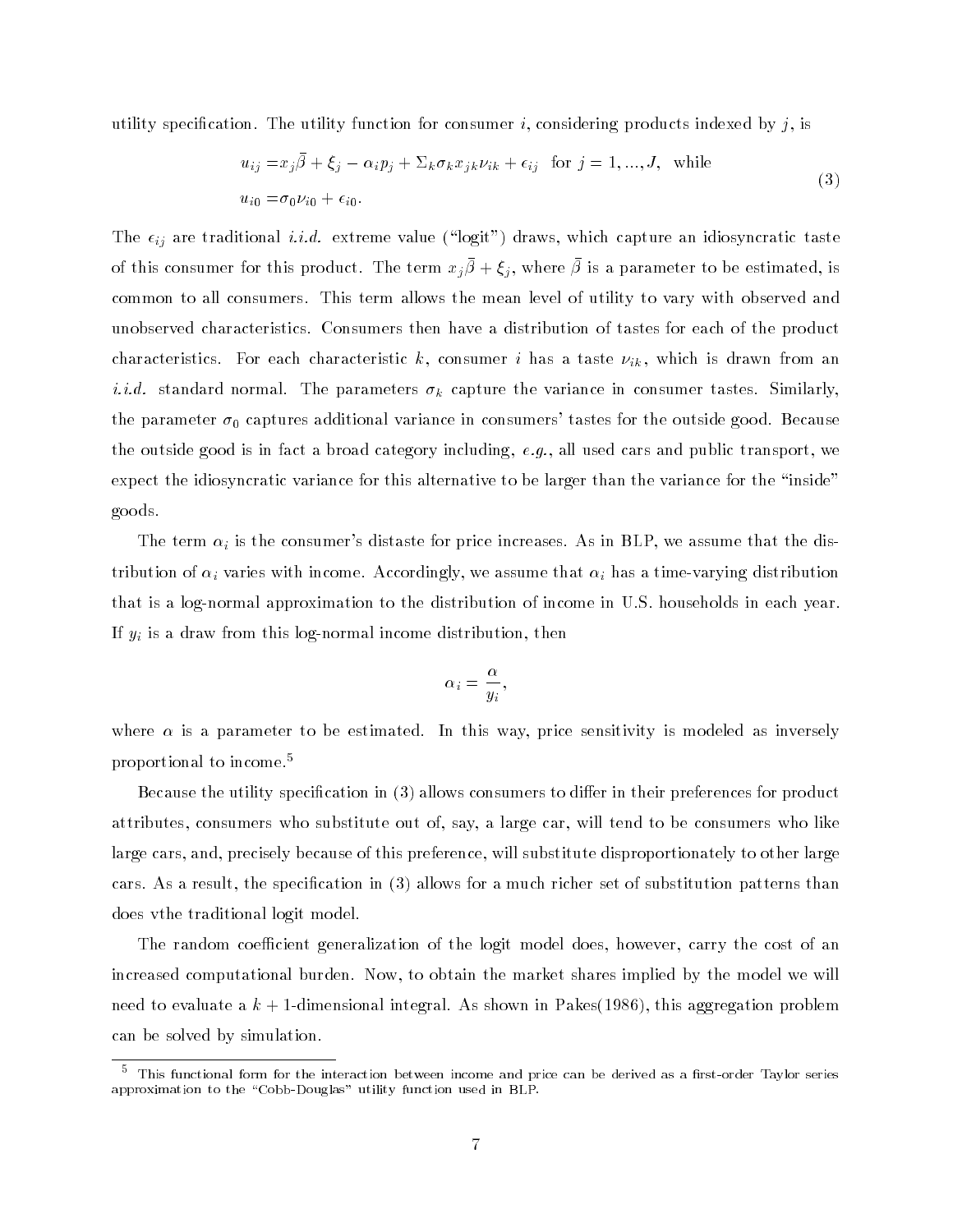utility specification. The utility function for consumer $i$, considering products indexed by $j$, is

$$
\begin{aligned}
u_{ij} =& x_j \bar{\beta} + \xi_j - \alpha_i p_j + \Sigma_k \sigma_k x_{jk} \nu_{ik} + \epsilon_{ij} \quad \text{for } j = 1, ..., J, \quad \text{while} \\
u_{i0} =& \sigma_0 \nu_{i0} + \epsilon_{i0}.
\end{aligned}
\tag{3}
$$

The $\epsilon_{ij}$ are traditional *i.i.d.* extreme value ("logit") draws, which capture an idiosyncratic taste of this consumer for this product. The term $x_j \bar{\beta} + \xi_j$, where $\bar{\beta}$ is a parameter to be estimated, is common to all consumers. This term allows the mean level of utility to vary with observed and unobserved characteristics. Consumers then have a distribution of tastes for each of the product characteristics. For each characteristic $k$, consumer $i$ has a taste $\nu_{ik}$, which is drawn from an *i.i.d.* standard normal. The parameters $\sigma_k$ capture the variance in consumer tastes. Similarly, the parameter $\sigma_0$ captures additional variance in consumers' tastes for the outside good. Because the outside good is in fact a broad category including, *e.g.*, all used cars and public transport, we expect the idiosyncratic variance for this alternative to be larger than the variance for the "inside" goods.

The term $\alpha_i$ is the consumer's distaste for price increases. As in BLP, we assume that the distribution of $\alpha_i$ varies with income. Accordingly, we assume that $\alpha_i$ has a time-varying distribution that is a log-normal approximation to the distribution of income in U.S. households in each year. If $y_i$ is a draw from this log-normal income distribution, then

$$
\alpha_i = \frac{\alpha}{y_i},
$$

where $\alpha$ is a parameter to be estimated. In this way, price sensitivity is modeled as inversely proportional to income.[5]

Because the utility specification in (3) allows consumers to differ in their preferences for product attributes, consumers who substitute out of, say, a large car, will tend to be consumers who like large cars, and, precisely because of this preference, will substitute disproportionately to other large cars. As a result, the specification in (3) allows for a much richer set of substitution patterns than does vthe traditional logit model.

The random coefficient generalization of the logit model does, however, carry the cost of an increased computational burden. Now, to obtain the market shares implied by the model we will need to evaluate a $k+1$-dimensional integral. As shown in Pakes(1986), this aggregation problem can be solved by simulation.

[5] This functional form for the interaction between income and price can be derived as a first-order Taylor series approximation to the "Cobb-Douglas" utility function used in BLP.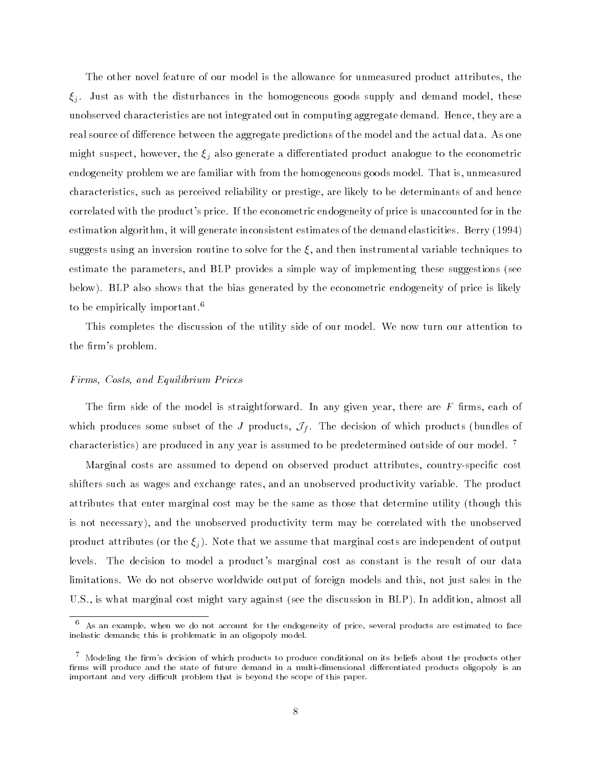The other novel feature of our model is the allowance for unmeasured product attributes, the $\xi_j$. Just as with the disturbances in the homogeneous goods supply and demand model, these unobserved characteristics are not integrated out in computing aggregate demand. Hence, they are a real source of difference between the aggregate predictions of the model and the actual data. As one might suspect, however, the $\xi_j$ also generate a differentiated product analogue to the econometric endogeneity problem we are familiar with from the homogeneous goods model. That is, unmeasured characteristics, such as perceived reliability or prestige, are likely to be determinants of and hence correlated with the product's price. If the econometric endogeneity of price is unaccounted for in the estimation algorithm, it will generate inconsistent estimates of the demand elasticities. Berry (1994) suggests using an inversion routine to solve for the $\xi$, and then instrumental variable techniques to estimate the parameters, and BLP provides a simple way of implementing these suggestions (see below). BLP also shows that the bias generated by the econometric endogeneity of price is likely to be empirically important.[6]

This completes the discussion of the utility side of our model. We now turn our attention to the firm's problem.

*Firms, Costs, and Equilibrium Prices*

The firm side of the model is straightforward. In any given year, there are $F$ firms, each of which produces some subset of the $J$ products, $\mathcal{J}_f$. The decision of which products (bundles of characteristics) are produced in any year is assumed to be predetermined outside of our model. [7]

Marginal costs are assumed to depend on observed product attributes, country-specific cost shifters such as wages and exchange rates, and an unobserved productivity variable. The product attributes that enter marginal cost may be the same as those that determine utility (though this is not necessary), and the unobserved productivity term may be correlated with the unobserved product attributes (or the $\xi_j$). Note that we assume that marginal costs are independent of output levels. The decision to model a product's marginal cost as constant is the result of our data limitations. We do not observe worldwide output of foreign models and this, not just sales in the U.S., is what marginal cost might vary against (see the discussion in BLP). In addition, almost all

[6] As an example, when we do not account for the endogeneity of price, several products are estimated to face inelastic demands; this is problematic in an oligopoly model.

[7] Modeling the firm's decision of which products to produce conditional on its beliefs about the products other firms will produce and the state of future demand in a multi-dimensional differentiated products oligopoly is an important and very difficult problem that is beyond the scope of this paper.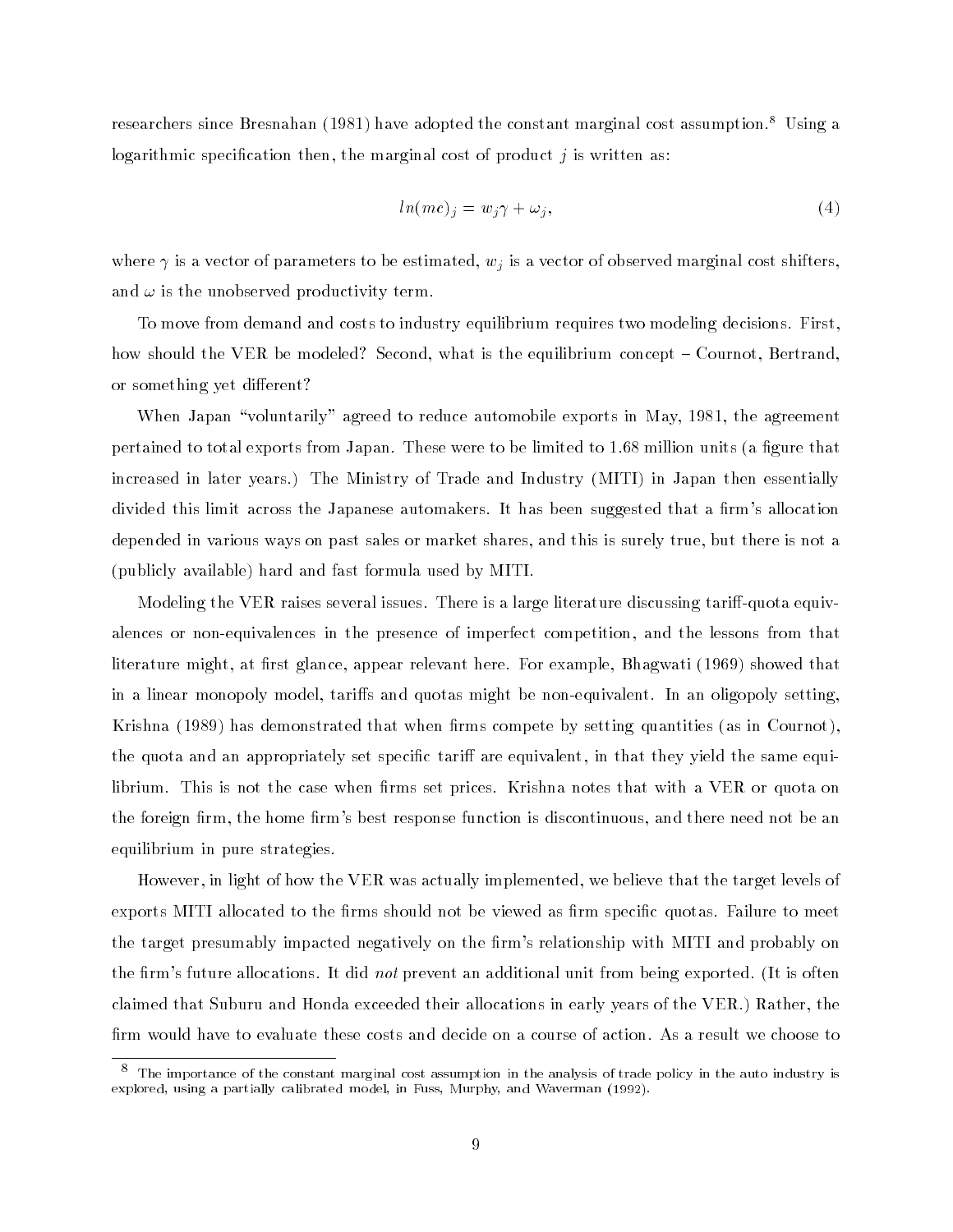researchers since Bresnahan (1981) have adopted the constant marginal cost assumption.[8] Using a logarithmic specification then, the marginal cost of product $j$ is written as:

$$ln(mc)_j = w_j\gamma + \omega_j, \tag{4}$$

where $\gamma$ is a vector of parameters to be estimated, $w_j$ is a vector of observed marginal cost shifters, and $\omega$ is the unobserved productivity term.

To move from demand and costs to industry equilibrium requires two modeling decisions. First, how should the VER be modeled? Second, what is the equilibrium concept – Cournot, Bertrand, or something yet different?

When Japan "voluntarily" agreed to reduce automobile exports in May, 1981, the agreement pertained to total exports from Japan. These were to be limited to 1.68 million units (a figure that increased in later years.) The Ministry of Trade and Industry (MITI) in Japan then essentially divided this limit across the Japanese automakers. It has been suggested that a firm's allocation depended in various ways on past sales or market shares, and this is surely true, but there is not a (publicly available) hard and fast formula used by MITI.

Modeling the VER raises several issues. There is a large literature discussing tariff-quota equivalences or non-equivalences in the presence of imperfect competition, and the lessons from that literature might, at first glance, appear relevant here. For example, Bhagwati (1969) showed that in a linear monopoly model, tariffs and quotas might be non-equivalent. In an oligopoly setting, Krishna (1989) has demonstrated that when firms compete by setting quantities (as in Cournot), the quota and an appropriately set specific tariff are equivalent, in that they yield the same equilibrium. This is not the case when firms set prices. Krishna notes that with a VER or quota on the foreign firm, the home firm's best response function is discontinuous, and there need not be an equilibrium in pure strategies.

However, in light of how the VER was actually implemented, we believe that the target levels of exports MITI allocated to the firms should not be viewed as firm specific quotas. Failure to meet the target presumably impacted negatively on the firm's relationship with MITI and probably on the firm's future allocations. It did *not* prevent an additional unit from being exported. (It is often claimed that Suburu and Honda exceeded their allocations in early years of the VER.) Rather, the firm would have to evaluate these costs and decide on a course of action. As a result we choose to

[8] The importance of the constant marginal cost assumption in the analysis of trade policy in the auto industry is explored, using a partially calibrated model, in Fuss, Murphy, and Waverman (1992).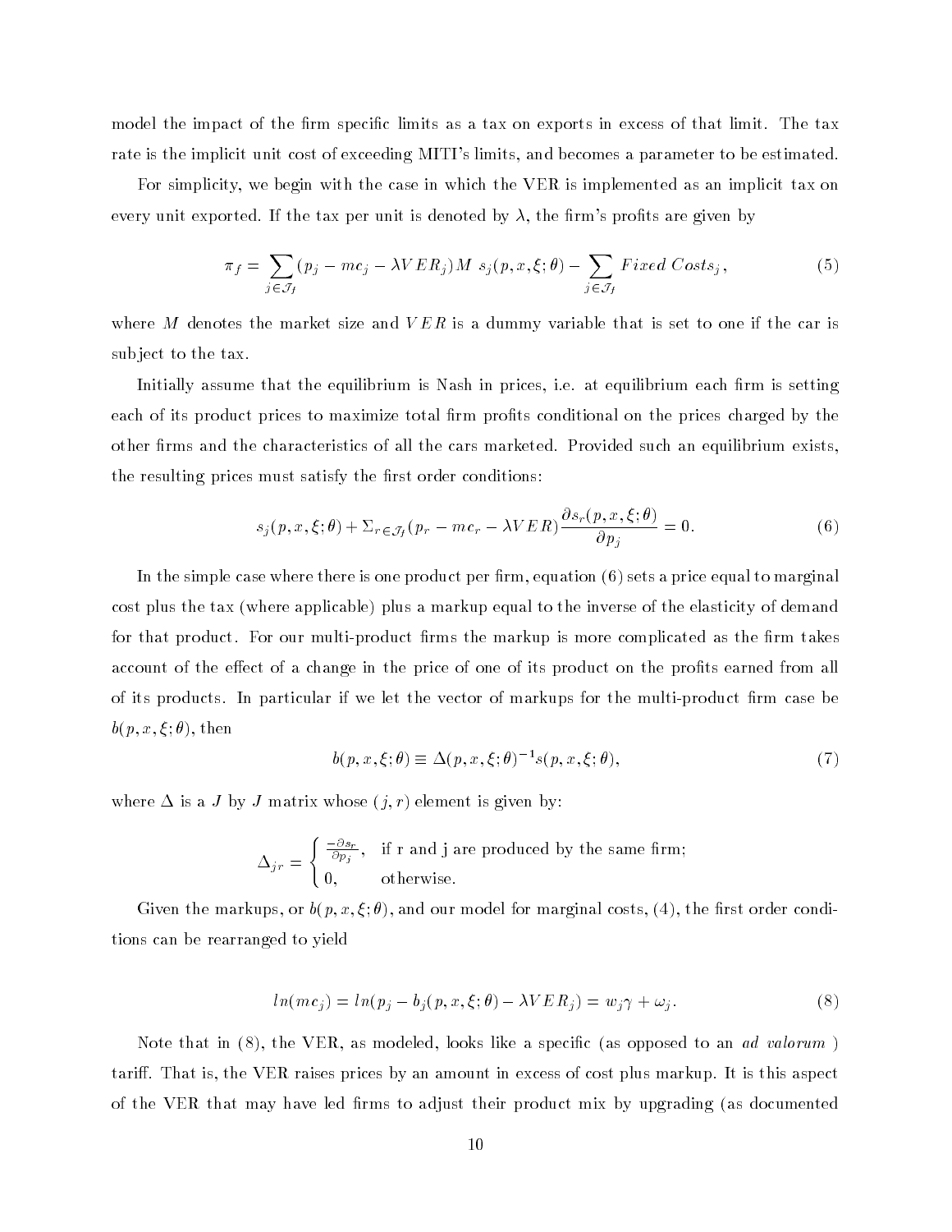model the impact of the firm specific limits as a tax on exports in excess of that limit. The tax rate is the implicit unit cost of exceeding MITI's limits, and becomes a parameter to be estimated.

For simplicity, we begin with the case in which the VER is implemented as an implicit tax on every unit exported. If the tax per unit is denoted by $\lambda$, the firm's profits are given by

$$\pi_f = \sum_{j \in \mathcal{J}_f} (p_j - mc_j - \lambda VER_j) M \; s_j(p, x, \xi; \theta) - \sum_{j \in \mathcal{J}_f} Fixed\ Costs_j, \tag{5}$$

where $M$ denotes the market size and $VER$ is a dummy variable that is set to one if the car is subject to the tax.

Initially assume that the equilibrium is Nash in prices, i.e. at equilibrium each firm is setting each of its product prices to maximize total firm profits conditional on the prices charged by the other firms and the characteristics of all the cars marketed. Provided such an equilibrium exists, the resulting prices must satisfy the first order conditions:

$$s_j(p, x, \xi; \theta) + \Sigma_{r \in \mathcal{J}_f}(p_r - mc_r - \lambda VER) \frac{\partial s_r(p, x, \xi; \theta)}{\partial p_j} = 0. \tag{6}$$

In the simple case where there is one product per firm, equation (6) sets a price equal to marginal cost plus the tax (where applicable) plus a markup equal to the inverse of the elasticity of demand for that product. For our multi-product firms the markup is more complicated as the firm takes account of the effect of a change in the price of one of its product on the profits earned from all of its products. In particular if we let the vector of markups for the multi-product firm case be $b(p, x, \xi; \theta)$, then

$$b(p, x, \xi; \theta) \equiv \Delta(p, x, \xi; \theta)^{-1} s(p, x, \xi; \theta), \tag{7}$$

where $\Delta$ is a $J$ by $J$ matrix whose $(j, r)$ element is given by:

$$\Delta_{jr} = \begin{cases} \frac{-\partial s_r}{\partial p_j}, & \text{if r and j are produced by the same firm;} \\ 0, & \text{otherwise.} \end{cases}$$

Given the markups, or $b(p, x, \xi; \theta)$, and our model for marginal costs, (4), the first order conditions can be rearranged to yield

$$ln(mc_j) = ln(p_j - b_j(p, x, \xi; \theta) - \lambda VER_j) = w_j \gamma + \omega_j. \tag{8}$$

Note that in (8), the VER, as modeled, looks like a specific (as opposed to an *ad valorum* ) tariff. That is, the VER raises prices by an amount in excess of cost plus markup. It is this aspect of the VER that may have led firms to adjust their product mix by upgrading (as documented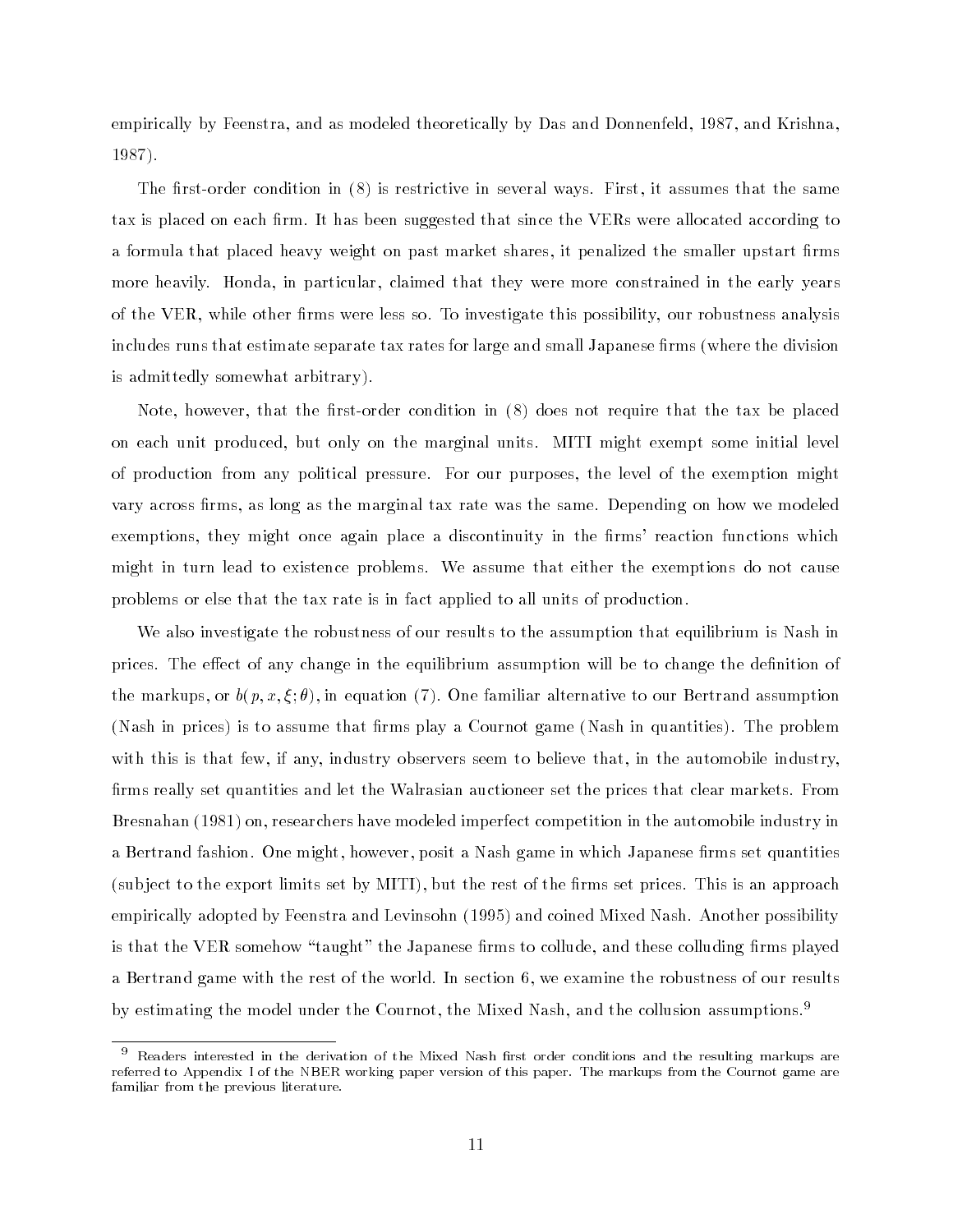empirically by Feenstra, and as modeled theoretically by Das and Donnenfeld, 1987, and Krishna, 1987).

The first-order condition in (8) is restrictive in several ways. First, it assumes that the same tax is placed on each firm. It has been suggested that since the VERs were allocated according to a formula that placed heavy weight on past market shares, it penalized the smaller upstart firms more heavily. Honda, in particular, claimed that they were more constrained in the early years of the VER, while other firms were less so. To investigate this possibility, our robustness analysis includes runs that estimate separate tax rates for large and small Japanese firms (where the division is admittedly somewhat arbitrary).

Note, however, that the first-order condition in (8) does not require that the tax be placed on each unit produced, but only on the marginal units. MITI might exempt some initial level of production from any political pressure. For our purposes, the level of the exemption might vary across firms, as long as the marginal tax rate was the same. Depending on how we modeled exemptions, they might once again place a discontinuity in the firms' reaction functions which might in turn lead to existence problems. We assume that either the exemptions do not cause problems or else that the tax rate is in fact applied to all units of production.

We also investigate the robustness of our results to the assumption that equilibrium is Nash in prices. The effect of any change in the equilibrium assumption will be to change the definition of the markups, or $b(p, x, \xi; \theta)$, in equation (7). One familiar alternative to our Bertrand assumption (Nash in prices) is to assume that firms play a Cournot game (Nash in quantities). The problem with this is that few, if any, industry observers seem to believe that, in the automobile industry, firms really set quantities and let the Walrasian auctioneer set the prices that clear markets. From Bresnahan (1981) on, researchers have modeled imperfect competition in the automobile industry in a Bertrand fashion. One might, however, posit a Nash game in which Japanese firms set quantities (subject to the export limits set by MITI), but the rest of the firms set prices. This is an approach empirically adopted by Feenstra and Levinsohn (1995) and coined Mixed Nash. Another possibility is that the VER somehow "taught" the Japanese firms to collude, and these colluding firms played a Bertrand game with the rest of the world. In section 6, we examine the robustness of our results by estimating the model under the Cournot, the Mixed Nash, and the collusion assumptions.[9]

[9] Readers interested in the derivation of the Mixed Nash first order conditions and the resulting markups are referred to Appendix I of the NBER working paper version of this paper. The markups from the Cournot game are familiar from the previous literature.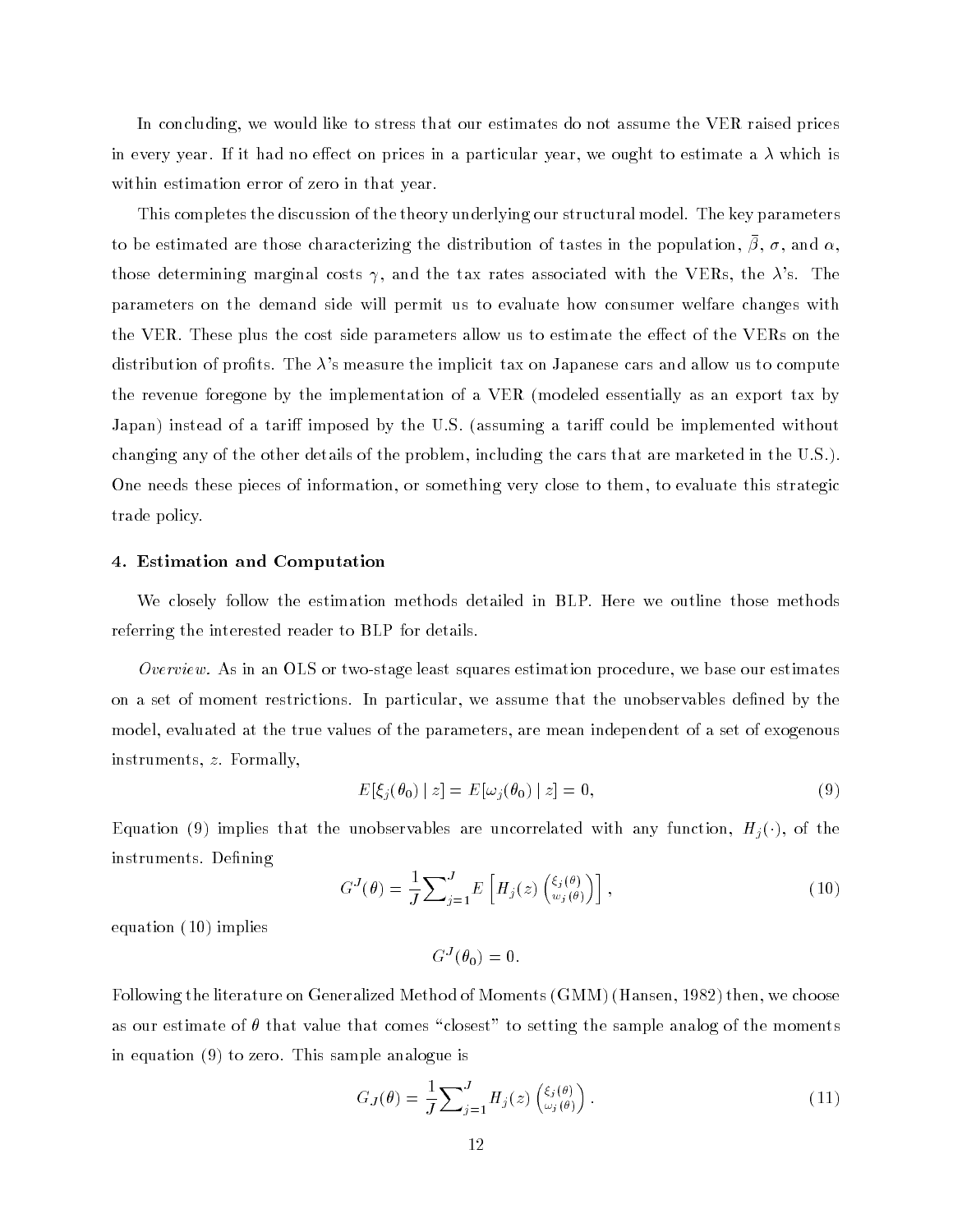In concluding, we would like to stress that our estimates do not assume the VER raised prices in every year. If it had no effect on prices in a particular year, we ought to estimate a $\lambda$ which is within estimation error of zero in that year.

This completes the discussion of the theory underlying our structural model. The key parameters to be estimated are those characterizing the distribution of tastes in the population, $\bar{\beta}$, $\sigma$, and $\alpha$, those determining marginal costs $\gamma$, and the tax rates associated with the VERs, the $\lambda$'s. The parameters on the demand side will permit us to evaluate how consumer welfare changes with the VER. These plus the cost side parameters allow us to estimate the effect of the VERs on the distribution of profits. The $\lambda$'s measure the implicit tax on Japanese cars and allow us to compute the revenue foregone by the implementation of a VER (modeled essentially as an export tax by Japan) instead of a tariff imposed by the U.S. (assuming a tariff could be implemented without changing any of the other details of the problem, including the cars that are marketed in the U.S.). One needs these pieces of information, or something very close to them, to evaluate this strategic trade policy.

#### 4. Estimation and Computation

We closely follow the estimation methods detailed in BLP. Here we outline those methods referring the interested reader to BLP for details.

*Overview.* As in an OLS or two-stage least squares estimation procedure, we base our estimates on a set of moment restrictions. In particular, we assume that the unobservables defined by the model, evaluated at the true values of the parameters, are mean independent of a set of exogenous instruments, $z$. Formally,

$$E[\xi_j(\theta_0) \mid z] = E[\omega_j(\theta_0) \mid z] = 0, \tag{9}$$

Equation (9) implies that the unobservables are uncorrelated with any function, $H_j(\cdot)$, of the instruments. Defining

$$G^J(\theta) = \frac{1}{J}\sum_{j=1}^{J} E\left[H_j(z)\binom{\xi_j(\theta)}{w_j(\theta)}\right], \tag{10}$$

equation (10) implies

$$G^J(\theta_0) = 0.$$

Following the literature on Generalized Method of Moments (GMM) (Hansen, 1982) then, we choose as our estimate of $\theta$ that value that comes "closest" to setting the sample analog of the moments in equation (9) to zero. This sample analogue is

$$G_J(\theta) = \frac{1}{J}\sum_{j=1}^{J} H_j(z)\binom{\xi_j(\theta)}{\omega_j(\theta)}. \tag{11}$$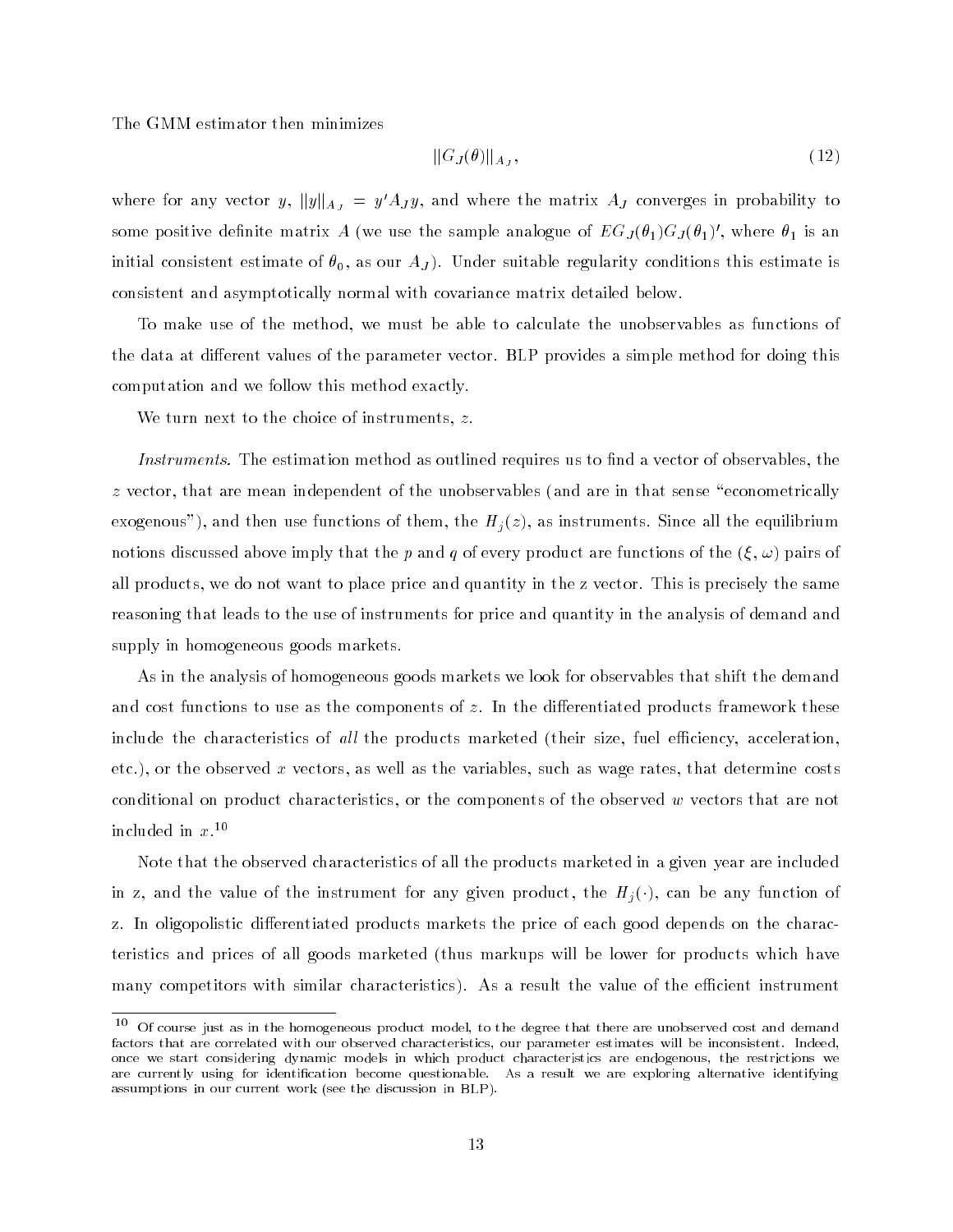The GMM estimator then minimizes

$$||G_J(\theta)||_{A_J}, \tag{12}$$

where for any vector $y$, $||y||_{A_J} = y'A_J y$, and where the matrix $A_J$ converges in probability to some positive definite matrix $A$ (we use the sample analogue of $EG_J(\theta_1)G_J(\theta_1)'$, where $\theta_1$ is an initial consistent estimate of $\theta_0$, as our $A_J$). Under suitable regularity conditions this estimate is consistent and asymptotically normal with covariance matrix detailed below.

To make use of the method, we must be able to calculate the unobservables as functions of the data at different values of the parameter vector. BLP provides a simple method for doing this computation and we follow this method exactly.

We turn next to the choice of instruments, $z$.

*Instruments.* The estimation method as outlined requires us to find a vector of observables, the $z$ vector, that are mean independent of the unobservables (and are in that sense "econometrically exogenous"), and then use functions of them, the $H_j(z)$, as instruments. Since all the equilibrium notions discussed above imply that the $p$ and $q$ of every product are functions of the $(\xi, \omega)$ pairs of all products, we do not want to place price and quantity in the z vector. This is precisely the same reasoning that leads to the use of instruments for price and quantity in the analysis of demand and supply in homogeneous goods markets.

As in the analysis of homogeneous goods markets we look for observables that shift the demand and cost functions to use as the components of $z$. In the differentiated products framework these include the characteristics of *all* the products marketed (their size, fuel efficiency, acceleration, etc.), or the observed $x$ vectors, as well as the variables, such as wage rates, that determine costs conditional on product characteristics, or the components of the observed $w$ vectors that are not included in $x$.[10]

Note that the observed characteristics of all the products marketed in a given year are included in z, and the value of the instrument for any given product, the $H_j(\cdot)$, can be any function of z. In oligopolistic differentiated products markets the price of each good depends on the characteristics and prices of all goods marketed (thus markups will be lower for products which have many competitors with similar characteristics). As a result the value of the efficient instrument

[10] Of course just as in the homogeneous product model, to the degree that there are unobserved cost and demand factors that are correlated with our observed characteristics, our parameter estimates will be inconsistent. Indeed, once we start considering dynamic models in which product characteristics are endogenous, the restrictions we are currently using for identification become questionable. As a result we are exploring alternative identifying assumptions in our current work (see the discussion in BLP).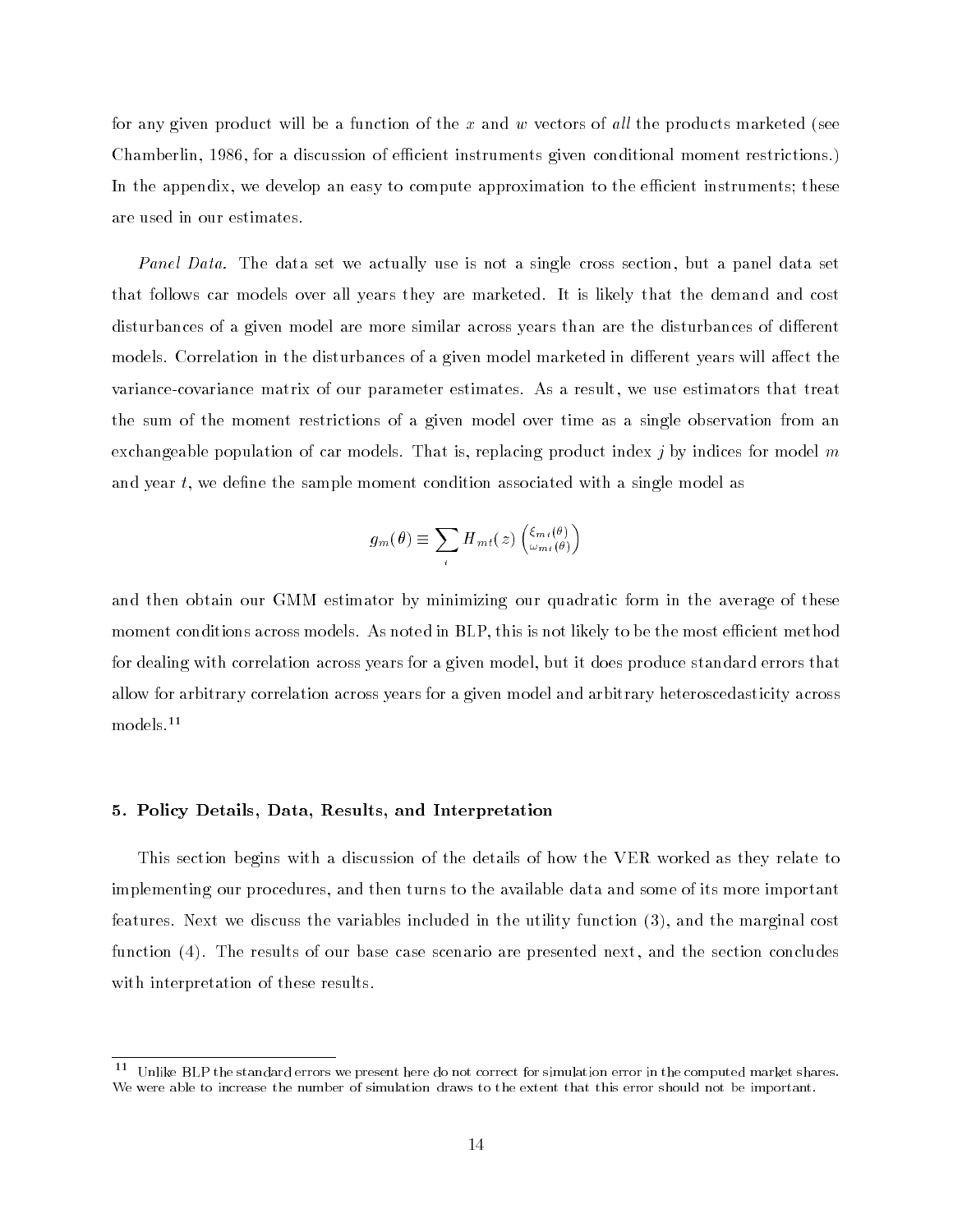for any given product will be a function of the $x$ and $w$ vectors of *all* the products marketed (see Chamberlin, 1986, for a discussion of efficient instruments given conditional moment restrictions.) In the appendix, we develop an easy to compute approximation to the efficient instruments; these are used in our estimates.

*Panel Data.* The data set we actually use is not a single cross section, but a panel data set that follows car models over all years they are marketed. It is likely that the demand and cost disturbances of a given model are more similar across years than are the disturbances of different models. Correlation in the disturbances of a given model marketed in different years will affect the variance-covariance matrix of our parameter estimates. As a result, we use estimators that treat the sum of the moment restrictions of a given model over time as a single observation from an exchangeable population of car models. That is, replacing product index $j$ by indices for model $m$ and year $t$, we define the sample moment condition associated with a single model as

$$g_m(\theta) \equiv \sum_t H_{mt}(z) \begin{pmatrix} \xi_{mt}(\theta) \\ \omega_{mt}(\theta) \end{pmatrix}$$

and then obtain our GMM estimator by minimizing our quadratic form in the average of these moment conditions across models. As noted in BLP, this is not likely to be the most efficient method for dealing with correlation across years for a given model, but it does produce standard errors that allow for arbitrary correlation across years for a given model and arbitrary heteroscedasticity across models.[11]

### 5. Policy Details, Data, Results, and Interpretation

This section begins with a discussion of the details of how the VER worked as they relate to implementing our procedures, and then turns to the available data and some of its more important features. Next we discuss the variables included in the utility function (3), and the marginal cost function (4). The results of our base case scenario are presented next, and the section concludes with interpretation of these results.

---

[11] Unlike BLP the standard errors we present here do not correct for simulation error in the computed market shares. We were able to increase the number of simulation draws to the extent that this error should not be important.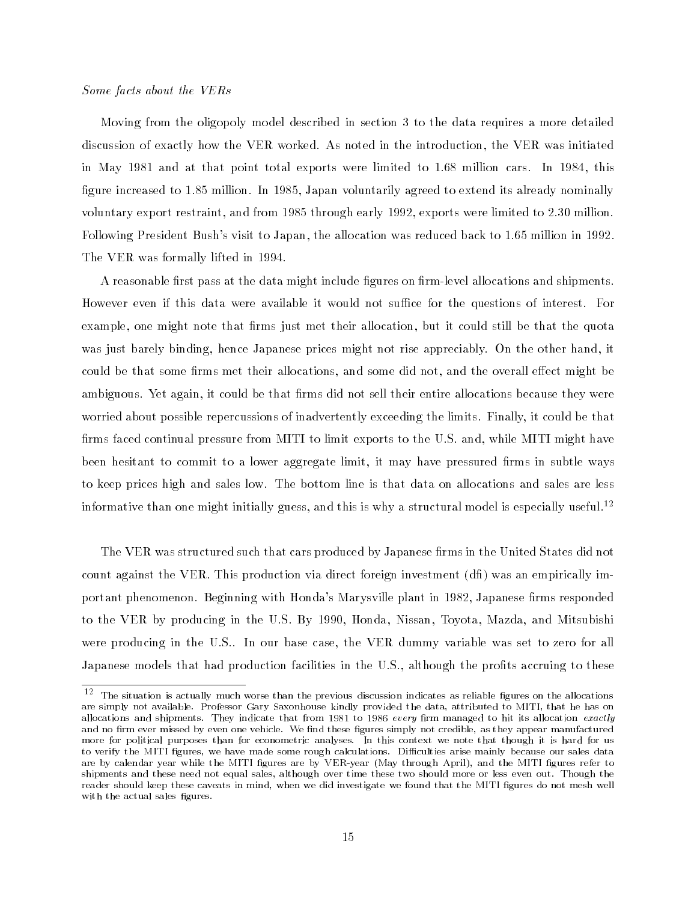*Some facts about the VERs*

Moving from the oligopoly model described in section 3 to the data requires a more detailed discussion of exactly how the VER worked. As noted in the introduction, the VER was initiated in May 1981 and at that point total exports were limited to 1.68 million cars. In 1984, this figure increased to 1.85 million. In 1985, Japan voluntarily agreed to extend its already nominally voluntary export restraint, and from 1985 through early 1992, exports were limited to 2.30 million. Following President Bush's visit to Japan, the allocation was reduced back to 1.65 million in 1992. The VER was formally lifted in 1994.

A reasonable first pass at the data might include figures on firm-level allocations and shipments. However even if this data were available it would not suffice for the questions of interest. For example, one might note that firms just met their allocation, but it could still be that the quota was just barely binding, hence Japanese prices might not rise appreciably. On the other hand, it could be that some firms met their allocations, and some did not, and the overall effect might be ambiguous. Yet again, it could be that firms did not sell their entire allocations because they were worried about possible repercussions of inadvertently exceeding the limits. Finally, it could be that firms faced continual pressure from MITI to limit exports to the U.S. and, while MITI might have been hesitant to commit to a lower aggregate limit, it may have pressured firms in subtle ways to keep prices high and sales low. The bottom line is that data on allocations and sales are less informative than one might initially guess, and this is why a structural model is especially useful.[12]

The VER was structured such that cars produced by Japanese firms in the United States did not count against the VER. This production via direct foreign investment (dfi) was an empirically important phenomenon. Beginning with Honda's Marysville plant in 1982, Japanese firms responded to the VER by producing in the U.S. By 1990, Honda, Nissan, Toyota, Mazda, and Mitsubishi were producing in the U.S.. In our base case, the VER dummy variable was set to zero for all Japanese models that had production facilities in the U.S., although the profits accruing to these

[12] The situation is actually much worse than the previous discussion indicates as reliable figures on the allocations are simply not available. Professor Gary Saxonhouse kindly provided the data, attributed to MITI, that he has on allocations and shipments. They indicate that from 1981 to 1986 *every* firm managed to hit its allocation *exactly* and no firm ever missed by even one vehicle. We find these figures simply not credible, as they appear manufactured more for political purposes than for econometric analyses. In this context we note that though it is hard for us to verify the MITI figures, we have made some rough calculations. Difficulties arise mainly because our sales data are by calendar year while the MITI figures are by VER-year (May through April), and the MITI figures refer to shipments and these need not equal sales, although over time these two should more or less even out. Though the reader should keep these caveats in mind, when we did investigate we found that the MITI figures do not mesh well with the actual sales figures.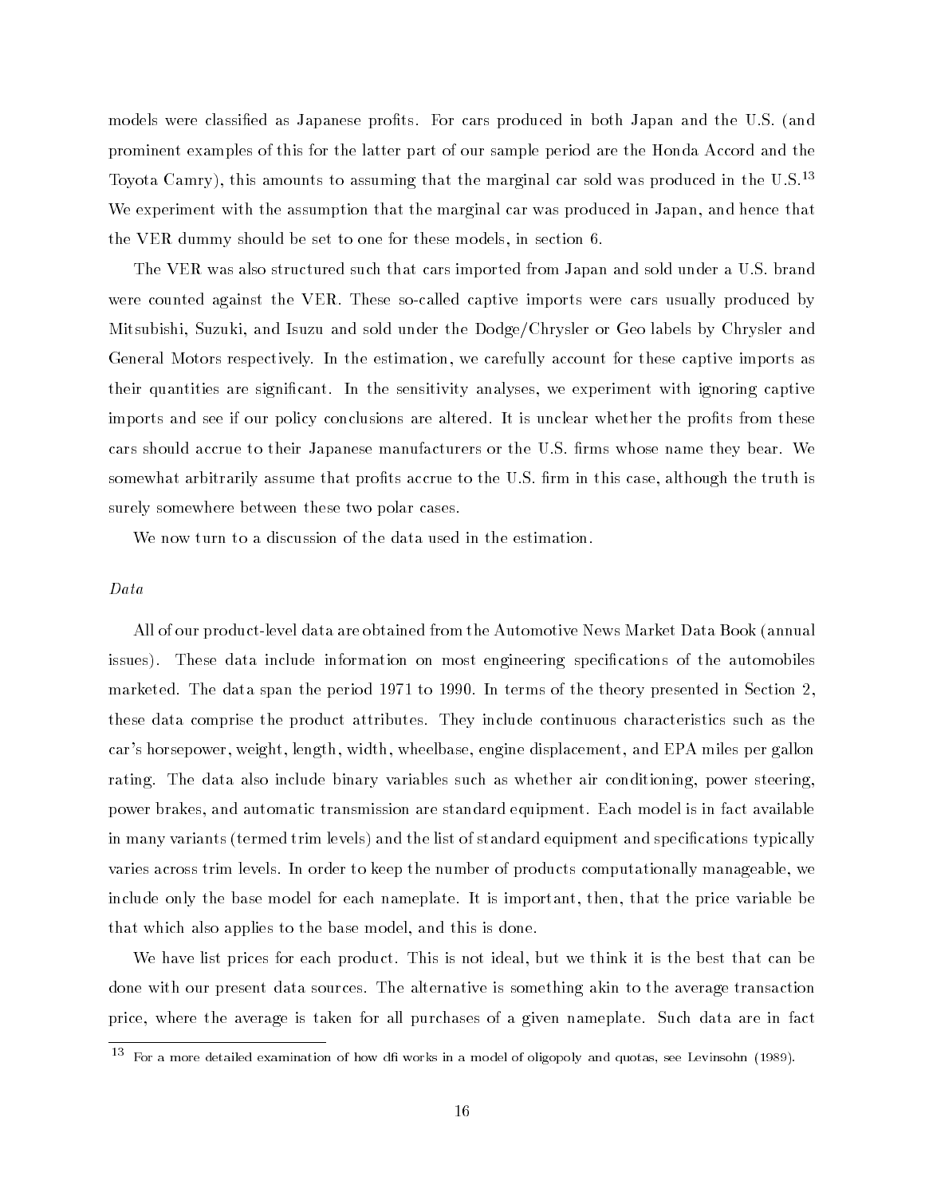models were classified as Japanese profits. For cars produced in both Japan and the U.S. (and prominent examples of this for the latter part of our sample period are the Honda Accord and the Toyota Camry), this amounts to assuming that the marginal car sold was produced in the U.S.[13] We experiment with the assumption that the marginal car was produced in Japan, and hence that the VER dummy should be set to one for these models, in section 6.

The VER was also structured such that cars imported from Japan and sold under a U.S. brand were counted against the VER. These so-called captive imports were cars usually produced by Mitsubishi, Suzuki, and Isuzu and sold under the Dodge/Chrysler or Geo labels by Chrysler and General Motors respectively. In the estimation, we carefully account for these captive imports as their quantities are significant. In the sensitivity analyses, we experiment with ignoring captive imports and see if our policy conclusions are altered. It is unclear whether the profits from these cars should accrue to their Japanese manufacturers or the U.S. firms whose name they bear. We somewhat arbitrarily assume that profits accrue to the U.S. firm in this case, although the truth is surely somewhere between these two polar cases.

We now turn to a discussion of the data used in the estimation.

*Data*

All of our product-level data are obtained from the Automotive News Market Data Book (annual issues). These data include information on most engineering specifications of the automobiles marketed. The data span the period 1971 to 1990. In terms of the theory presented in Section 2, these data comprise the product attributes. They include continuous characteristics such as the car's horsepower, weight, length, width, wheelbase, engine displacement, and EPA miles per gallon rating. The data also include binary variables such as whether air conditioning, power steering, power brakes, and automatic transmission are standard equipment. Each model is in fact available in many variants (termed trim levels) and the list of standard equipment and specifications typically varies across trim levels. In order to keep the number of products computationally manageable, we include only the base model for each nameplate. It is important, then, that the price variable be that which also applies to the base model, and this is done.

We have list prices for each product. This is not ideal, but we think it is the best that can be done with our present data sources. The alternative is something akin to the average transaction price, where the average is taken for all purchases of a given nameplate. Such data are in fact

[13] For a more detailed examination of how dfi works in a model of oligopoly and quotas, see Levinsohn (1989).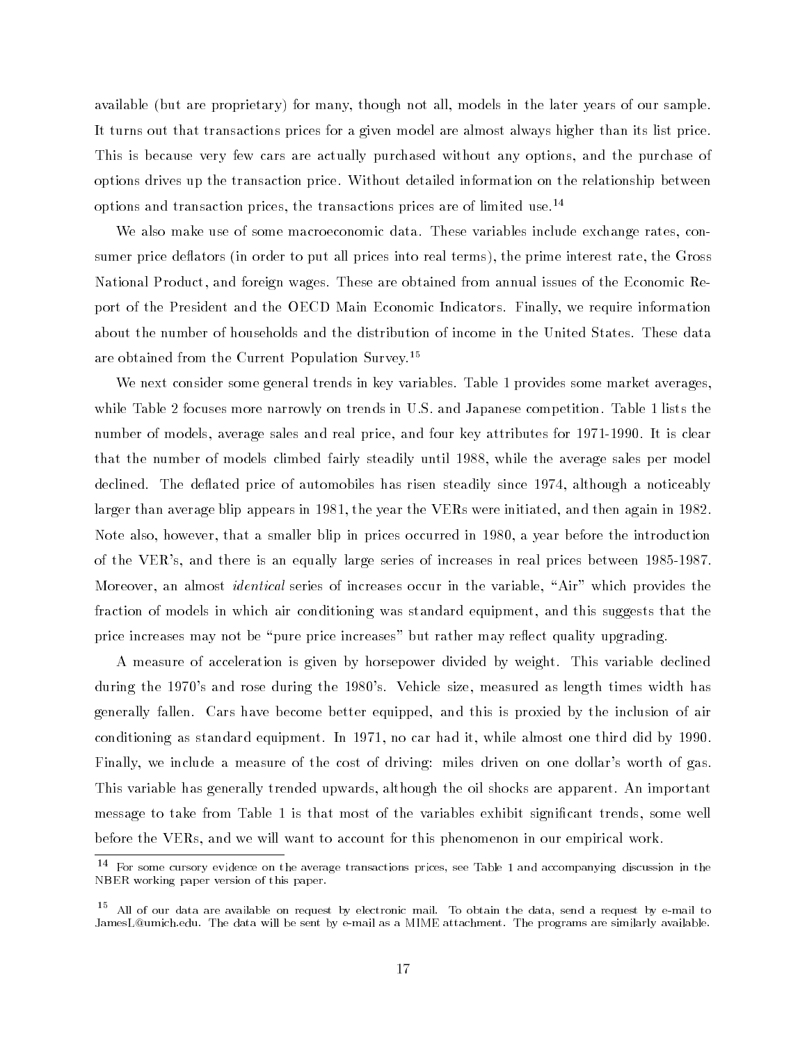available (but are proprietary) for many, though not all, models in the later years of our sample. It turns out that transactions prices for a given model are almost always higher than its list price. This is because very few cars are actually purchased without any options, and the purchase of options drives up the transaction price. Without detailed information on the relationship between options and transaction prices, the transactions prices are of limited use.[14]

We also make use of some macroeconomic data. These variables include exchange rates, consumer price deflators (in order to put all prices into real terms), the prime interest rate, the Gross National Product, and foreign wages. These are obtained from annual issues of the Economic Report of the President and the OECD Main Economic Indicators. Finally, we require information about the number of households and the distribution of income in the United States. These data are obtained from the Current Population Survey.[15]

We next consider some general trends in key variables. Table 1 provides some market averages, while Table 2 focuses more narrowly on trends in U.S. and Japanese competition. Table 1 lists the number of models, average sales and real price, and four key attributes for 1971-1990. It is clear that the number of models climbed fairly steadily until 1988, while the average sales per model declined. The deflated price of automobiles has risen steadily since 1974, although a noticeably larger than average blip appears in 1981, the year the VERs were initiated, and then again in 1982. Note also, however, that a smaller blip in prices occurred in 1980, a year before the introduction of the VER's, and there is an equally large series of increases in real prices between 1985-1987. Moreover, an almost *identical* series of increases occur in the variable, "Air" which provides the fraction of models in which air conditioning was standard equipment, and this suggests that the price increases may not be "pure price increases" but rather may reflect quality upgrading.

A measure of acceleration is given by horsepower divided by weight. This variable declined during the 1970's and rose during the 1980's. Vehicle size, measured as length times width has generally fallen. Cars have become better equipped, and this is proxied by the inclusion of air conditioning as standard equipment. In 1971, no car had it, while almost one third did by 1990. Finally, we include a measure of the cost of driving: miles driven on one dollar's worth of gas. This variable has generally trended upwards, although the oil shocks are apparent. An important message to take from Table 1 is that most of the variables exhibit significant trends, some well before the VERs, and we will want to account for this phenomenon in our empirical work.

[14] For some cursory evidence on the average transactions prices, see Table 1 and accompanying discussion in the NBER working paper version of this paper.

[15] All of our data are available on request by electronic mail. To obtain the data, send a request by e-mail to JamesL@umich.edu. The data will be sent by e-mail as a MIME attachment. The programs are similarly available.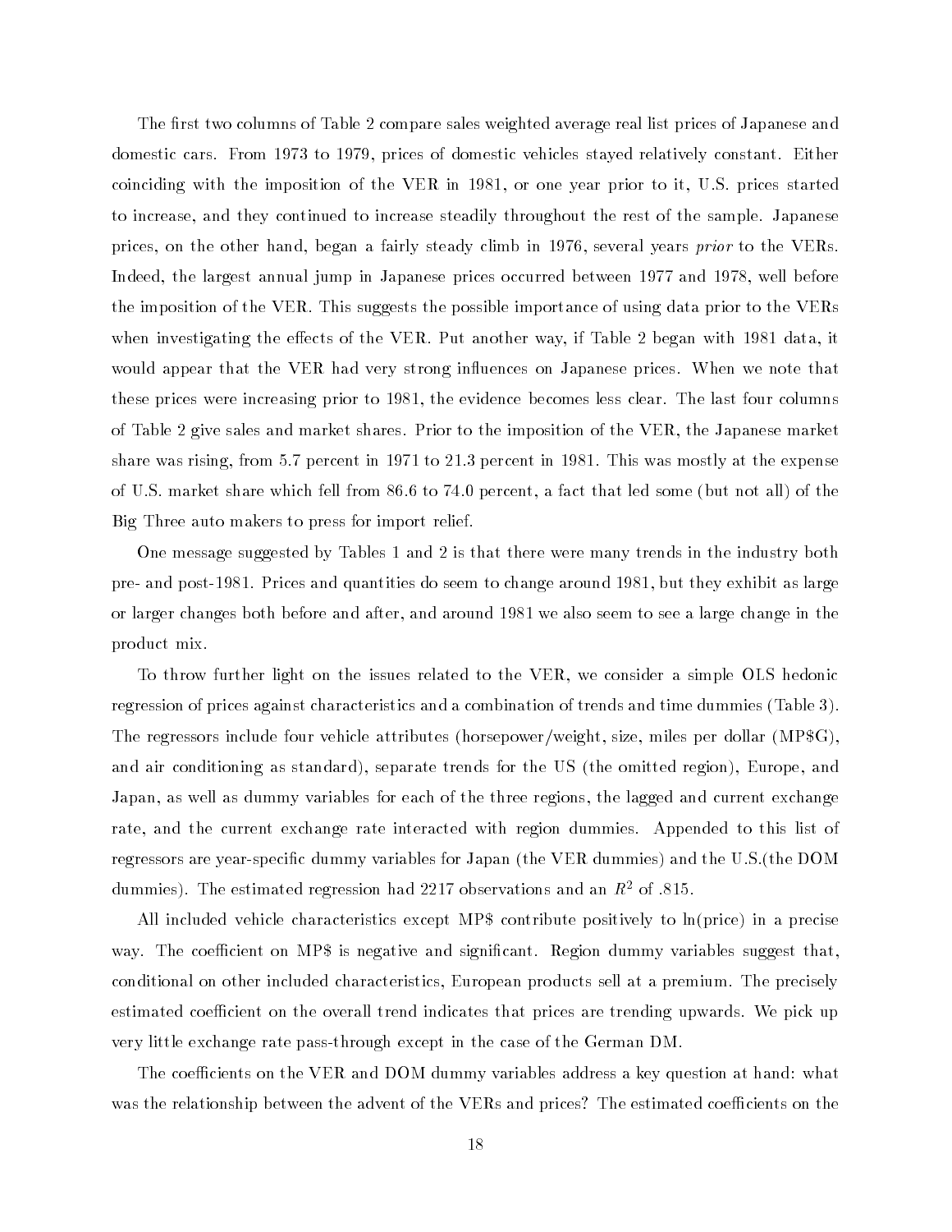The first two columns of Table 2 compare sales weighted average real list prices of Japanese and domestic cars. From 1973 to 1979, prices of domestic vehicles stayed relatively constant. Either coinciding with the imposition of the VER in 1981, or one year prior to it, U.S. prices started to increase, and they continued to increase steadily throughout the rest of the sample. Japanese prices, on the other hand, began a fairly steady climb in 1976, several years *prior* to the VERs. Indeed, the largest annual jump in Japanese prices occurred between 1977 and 1978, well before the imposition of the VER. This suggests the possible importance of using data prior to the VERs when investigating the effects of the VER. Put another way, if Table 2 began with 1981 data, it would appear that the VER had very strong influences on Japanese prices. When we note that these prices were increasing prior to 1981, the evidence becomes less clear. The last four columns of Table 2 give sales and market shares. Prior to the imposition of the VER, the Japanese market share was rising, from 5.7 percent in 1971 to 21.3 percent in 1981. This was mostly at the expense of U.S. market share which fell from 86.6 to 74.0 percent, a fact that led some (but not all) of the Big Three auto makers to press for import relief.

One message suggested by Tables 1 and 2 is that there were many trends in the industry both pre- and post-1981. Prices and quantities do seem to change around 1981, but they exhibit as large or larger changes both before and after, and around 1981 we also seem to see a large change in the product mix.

To throw further light on the issues related to the VER, we consider a simple OLS hedonic regression of prices against characteristics and a combination of trends and time dummies (Table 3). The regressors include four vehicle attributes (horsepower/weight, size, miles per dollar (MP$G), and air conditioning as standard), separate trends for the US (the omitted region), Europe, and Japan, as well as dummy variables for each of the three regions, the lagged and current exchange rate, and the current exchange rate interacted with region dummies. Appended to this list of regressors are year-specific dummy variables for Japan (the VER dummies) and the U.S.(the DOM dummies). The estimated regression had 2217 observations and an $R^2$ of .815.

All included vehicle characteristics except MP$ contribute positively to ln(price) in a precise way. The coefficient on MP$ is negative and significant. Region dummy variables suggest that, conditional on other included characteristics, European products sell at a premium. The precisely estimated coefficient on the overall trend indicates that prices are trending upwards. We pick up very little exchange rate pass-through except in the case of the German DM.

The coefficients on the VER and DOM dummy variables address a key question at hand: what was the relationship between the advent of the VERs and prices? The estimated coefficients on the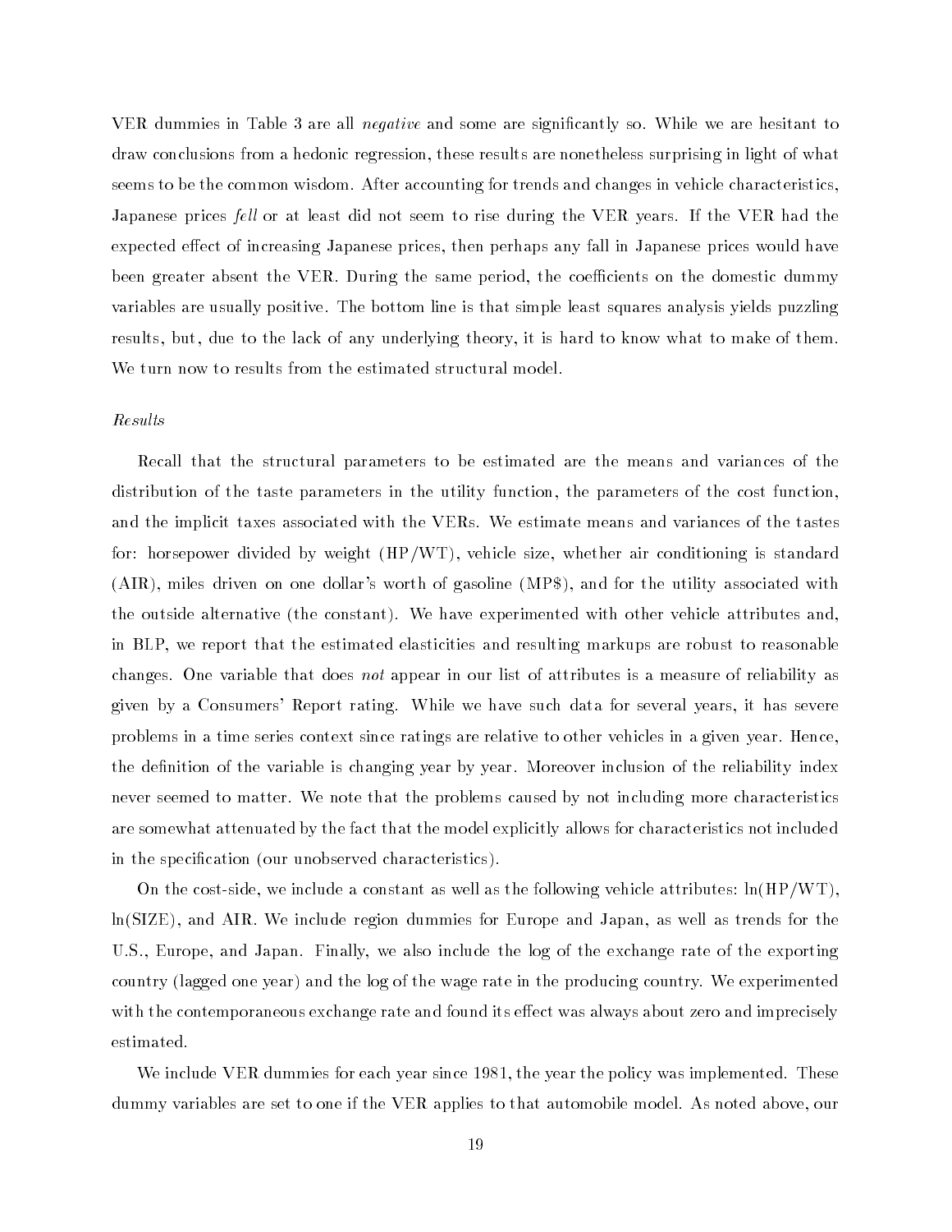VER dummies in Table 3 are all *negative* and some are significantly so. While we are hesitant to draw conclusions from a hedonic regression, these results are nonetheless surprising in light of what seems to be the common wisdom. After accounting for trends and changes in vehicle characteristics, Japanese prices *fell* or at least did not seem to rise during the VER years. If the VER had the expected effect of increasing Japanese prices, then perhaps any fall in Japanese prices would have been greater absent the VER. During the same period, the coefficients on the domestic dummy variables are usually positive. The bottom line is that simple least squares analysis yields puzzling results, but, due to the lack of any underlying theory, it is hard to know what to make of them. We turn now to results from the estimated structural model.

*Results*

Recall that the structural parameters to be estimated are the means and variances of the distribution of the taste parameters in the utility function, the parameters of the cost function, and the implicit taxes associated with the VERs. We estimate means and variances of the tastes for: horsepower divided by weight (HP/WT), vehicle size, whether air conditioning is standard (AIR), miles driven on one dollar's worth of gasoline (MP$), and for the utility associated with the outside alternative (the constant). We have experimented with other vehicle attributes and, in BLP, we report that the estimated elasticities and resulting markups are robust to reasonable changes. One variable that does *not* appear in our list of attributes is a measure of reliability as given by a Consumers' Report rating. While we have such data for several years, it has severe problems in a time series context since ratings are relative to other vehicles in a given year. Hence, the definition of the variable is changing year by year. Moreover inclusion of the reliability index never seemed to matter. We note that the problems caused by not including more characteristics are somewhat attenuated by the fact that the model explicitly allows for characteristics not included in the specification (our unobserved characteristics).

On the cost-side, we include a constant as well as the following vehicle attributes: ln(HP/WT), ln(SIZE), and AIR. We include region dummies for Europe and Japan, as well as trends for the U.S., Europe, and Japan. Finally, we also include the log of the exchange rate of the exporting country (lagged one year) and the log of the wage rate in the producing country. We experimented with the contemporaneous exchange rate and found its effect was always about zero and imprecisely estimated.

We include VER dummies for each year since 1981, the year the policy was implemented. These dummy variables are set to one if the VER applies to that automobile model. As noted above, our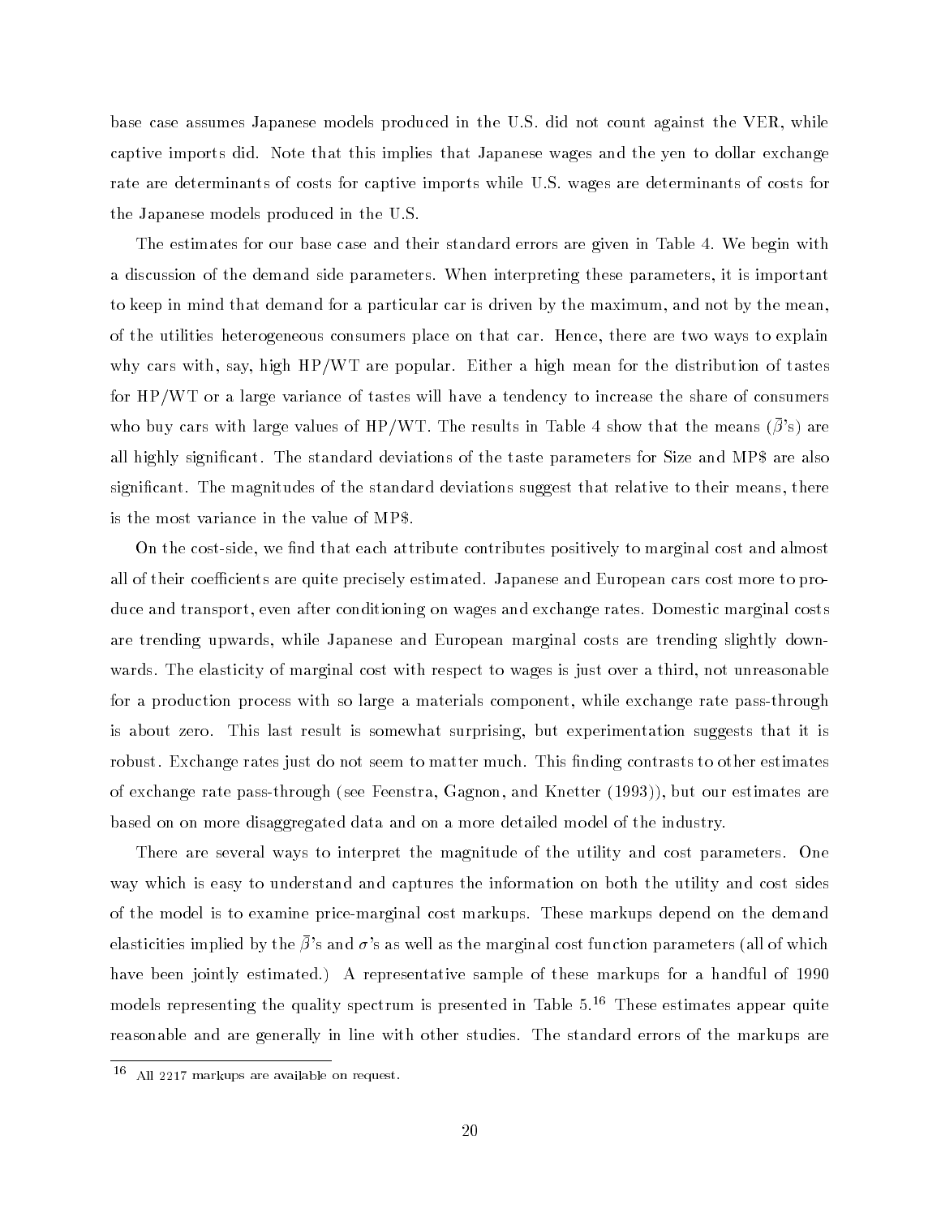base case assumes Japanese models produced in the U.S. did not count against the VER, while captive imports did. Note that this implies that Japanese wages and the yen to dollar exchange rate are determinants of costs for captive imports while U.S. wages are determinants of costs for the Japanese models produced in the U.S.

The estimates for our base case and their standard errors are given in Table 4. We begin with a discussion of the demand side parameters. When interpreting these parameters, it is important to keep in mind that demand for a particular car is driven by the maximum, and not by the mean, of the utilities heterogeneous consumers place on that car. Hence, there are two ways to explain why cars with, say, high HP/WT are popular. Either a high mean for the distribution of tastes for HP/WT or a large variance of tastes will have a tendency to increase the share of consumers who buy cars with large values of HP/WT. The results in Table 4 show that the means ($\bar{\beta}$'s) are all highly significant. The standard deviations of the taste parameters for Size and MP$ are also significant. The magnitudes of the standard deviations suggest that relative to their means, there is the most variance in the value of MP$.

On the cost-side, we find that each attribute contributes positively to marginal cost and almost all of their coefficients are quite precisely estimated. Japanese and European cars cost more to produce and transport, even after conditioning on wages and exchange rates. Domestic marginal costs are trending upwards, while Japanese and European marginal costs are trending slightly downwards. The elasticity of marginal cost with respect to wages is just over a third, not unreasonable for a production process with so large a materials component, while exchange rate pass-through is about zero. This last result is somewhat surprising, but experimentation suggests that it is robust. Exchange rates just do not seem to matter much. This finding contrasts to other estimates of exchange rate pass-through (see Feenstra, Gagnon, and Knetter (1993)), but our estimates are based on on more disaggregated data and on a more detailed model of the industry.

There are several ways to interpret the magnitude of the utility and cost parameters. One way which is easy to understand and captures the information on both the utility and cost sides of the model is to examine price-marginal cost markups. These markups depend on the demand elasticities implied by the $\bar{\beta}$'s and $\sigma$'s as well as the marginal cost function parameters (all of which have been jointly estimated.) A representative sample of these markups for a handful of 1990 models representing the quality spectrum is presented in Table 5.[16] These estimates appear quite reasonable and are generally in line with other studies. The standard errors of the markups are

[16] All 2217 markups are available on request.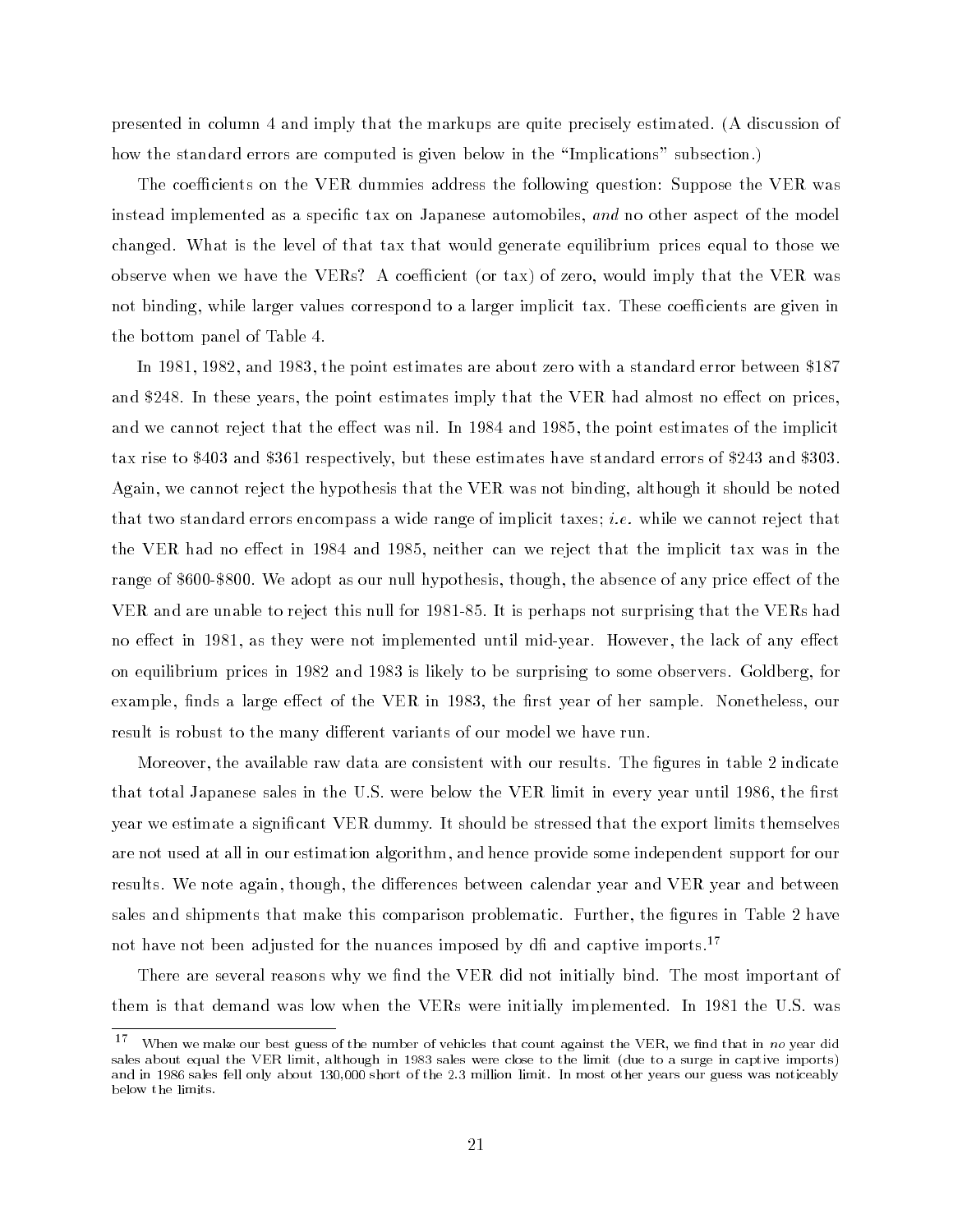presented in column 4 and imply that the markups are quite precisely estimated. (A discussion of how the standard errors are computed is given below in the "Implications" subsection.)

The coefficients on the VER dummies address the following question: Suppose the VER was instead implemented as a specific tax on Japanese automobiles, *and* no other aspect of the model changed. What is the level of that tax that would generate equilibrium prices equal to those we observe when we have the VERs? A coefficient (or tax) of zero, would imply that the VER was not binding, while larger values correspond to a larger implicit tax. These coefficients are given in the bottom panel of Table 4.

In 1981, 1982, and 1983, the point estimates are about zero with a standard error between $187 and $248. In these years, the point estimates imply that the VER had almost no effect on prices, and we cannot reject that the effect was nil. In 1984 and 1985, the point estimates of the implicit tax rise to $403 and $361 respectively, but these estimates have standard errors of $243 and $303. Again, we cannot reject the hypothesis that the VER was not binding, although it should be noted that two standard errors encompass a wide range of implicit taxes; *i.e.* while we cannot reject that the VER had no effect in 1984 and 1985, neither can we reject that the implicit tax was in the range of $600-$800. We adopt as our null hypothesis, though, the absence of any price effect of the VER and are unable to reject this null for 1981-85. It is perhaps not surprising that the VERs had no effect in 1981, as they were not implemented until mid-year. However, the lack of any effect on equilibrium prices in 1982 and 1983 is likely to be surprising to some observers. Goldberg, for example, finds a large effect of the VER in 1983, the first year of her sample. Nonetheless, our result is robust to the many different variants of our model we have run.

Moreover, the available raw data are consistent with our results. The figures in table 2 indicate that total Japanese sales in the U.S. were below the VER limit in every year until 1986, the first year we estimate a significant VER dummy. It should be stressed that the export limits themselves are not used at all in our estimation algorithm, and hence provide some independent support for our results. We note again, though, the differences between calendar year and VER year and between sales and shipments that make this comparison problematic. Further, the figures in Table 2 have not have not been adjusted for the nuances imposed by dfi and captive imports.[17]

There are several reasons why we find the VER did not initially bind. The most important of them is that demand was low when the VERs were initially implemented. In 1981 the U.S. was

[17] When we make our best guess of the number of vehicles that count against the VER, we find that in *no* year did sales about equal the VER limit, although in 1983 sales were close to the limit (due to a surge in captive imports) and in 1986 sales fell only about 130,000 short of the 2.3 million limit. In most other years our guess was noticeably below the limits.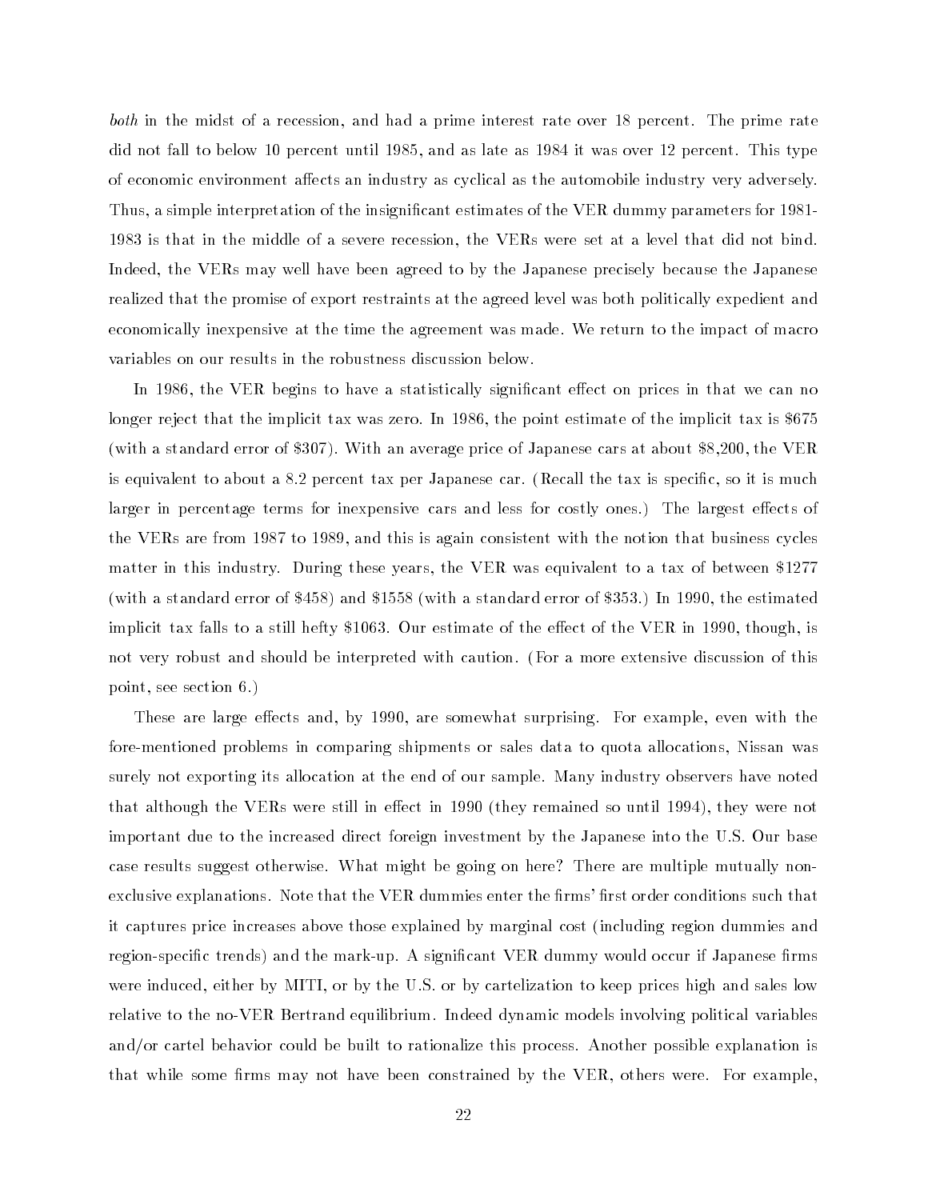*both* in the midst of a recession, and had a prime interest rate over 18 percent. The prime rate did not fall to below 10 percent until 1985, and as late as 1984 it was over 12 percent. This type of economic environment affects an industry as cyclical as the automobile industry very adversely. Thus, a simple interpretation of the insignificant estimates of the VER dummy parameters for 1981-1983 is that in the middle of a severe recession, the VERs were set at a level that did not bind. Indeed, the VERs may well have been agreed to by the Japanese precisely because the Japanese realized that the promise of export restraints at the agreed level was both politically expedient and economically inexpensive at the time the agreement was made. We return to the impact of macro variables on our results in the robustness discussion below.

In 1986, the VER begins to have a statistically significant effect on prices in that we can no longer reject that the implicit tax was zero. In 1986, the point estimate of the implicit tax is $675 (with a standard error of $307). With an average price of Japanese cars at about $8,200, the VER is equivalent to about a 8.2 percent tax per Japanese car. (Recall the tax is specific, so it is much larger in percentage terms for inexpensive cars and less for costly ones.) The largest effects of the VERs are from 1987 to 1989, and this is again consistent with the notion that business cycles matter in this industry. During these years, the VER was equivalent to a tax of between $1277 (with a standard error of $458) and $1558 (with a standard error of $353.) In 1990, the estimated implicit tax falls to a still hefty $1063. Our estimate of the effect of the VER in 1990, though, is not very robust and should be interpreted with caution. (For a more extensive discussion of this point, see section 6.)

These are large effects and, by 1990, are somewhat surprising. For example, even with the fore-mentioned problems in comparing shipments or sales data to quota allocations, Nissan was surely not exporting its allocation at the end of our sample. Many industry observers have noted that although the VERs were still in effect in 1990 (they remained so until 1994), they were not important due to the increased direct foreign investment by the Japanese into the U.S. Our base case results suggest otherwise. What might be going on here? There are multiple mutually non-exclusive explanations. Note that the VER dummies enter the firms' first order conditions such that it captures price increases above those explained by marginal cost (including region dummies and region-specific trends) and the mark-up. A significant VER dummy would occur if Japanese firms were induced, either by MITI, or by the U.S. or by cartelization to keep prices high and sales low relative to the no-VER Bertrand equilibrium. Indeed dynamic models involving political variables and/or cartel behavior could be built to rationalize this process. Another possible explanation is that while some firms may not have been constrained by the VER, others were. For example,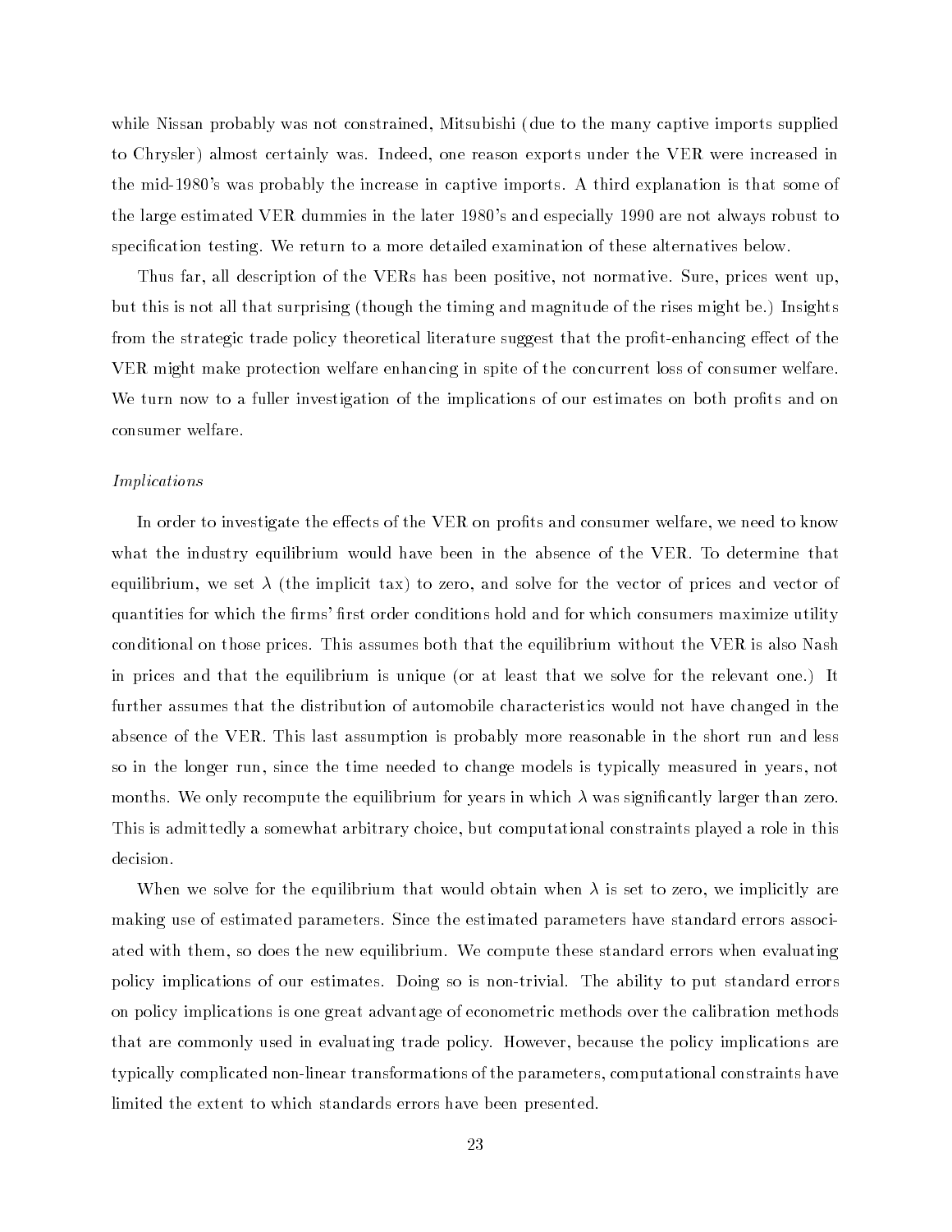while Nissan probably was not constrained, Mitsubishi (due to the many captive imports supplied to Chrysler) almost certainly was. Indeed, one reason exports under the VER were increased in the mid-1980's was probably the increase in captive imports. A third explanation is that some of the large estimated VER dummies in the later 1980's and especially 1990 are not always robust to specification testing. We return to a more detailed examination of these alternatives below.

Thus far, all description of the VERs has been positive, not normative. Sure, prices went up, but this is not all that surprising (though the timing and magnitude of the rises might be.) Insights from the strategic trade policy theoretical literature suggest that the profit-enhancing effect of the VER might make protection welfare enhancing in spite of the concurrent loss of consumer welfare. We turn now to a fuller investigation of the implications of our estimates on both profits and on consumer welfare.

*Implications*

In order to investigate the effects of the VER on profits and consumer welfare, we need to know what the industry equilibrium would have been in the absence of the VER. To determine that equilibrium, we set $\lambda$ (the implicit tax) to zero, and solve for the vector of prices and vector of quantities for which the firms' first order conditions hold and for which consumers maximize utility conditional on those prices. This assumes both that the equilibrium without the VER is also Nash in prices and that the equilibrium is unique (or at least that we solve for the relevant one.) It further assumes that the distribution of automobile characteristics would not have changed in the absence of the VER. This last assumption is probably more reasonable in the short run and less so in the longer run, since the time needed to change models is typically measured in years, not months. We only recompute the equilibrium for years in which $\lambda$ was significantly larger than zero. This is admittedly a somewhat arbitrary choice, but computational constraints played a role in this decision.

When we solve for the equilibrium that would obtain when $\lambda$ is set to zero, we implicitly are making use of estimated parameters. Since the estimated parameters have standard errors associated with them, so does the new equilibrium. We compute these standard errors when evaluating policy implications of our estimates. Doing so is non-trivial. The ability to put standard errors on policy implications is one great advantage of econometric methods over the calibration methods that are commonly used in evaluating trade policy. However, because the policy implications are typically complicated non-linear transformations of the parameters, computational constraints have limited the extent to which standards errors have been presented.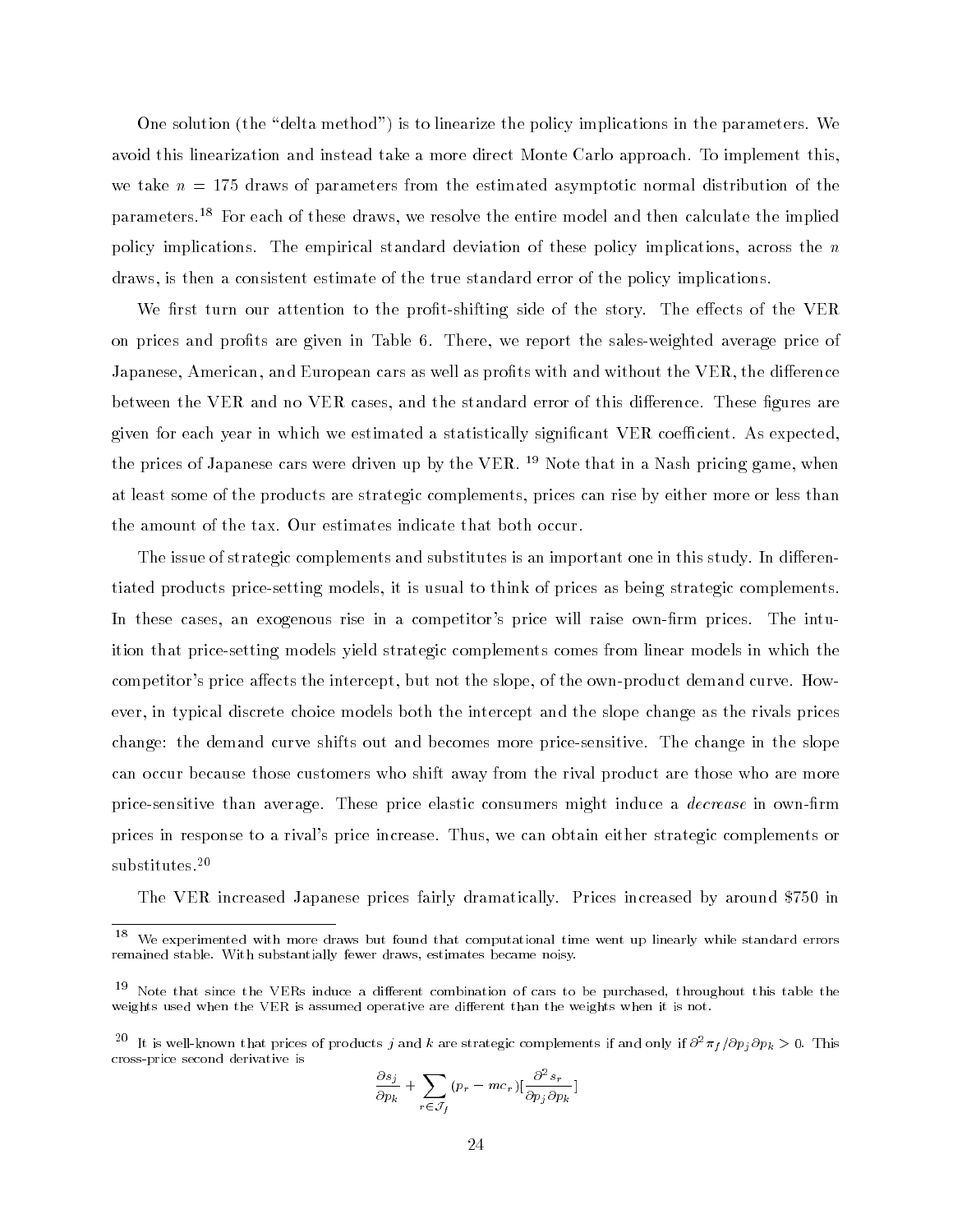One solution (the "delta method") is to linearize the policy implications in the parameters. We avoid this linearization and instead take a more direct Monte Carlo approach. To implement this, we take $n = 175$ draws of parameters from the estimated asymptotic normal distribution of the parameters.[18] For each of these draws, we resolve the entire model and then calculate the implied policy implications. The empirical standard deviation of these policy implications, across the $n$ draws, is then a consistent estimate of the true standard error of the policy implications.

We first turn our attention to the profit-shifting side of the story. The effects of the VER on prices and profits are given in Table 6. There, we report the sales-weighted average price of Japanese, American, and European cars as well as profits with and without the VER, the difference between the VER and no VER cases, and the standard error of this difference. These figures are given for each year in which we estimated a statistically significant VER coefficient. As expected, the prices of Japanese cars were driven up by the VER. [19] Note that in a Nash pricing game, when at least some of the products are strategic complements, prices can rise by either more or less than the amount of the tax. Our estimates indicate that both occur.

The issue of strategic complements and substitutes is an important one in this study. In differentiated products price-setting models, it is usual to think of prices as being strategic complements. In these cases, an exogenous rise in a competitor's price will raise own-firm prices. The intuition that price-setting models yield strategic complements comes from linear models in which the competitor's price affects the intercept, but not the slope, of the own-product demand curve. However, in typical discrete choice models both the intercept and the slope change as the rivals prices change: the demand curve shifts out and becomes more price-sensitive. The change in the slope can occur because those customers who shift away from the rival product are those who are more price-sensitive than average. These price elastic consumers might induce a *decrease* in own-firm prices in response to a rival's price increase. Thus, we can obtain either strategic complements or substitutes.[20]

The VER increased Japanese prices fairly dramatically. Prices increased by around \$750 in

---

[18] We experimented with more draws but found that computational time went up linearly while standard errors remained stable. With substantially fewer draws, estimates became noisy.

[19] Note that since the VERs induce a different combination of cars to be purchased, throughout this table the weights used when the VER is assumed operative are different than the weights when it is not.

[20] It is well-known that prices of products $j$ and $k$ are strategic complements if and only if $\partial^2 \pi_f / \partial p_j \partial p_k > 0$. This cross-price second derivative is

$$\frac{\partial s_j}{\partial p_k} + \sum_{r \in \mathcal{J}_f} (p_r - mc_r)[\frac{\partial^2 s_r}{\partial p_j \partial p_k}]$$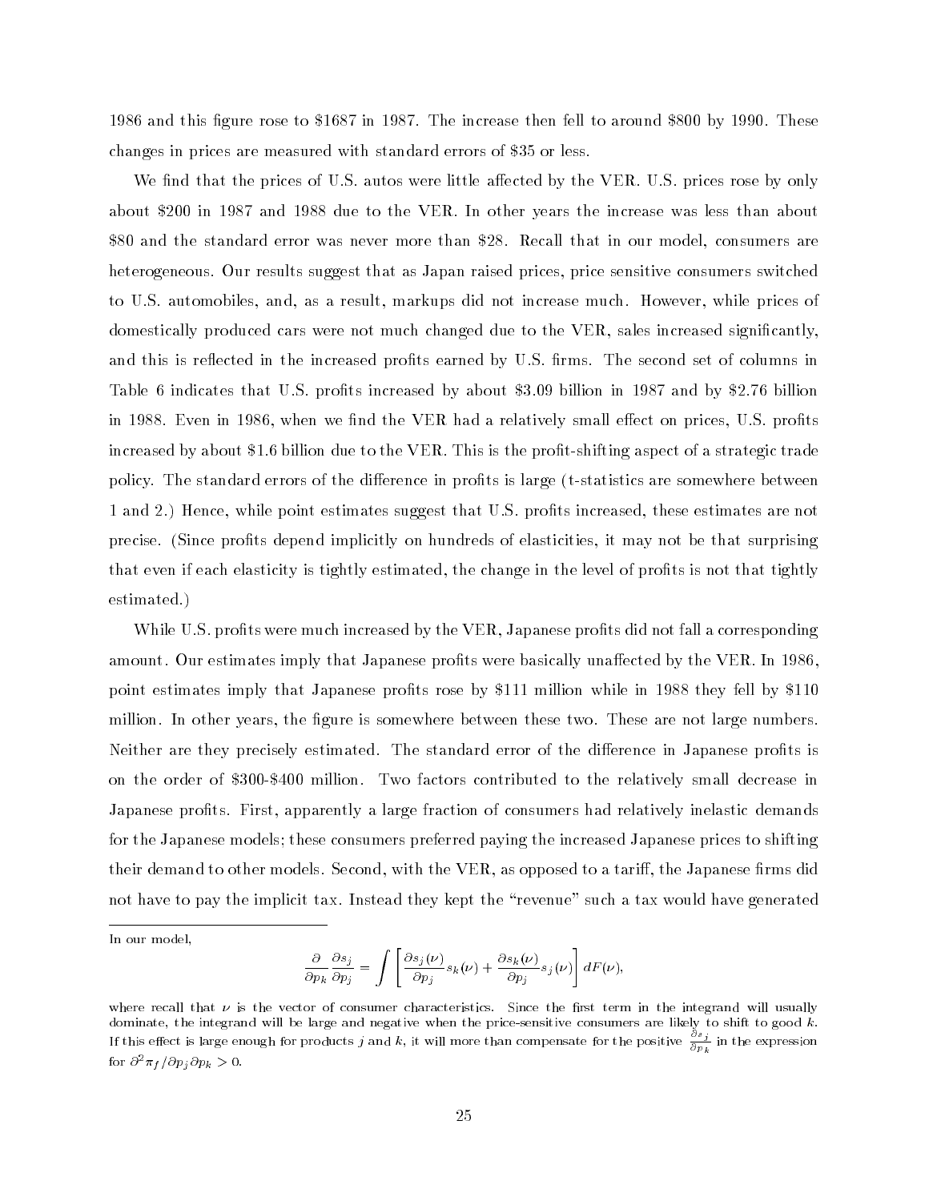1986 and this figure rose to \$1687 in 1987. The increase then fell to around \$800 by 1990. These changes in prices are measured with standard errors of \$35 or less.

We find that the prices of U.S. autos were little affected by the VER. U.S. prices rose by only about \$200 in 1987 and 1988 due to the VER. In other years the increase was less than about \$80 and the standard error was never more than \$28. Recall that in our model, consumers are heterogeneous. Our results suggest that as Japan raised prices, price sensitive consumers switched to U.S. automobiles, and, as a result, markups did not increase much. However, while prices of domestically produced cars were not much changed due to the VER, sales increased significantly, and this is reflected in the increased profits earned by U.S. firms. The second set of columns in Table 6 indicates that U.S. profits increased by about \$3.09 billion in 1987 and by \$2.76 billion in 1988. Even in 1986, when we find the VER had a relatively small effect on prices, U.S. profits increased by about \$1.6 billion due to the VER. This is the profit-shifting aspect of a strategic trade policy. The standard errors of the difference in profits is large (t-statistics are somewhere between 1 and 2.) Hence, while point estimates suggest that U.S. profits increased, these estimates are not precise. (Since profits depend implicitly on hundreds of elasticities, it may not be that surprising that even if each elasticity is tightly estimated, the change in the level of profits is not that tightly estimated.)

While U.S. profits were much increased by the VER, Japanese profits did not fall a corresponding amount. Our estimates imply that Japanese profits were basically unaffected by the VER. In 1986, point estimates imply that Japanese profits rose by \$111 million while in 1988 they fell by \$110 million. In other years, the figure is somewhere between these two. These are not large numbers. Neither are they precisely estimated. The standard error of the difference in Japanese profits is on the order of \$300-\$400 million. Two factors contributed to the relatively small decrease in Japanese profits. First, apparently a large fraction of consumers had relatively inelastic demands for the Japanese models; these consumers preferred paying the increased Japanese prices to shifting their demand to other models. Second, with the VER, as opposed to a tariff, the Japanese firms did not have to pay the implicit tax. Instead they kept the "revenue" such a tax would have generated

---

In our model,

$$\frac{\partial}{\partial p_k}\frac{\partial s_j}{\partial p_j} = \int \left[\frac{\partial s_j(\nu)}{\partial p_j}s_k(\nu) + \frac{\partial s_k(\nu)}{\partial p_j}s_j(\nu)\right]dF(\nu),$$

where recall that $\nu$ is the vector of consumer characteristics. Since the first term in the integrand will usually dominate, the integrand will be large and negative when the price-sensitive consumers are likely to shift to good $k$. If this effect is large enough for products $j$ and $k$, it will more than compensate for the positive $\frac{\partial s_j}{\partial p_k}$ in the expression for $\partial^2 \pi_f / \partial p_j \partial p_k > 0$.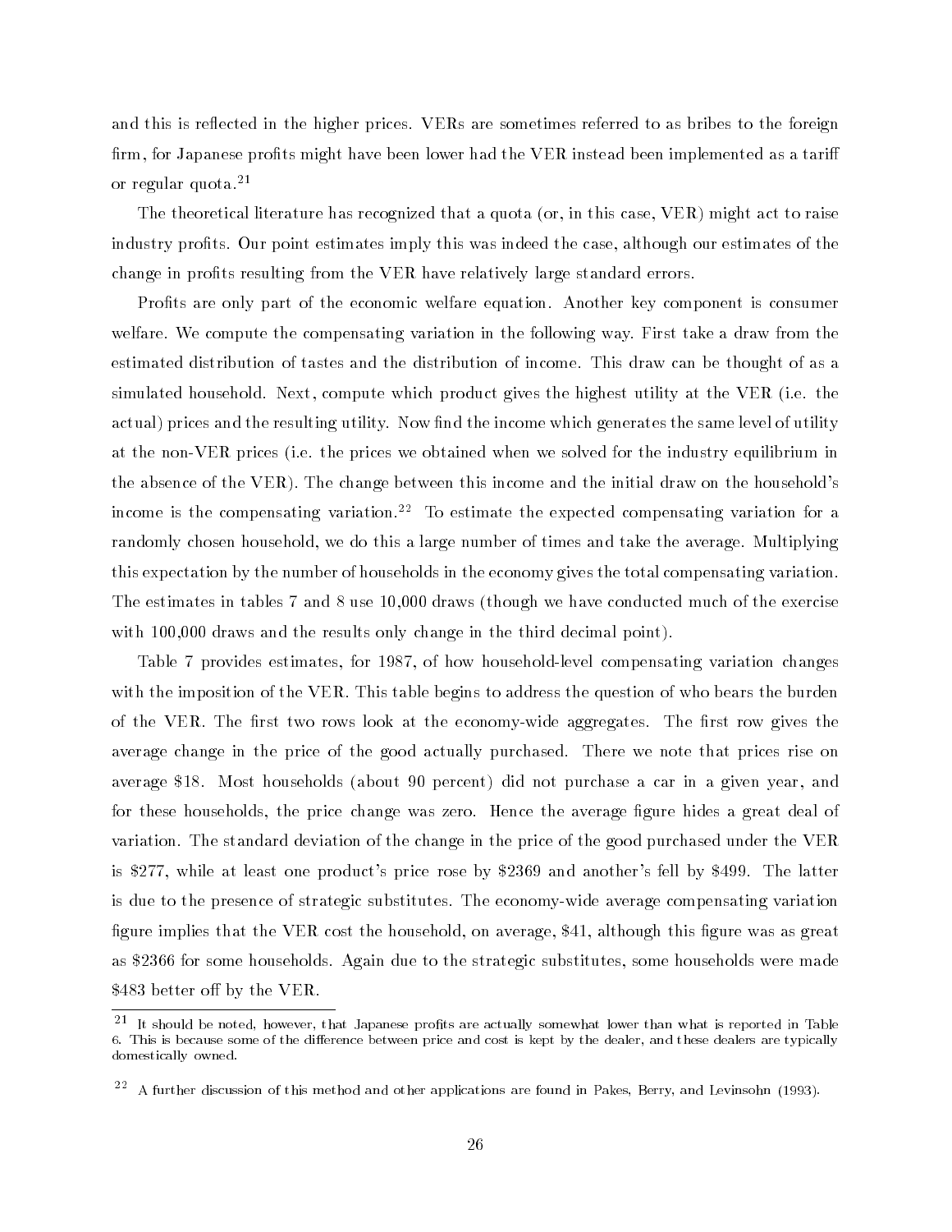and this is reflected in the higher prices. VERs are sometimes referred to as bribes to the foreign firm, for Japanese profits might have been lower had the VER instead been implemented as a tariff or regular quota.[21]

The theoretical literature has recognized that a quota (or, in this case, VER) might act to raise industry profits. Our point estimates imply this was indeed the case, although our estimates of the change in profits resulting from the VER have relatively large standard errors.

Profits are only part of the economic welfare equation. Another key component is consumer welfare. We compute the compensating variation in the following way. First take a draw from the estimated distribution of tastes and the distribution of income. This draw can be thought of as a simulated household. Next, compute which product gives the highest utility at the VER (i.e. the actual) prices and the resulting utility. Now find the income which generates the same level of utility at the non-VER prices (i.e. the prices we obtained when we solved for the industry equilibrium in the absence of the VER). The change between this income and the initial draw on the household's income is the compensating variation.[22] To estimate the expected compensating variation for a randomly chosen household, we do this a large number of times and take the average. Multiplying this expectation by the number of households in the economy gives the total compensating variation. The estimates in tables 7 and 8 use 10,000 draws (though we have conducted much of the exercise with 100,000 draws and the results only change in the third decimal point).

Table 7 provides estimates, for 1987, of how household-level compensating variation changes with the imposition of the VER. This table begins to address the question of who bears the burden of the VER. The first two rows look at the economy-wide aggregates. The first row gives the average change in the price of the good actually purchased. There we note that prices rise on average \$18. Most households (about 90 percent) did not purchase a car in a given year, and for these households, the price change was zero. Hence the average figure hides a great deal of variation. The standard deviation of the change in the price of the good purchased under the VER is \$277, while at least one product's price rose by \$2369 and another's fell by \$499. The latter is due to the presence of strategic substitutes. The economy-wide average compensating variation figure implies that the VER cost the household, on average, \$41, although this figure was as great as \$2366 for some households. Again due to the strategic substitutes, some households were made \$483 better off by the VER.

---

[21] It should be noted, however, that Japanese profits are actually somewhat lower than what is reported in Table 6. This is because some of the difference between price and cost is kept by the dealer, and these dealers are typically domestically owned.

[22] A further discussion of this method and other applications are found in Pakes, Berry, and Levinsohn (1993).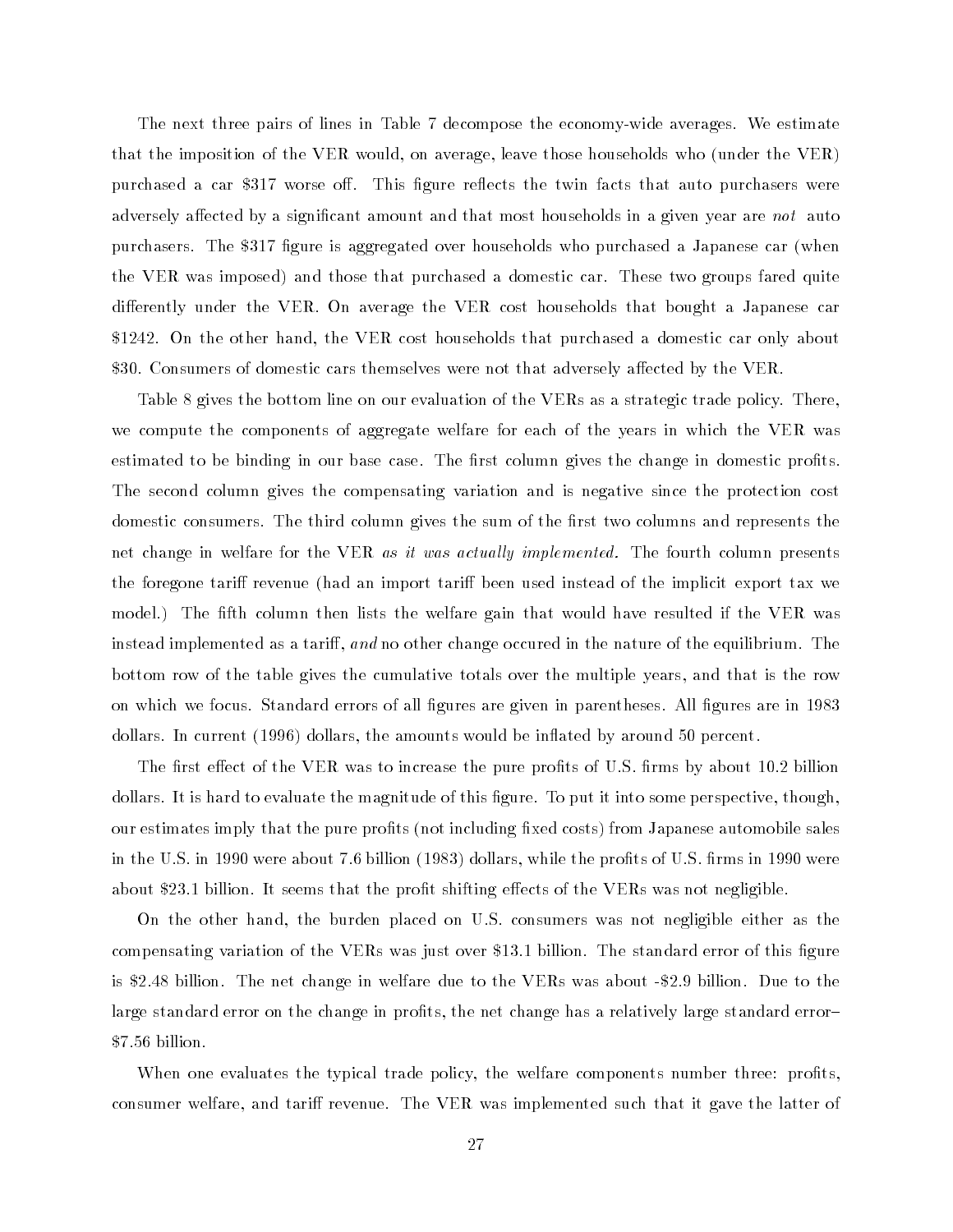The next three pairs of lines in Table 7 decompose the economy-wide averages. We estimate that the imposition of the VER would, on average, leave those households who (under the VER) purchased a car \$317 worse off. This figure reflects the twin facts that auto purchasers were adversely affected by a significant amount and that most households in a given year are *not* auto purchasers. The \$317 figure is aggregated over households who purchased a Japanese car (when the VER was imposed) and those that purchased a domestic car. These two groups fared quite differently under the VER. On average the VER cost households that bought a Japanese car \$1242. On the other hand, the VER cost households that purchased a domestic car only about \$30. Consumers of domestic cars themselves were not that adversely affected by the VER.

Table 8 gives the bottom line on our evaluation of the VERs as a strategic trade policy. There, we compute the components of aggregate welfare for each of the years in which the VER was estimated to be binding in our base case. The first column gives the change in domestic profits. The second column gives the compensating variation and is negative since the protection cost domestic consumers. The third column gives the sum of the first two columns and represents the net change in welfare for the VER *as it was actually implemented.* The fourth column presents the foregone tariff revenue (had an import tariff been used instead of the implicit export tax we model.) The fifth column then lists the welfare gain that would have resulted if the VER was instead implemented as a tariff, *and* no other change occured in the nature of the equilibrium. The bottom row of the table gives the cumulative totals over the multiple years, and that is the row on which we focus. Standard errors of all figures are given in parentheses. All figures are in 1983 dollars. In current (1996) dollars, the amounts would be inflated by around 50 percent.

The first effect of the VER was to increase the pure profits of U.S. firms by about 10.2 billion dollars. It is hard to evaluate the magnitude of this figure. To put it into some perspective, though, our estimates imply that the pure profits (not including fixed costs) from Japanese automobile sales in the U.S. in 1990 were about 7.6 billion (1983) dollars, while the profits of U.S. firms in 1990 were about \$23.1 billion. It seems that the profit shifting effects of the VERs was not negligible.

On the other hand, the burden placed on U.S. consumers was not negligible either as the compensating variation of the VERs was just over \$13.1 billion. The standard error of this figure is \$2.48 billion. The net change in welfare due to the VERs was about -\$2.9 billion. Due to the large standard error on the change in profits, the net change has a relatively large standard error– \$7.56 billion.

When one evaluates the typical trade policy, the welfare components number three: profits, consumer welfare, and tariff revenue. The VER was implemented such that it gave the latter of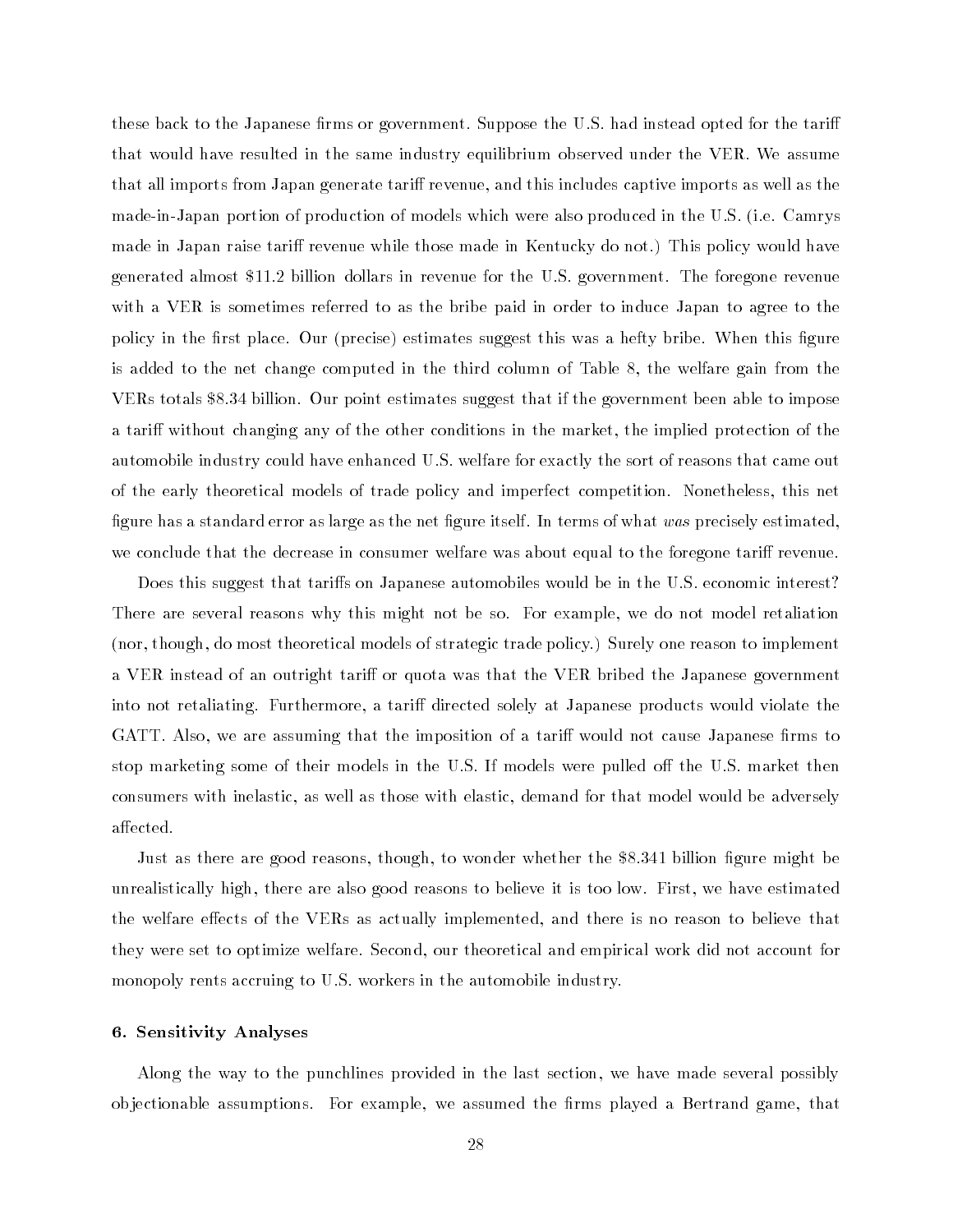these back to the Japanese firms or government. Suppose the U.S. had instead opted for the tariff that would have resulted in the same industry equilibrium observed under the VER. We assume that all imports from Japan generate tariff revenue, and this includes captive imports as well as the made-in-Japan portion of production of models which were also produced in the U.S. (i.e. Camrys made in Japan raise tariff revenue while those made in Kentucky do not.) This policy would have generated almost $11.2 billion dollars in revenue for the U.S. government. The foregone revenue with a VER is sometimes referred to as the bribe paid in order to induce Japan to agree to the policy in the first place. Our (precise) estimates suggest this was a hefty bribe. When this figure is added to the net change computed in the third column of Table 8, the welfare gain from the VERs totals $8.34 billion. Our point estimates suggest that if the government been able to impose a tariff without changing any of the other conditions in the market, the implied protection of the automobile industry could have enhanced U.S. welfare for exactly the sort of reasons that came out of the early theoretical models of trade policy and imperfect competition. Nonetheless, this net figure has a standard error as large as the net figure itself. In terms of what *was* precisely estimated, we conclude that the decrease in consumer welfare was about equal to the foregone tariff revenue.

Does this suggest that tariffs on Japanese automobiles would be in the U.S. economic interest? There are several reasons why this might not be so. For example, we do not model retaliation (nor, though, do most theoretical models of strategic trade policy.) Surely one reason to implement a VER instead of an outright tariff or quota was that the VER bribed the Japanese government into not retaliating. Furthermore, a tariff directed solely at Japanese products would violate the GATT. Also, we are assuming that the imposition of a tariff would not cause Japanese firms to stop marketing some of their models in the U.S. If models were pulled off the U.S. market then consumers with inelastic, as well as those with elastic, demand for that model would be adversely affected.

Just as there are good reasons, though, to wonder whether the $8.341 billion figure might be unrealistically high, there are also good reasons to believe it is too low. First, we have estimated the welfare effects of the VERs as actually implemented, and there is no reason to believe that they were set to optimize welfare. Second, our theoretical and empirical work did not account for monopoly rents accruing to U.S. workers in the automobile industry.

## 6. Sensitivity Analyses

Along the way to the punchlines provided in the last section, we have made several possibly objectionable assumptions. For example, we assumed the firms played a Bertrand game, that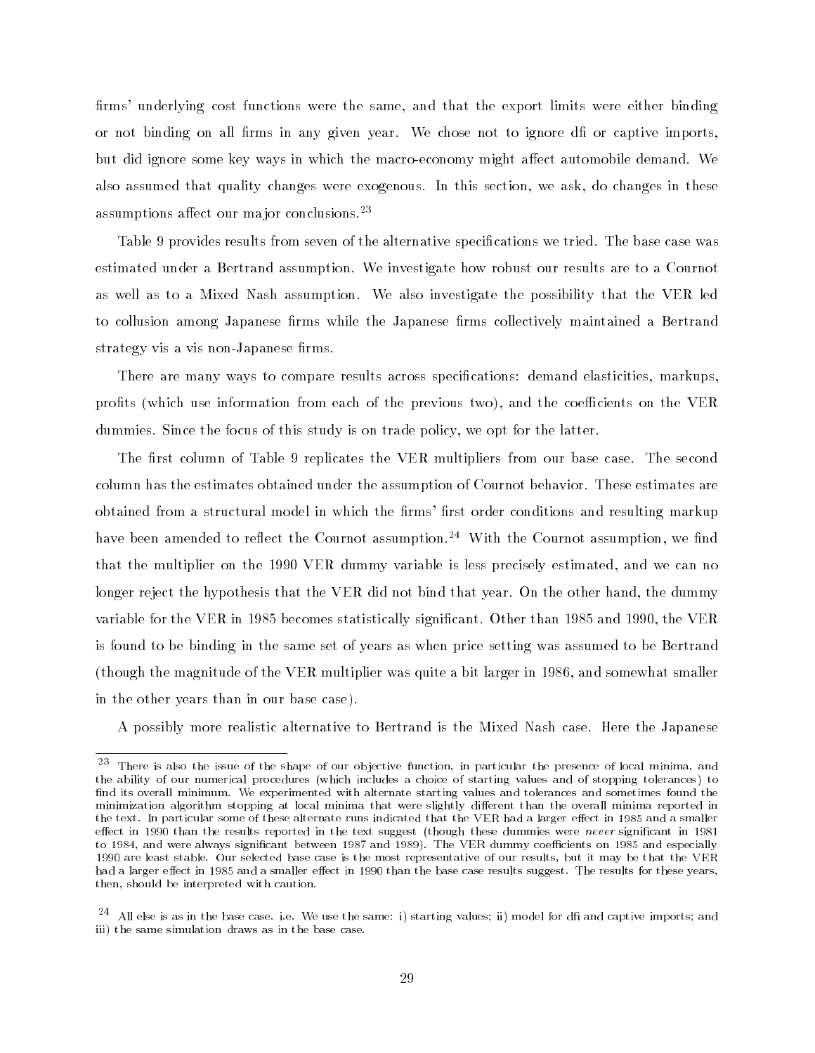firms' underlying cost functions were the same, and that the export limits were either binding or not binding on all firms in any given year. We chose not to ignore dfi or captive imports, but did ignore some key ways in which the macro-economy might affect automobile demand. We also assumed that quality changes were exogenous. In this section, we ask, do changes in these assumptions affect our major conclusions.[23]

Table 9 provides results from seven of the alternative specifications we tried. The base case was estimated under a Bertrand assumption. We investigate how robust our results are to a Cournot as well as to a Mixed Nash assumption. We also investigate the possibility that the VER led to collusion among Japanese firms while the Japanese firms collectively maintained a Bertrand strategy vis a vis non-Japanese firms.

There are many ways to compare results across specifications: demand elasticities, markups, profits (which use information from each of the previous two), and the coefficients on the VER dummies. Since the focus of this study is on trade policy, we opt for the latter.

The first column of Table 9 replicates the VER multipliers from our base case. The second column has the estimates obtained under the assumption of Cournot behavior. These estimates are obtained from a structural model in which the firms' first order conditions and resulting markup have been amended to reflect the Cournot assumption.[24] With the Cournot assumption, we find that the multiplier on the 1990 VER dummy variable is less precisely estimated, and we can no longer reject the hypothesis that the VER did not bind that year. On the other hand, the dummy variable for the VER in 1985 becomes statistically significant. Other than 1985 and 1990, the VER is found to be binding in the same set of years as when price setting was assumed to be Bertrand (though the magnitude of the VER multiplier was quite a bit larger in 1986, and somewhat smaller in the other years than in our base case).

A possibly more realistic alternative to Bertrand is the Mixed Nash case. Here the Japanese

---

[23] There is also the issue of the shape of our objective function, in particular the presence of local minima, and the ability of our numerical procedures (which includes a choice of starting values and of stopping tolerances) to find its overall minimum. We experimented with alternate starting values and tolerances and sometimes found the minimization algorithm stopping at local minima that were slightly different than the overall minima reported in the text. In particular some of these alternate runs indicated that the VER had a larger effect in 1985 and a smaller effect in 1990 than the results reported in the text suggest (though these dummies were *never* significant in 1981 to 1984, and were always significant between 1987 and 1989). The VER dummy coefficients on 1985 and especially 1990 are least stable. Our selected base case is the most representative of our results, but it may be that the VER had a larger effect in 1985 and a smaller effect in 1990 than the base case results suggest. The results for these years, then, should be interpreted with caution.

[24] All else is as in the base case. i.e. We use the same: i) starting values; ii) model for dfi and captive imports; and iii) the same simulation draws as in the base case.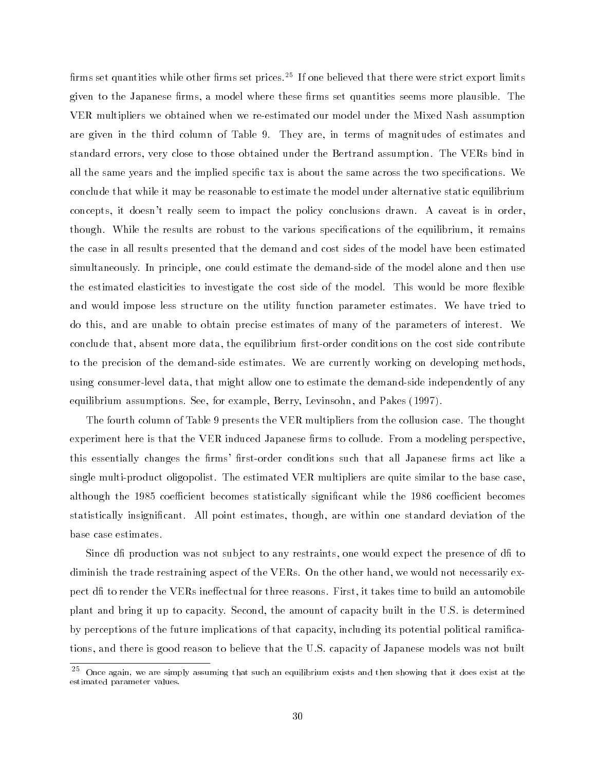firms set quantities while other firms set prices.[25] If one believed that there were strict export limits given to the Japanese firms, a model where these firms set quantities seems more plausible. The VER multipliers we obtained when we re-estimated our model under the Mixed Nash assumption are given in the third column of Table 9. They are, in terms of magnitudes of estimates and standard errors, very close to those obtained under the Bertrand assumption. The VERs bind in all the same years and the implied specific tax is about the same across the two specifications. We conclude that while it may be reasonable to estimate the model under alternative static equilibrium concepts, it doesn't really seem to impact the policy conclusions drawn. A caveat is in order, though. While the results are robust to the various specifications of the equilibrium, it remains the case in all results presented that the demand and cost sides of the model have been estimated simultaneously. In principle, one could estimate the demand-side of the model alone and then use the estimated elasticities to investigate the cost side of the model. This would be more flexible and would impose less structure on the utility function parameter estimates. We have tried to do this, and are unable to obtain precise estimates of many of the parameters of interest. We conclude that, absent more data, the equilibrium first-order conditions on the cost side contribute to the precision of the demand-side estimates. We are currently working on developing methods, using consumer-level data, that might allow one to estimate the demand-side independently of any equilibrium assumptions. See, for example, Berry, Levinsohn, and Pakes (1997).

The fourth column of Table 9 presents the VER multipliers from the collusion case. The thought experiment here is that the VER induced Japanese firms to collude. From a modeling perspective, this essentially changes the firms' first-order conditions such that all Japanese firms act like a single multi-product oligopolist. The estimated VER multipliers are quite similar to the base case, although the 1985 coefficient becomes statistically significant while the 1986 coefficient becomes statistically insignificant. All point estimates, though, are within one standard deviation of the base case estimates.

Since dfi production was not subject to any restraints, one would expect the presence of dfi to diminish the trade restraining aspect of the VERs. On the other hand, we would not necessarily expect dfi to render the VERs ineffectual for three reasons. First, it takes time to build an automobile plant and bring it up to capacity. Second, the amount of capacity built in the U.S. is determined by perceptions of the future implications of that capacity, including its potential political ramifications, and there is good reason to believe that the U.S. capacity of Japanese models was not built

[25] Once again, we are simply assuming that such an equilibrium exists and then showing that it does exist at the estimated parameter values.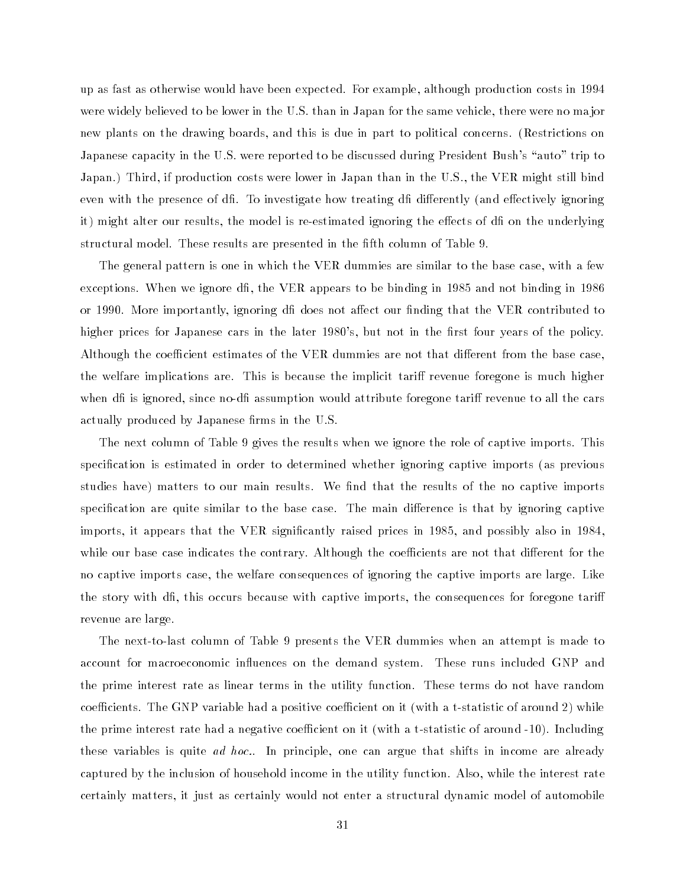up as fast as otherwise would have been expected. For example, although production costs in 1994 were widely believed to be lower in the U.S. than in Japan for the same vehicle, there were no major new plants on the drawing boards, and this is due in part to political concerns. (Restrictions on Japanese capacity in the U.S. were reported to be discussed during President Bush's "auto" trip to Japan.) Third, if production costs were lower in Japan than in the U.S., the VER might still bind even with the presence of dfi. To investigate how treating dfi differently (and effectively ignoring it) might alter our results, the model is re-estimated ignoring the effects of dfi on the underlying structural model. These results are presented in the fifth column of Table 9.

The general pattern is one in which the VER dummies are similar to the base case, with a few exceptions. When we ignore dfi, the VER appears to be binding in 1985 and not binding in 1986 or 1990. More importantly, ignoring dfi does not affect our finding that the VER contributed to higher prices for Japanese cars in the later 1980's, but not in the first four years of the policy. Although the coefficient estimates of the VER dummies are not that different from the base case, the welfare implications are. This is because the implicit tariff revenue foregone is much higher when dfi is ignored, since no-dfi assumption would attribute foregone tariff revenue to all the cars actually produced by Japanese firms in the U.S.

The next column of Table 9 gives the results when we ignore the role of captive imports. This specification is estimated in order to determined whether ignoring captive imports (as previous studies have) matters to our main results. We find that the results of the no captive imports specification are quite similar to the base case. The main difference is that by ignoring captive imports, it appears that the VER significantly raised prices in 1985, and possibly also in 1984, while our base case indicates the contrary. Although the coefficients are not that different for the no captive imports case, the welfare consequences of ignoring the captive imports are large. Like the story with dfi, this occurs because with captive imports, the consequences for foregone tariff revenue are large.

The next-to-last column of Table 9 presents the VER dummies when an attempt is made to account for macroeconomic influences on the demand system. These runs included GNP and the prime interest rate as linear terms in the utility function. These terms do not have random coefficients. The GNP variable had a positive coefficient on it (with a t-statistic of around 2) while the prime interest rate had a negative coefficient on it (with a t-statistic of around -10). Including these variables is quite *ad hoc.*. In principle, one can argue that shifts in income are already captured by the inclusion of household income in the utility function. Also, while the interest rate certainly matters, it just as certainly would not enter a structural dynamic model of automobile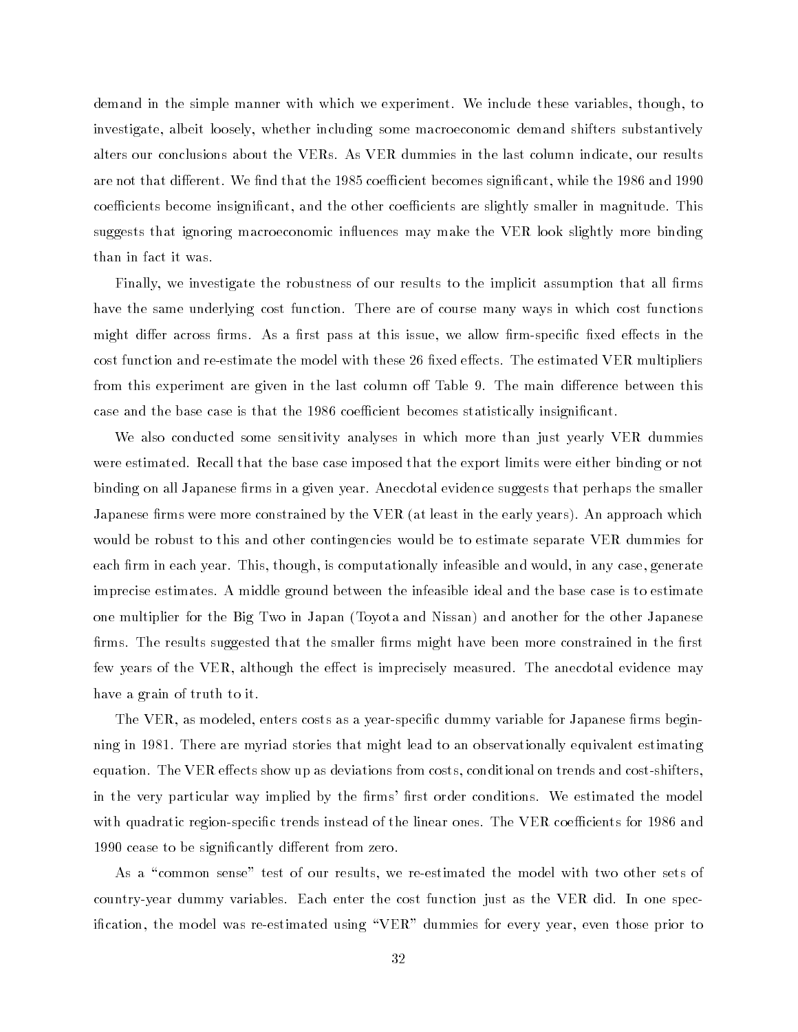demand in the simple manner with which we experiment. We include these variables, though, to investigate, albeit loosely, whether including some macroeconomic demand shifters substantively alters our conclusions about the VERs. As VER dummies in the last column indicate, our results are not that different. We find that the 1985 coefficient becomes significant, while the 1986 and 1990 coefficients become insignificant, and the other coefficients are slightly smaller in magnitude. This suggests that ignoring macroeconomic influences may make the VER look slightly more binding than in fact it was.

Finally, we investigate the robustness of our results to the implicit assumption that all firms have the same underlying cost function. There are of course many ways in which cost functions might differ across firms. As a first pass at this issue, we allow firm-specific fixed effects in the cost function and re-estimate the model with these 26 fixed effects. The estimated VER multipliers from this experiment are given in the last column off Table 9. The main difference between this case and the base case is that the 1986 coefficient becomes statistically insignificant.

We also conducted some sensitivity analyses in which more than just yearly VER dummies were estimated. Recall that the base case imposed that the export limits were either binding or not binding on all Japanese firms in a given year. Anecdotal evidence suggests that perhaps the smaller Japanese firms were more constrained by the VER (at least in the early years). An approach which would be robust to this and other contingencies would be to estimate separate VER dummies for each firm in each year. This, though, is computationally infeasible and would, in any case, generate imprecise estimates. A middle ground between the infeasible ideal and the base case is to estimate one multiplier for the Big Two in Japan (Toyota and Nissan) and another for the other Japanese firms. The results suggested that the smaller firms might have been more constrained in the first few years of the VER, although the effect is imprecisely measured. The anecdotal evidence may have a grain of truth to it.

The VER, as modeled, enters costs as a year-specific dummy variable for Japanese firms beginning in 1981. There are myriad stories that might lead to an observationally equivalent estimating equation. The VER effects show up as deviations from costs, conditional on trends and cost-shifters, in the very particular way implied by the firms' first order conditions. We estimated the model with quadratic region-specific trends instead of the linear ones. The VER coefficients for 1986 and 1990 cease to be significantly different from zero.

As a "common sense" test of our results, we re-estimated the model with two other sets of country-year dummy variables. Each enter the cost function just as the VER did. In one specification, the model was re-estimated using "VER" dummies for every year, even those prior to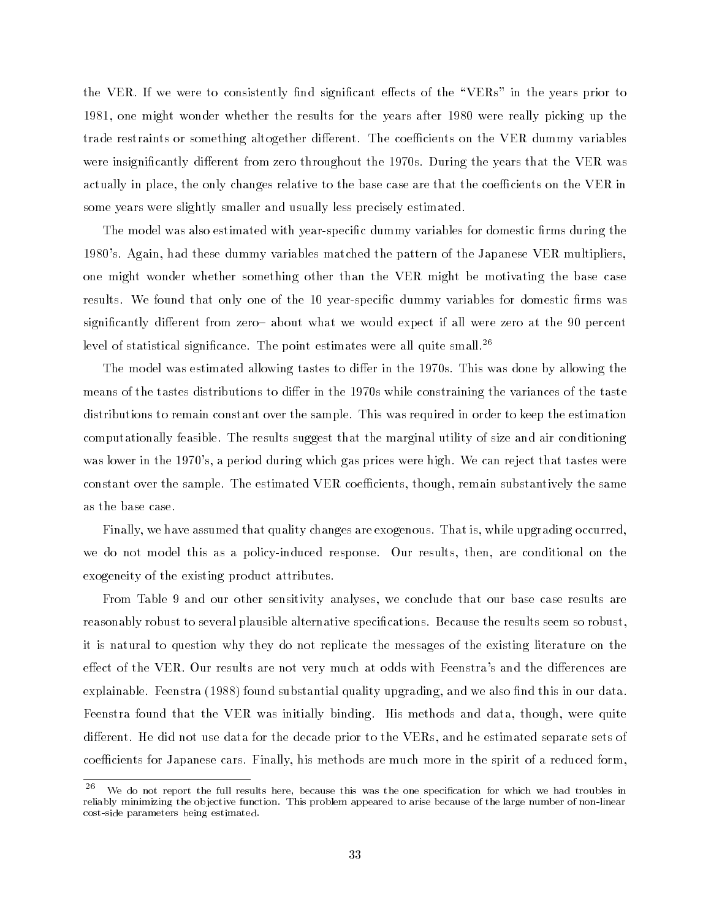the VER. If we were to consistently find significant effects of the "VERs" in the years prior to 1981, one might wonder whether the results for the years after 1980 were really picking up the trade restraints or something altogether different. The coefficients on the VER dummy variables were insignificantly different from zero throughout the 1970s. During the years that the VER was actually in place, the only changes relative to the base case are that the coefficients on the VER in some years were slightly smaller and usually less precisely estimated.

The model was also estimated with year-specific dummy variables for domestic firms during the 1980's. Again, had these dummy variables matched the pattern of the Japanese VER multipliers, one might wonder whether something other than the VER might be motivating the base case results. We found that only one of the 10 year-specific dummy variables for domestic firms was significantly different from zero– about what we would expect if all were zero at the 90 percent level of statistical significance. The point estimates were all quite small.[26]

The model was estimated allowing tastes to differ in the 1970s. This was done by allowing the means of the tastes distributions to differ in the 1970s while constraining the variances of the taste distributions to remain constant over the sample. This was required in order to keep the estimation computationally feasible. The results suggest that the marginal utility of size and air conditioning was lower in the 1970's, a period during which gas prices were high. We can reject that tastes were constant over the sample. The estimated VER coefficients, though, remain substantively the same as the base case.

Finally, we have assumed that quality changes are exogenous. That is, while upgrading occurred, we do not model this as a policy-induced response. Our results, then, are conditional on the exogeneity of the existing product attributes.

From Table 9 and our other sensitivity analyses, we conclude that our base case results are reasonably robust to several plausible alternative specifications. Because the results seem so robust, it is natural to question why they do not replicate the messages of the existing literature on the effect of the VER. Our results are not very much at odds with Feenstra's and the differences are explainable. Feenstra (1988) found substantial quality upgrading, and we also find this in our data. Feenstra found that the VER was initially binding. His methods and data, though, were quite different. He did not use data for the decade prior to the VERs, and he estimated separate sets of coefficients for Japanese cars. Finally, his methods are much more in the spirit of a reduced form,

[26] We do not report the full results here, because this was the one specification for which we had troubles in reliably minimizing the objective function. This problem appeared to arise because of the large number of non-linear cost-side parameters being estimated.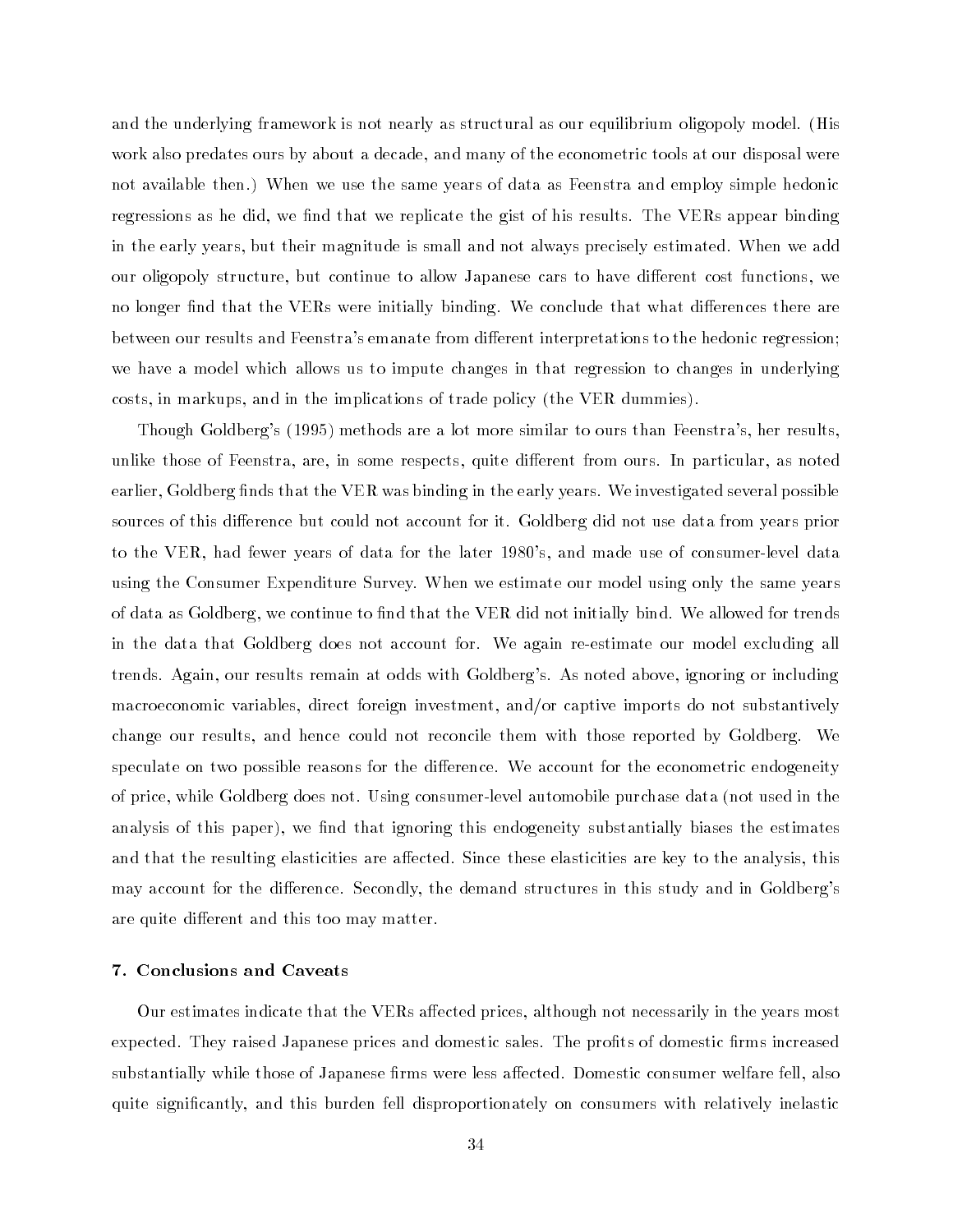and the underlying framework is not nearly as structural as our equilibrium oligopoly model. (His work also predates ours by about a decade, and many of the econometric tools at our disposal were not available then.) When we use the same years of data as Feenstra and employ simple hedonic regressions as he did, we find that we replicate the gist of his results. The VERs appear binding in the early years, but their magnitude is small and not always precisely estimated. When we add our oligopoly structure, but continue to allow Japanese cars to have different cost functions, we no longer find that the VERs were initially binding. We conclude that what differences there are between our results and Feenstra's emanate from different interpretations to the hedonic regression; we have a model which allows us to impute changes in that regression to changes in underlying costs, in markups, and in the implications of trade policy (the VER dummies).

Though Goldberg's (1995) methods are a lot more similar to ours than Feenstra's, her results, unlike those of Feenstra, are, in some respects, quite different from ours. In particular, as noted earlier, Goldberg finds that the VER was binding in the early years. We investigated several possible sources of this difference but could not account for it. Goldberg did not use data from years prior to the VER, had fewer years of data for the later 1980's, and made use of consumer-level data using the Consumer Expenditure Survey. When we estimate our model using only the same years of data as Goldberg, we continue to find that the VER did not initially bind. We allowed for trends in the data that Goldberg does not account for. We again re-estimate our model excluding all trends. Again, our results remain at odds with Goldberg's. As noted above, ignoring or including macroeconomic variables, direct foreign investment, and/or captive imports do not substantively change our results, and hence could not reconcile them with those reported by Goldberg. We speculate on two possible reasons for the difference. We account for the econometric endogeneity of price, while Goldberg does not. Using consumer-level automobile purchase data (not used in the analysis of this paper), we find that ignoring this endogeneity substantially biases the estimates and that the resulting elasticities are affected. Since these elasticities are key to the analysis, this may account for the difference. Secondly, the demand structures in this study and in Goldberg's are quite different and this too may matter.

### 7. Conclusions and Caveats

Our estimates indicate that the VERs affected prices, although not necessarily in the years most expected. They raised Japanese prices and domestic sales. The profits of domestic firms increased substantially while those of Japanese firms were less affected. Domestic consumer welfare fell, also quite significantly, and this burden fell disproportionately on consumers with relatively inelastic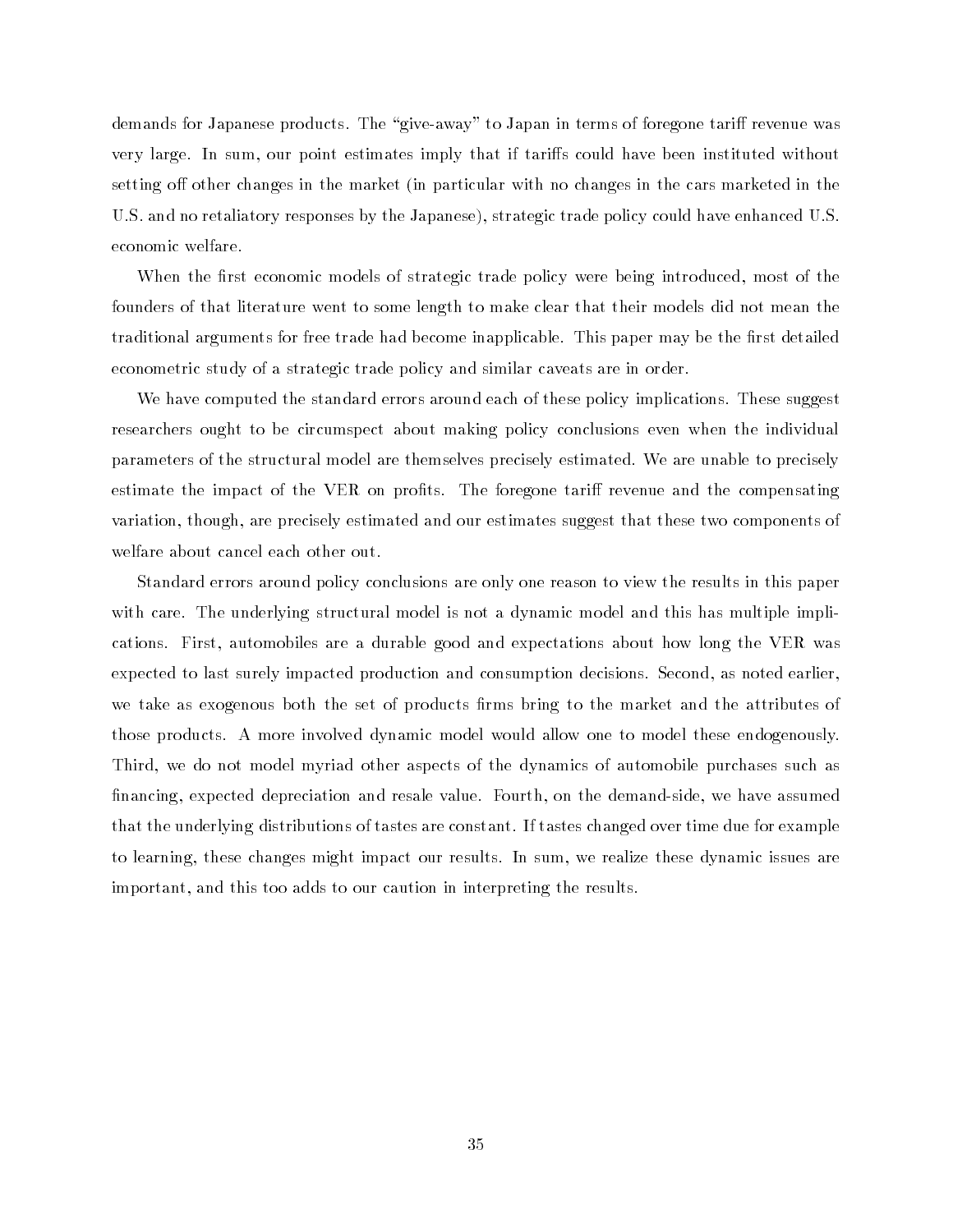demands for Japanese products. The "give-away" to Japan in terms of foregone tariff revenue was very large. In sum, our point estimates imply that if tariffs could have been instituted without setting off other changes in the market (in particular with no changes in the cars marketed in the U.S. and no retaliatory responses by the Japanese), strategic trade policy could have enhanced U.S. economic welfare.

When the first economic models of strategic trade policy were being introduced, most of the founders of that literature went to some length to make clear that their models did not mean the traditional arguments for free trade had become inapplicable. This paper may be the first detailed econometric study of a strategic trade policy and similar caveats are in order.

We have computed the standard errors around each of these policy implications. These suggest researchers ought to be circumspect about making policy conclusions even when the individual parameters of the structural model are themselves precisely estimated. We are unable to precisely estimate the impact of the VER on profits. The foregone tariff revenue and the compensating variation, though, are precisely estimated and our estimates suggest that these two components of welfare about cancel each other out.

Standard errors around policy conclusions are only one reason to view the results in this paper with care. The underlying structural model is not a dynamic model and this has multiple implications. First, automobiles are a durable good and expectations about how long the VER was expected to last surely impacted production and consumption decisions. Second, as noted earlier, we take as exogenous both the set of products firms bring to the market and the attributes of those products. A more involved dynamic model would allow one to model these endogenously. Third, we do not model myriad other aspects of the dynamics of automobile purchases such as financing, expected depreciation and resale value. Fourth, on the demand-side, we have assumed that the underlying distributions of tastes are constant. If tastes changed over time due for example to learning, these changes might impact our results. In sum, we realize these dynamic issues are important, and this too adds to our caution in interpreting the results.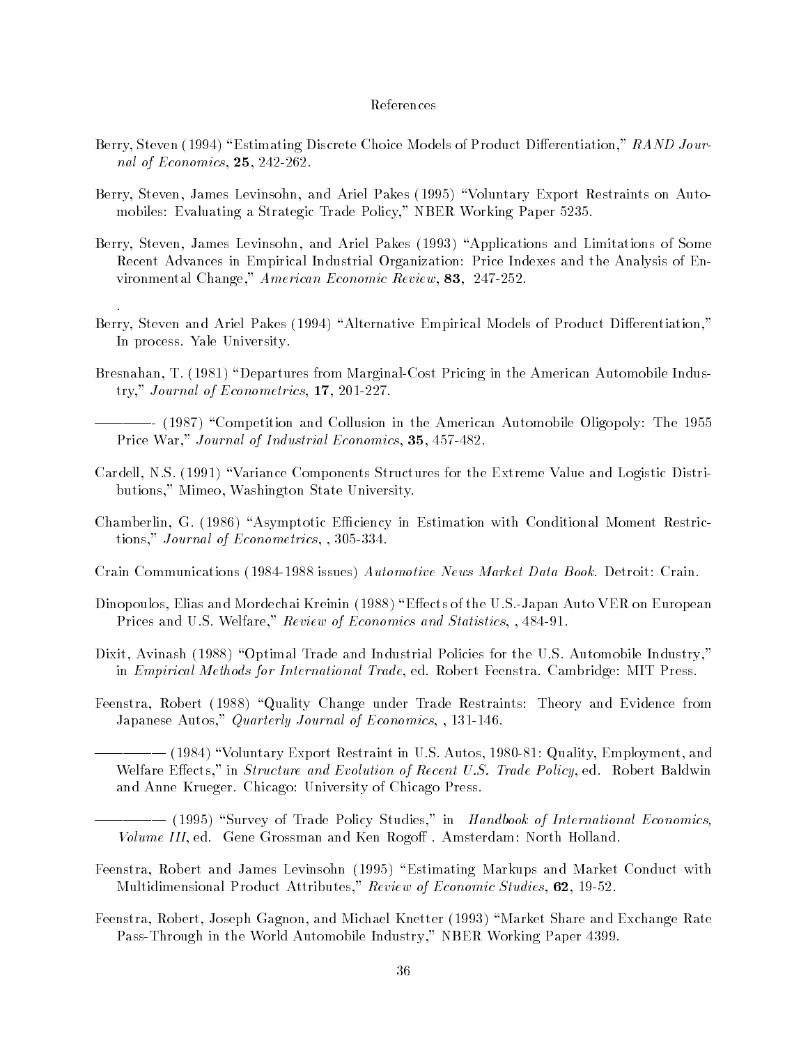# References

Berry, Steven (1994) "Estimating Discrete Choice Models of Product Differentiation," *RAND Journal of Economics*, **25**, 242-262.

Berry, Steven, James Levinsohn, and Ariel Pakes (1995) "Voluntary Export Restraints on Automobiles: Evaluating a Strategic Trade Policy," NBER Working Paper 5235.

Berry, Steven, James Levinsohn, and Ariel Pakes (1993) "Applications and Limitations of Some Recent Advances in Empirical Industrial Organization: Price Indexes and the Analysis of Environmental Change," *American Economic Review*, **83**, 247-252.

.

Berry, Steven and Ariel Pakes (1994) "Alternative Empirical Models of Product Differentiation," In process. Yale University.

Bresnahan, T. (1981) "Departures from Marginal-Cost Pricing in the American Automobile Industry," *Journal of Econometrics*, **17**, 201-227.

———- (1987) "Competition and Collusion in the American Automobile Oligopoly: The 1955 Price War," *Journal of Industrial Economics*, **35**, 457-482.

Cardell, N.S. (1991) "Variance Components Structures for the Extreme Value and Logistic Distributions," Mimeo, Washington State University.

Chamberlin, G. (1986) "Asymptotic Efficiency in Estimation with Conditional Moment Restrictions," *Journal of Econometrics*, , 305-334.

Crain Communications (1984-1988 issues) *Automotive News Market Data Book*. Detroit: Crain.

Dinopoulos, Elias and Mordechai Kreinin (1988) "Effects of the U.S.-Japan Auto VER on European Prices and U.S. Welfare," *Review of Economics and Statistics*, , 484-91.

Dixit, Avinash (1988) "Optimal Trade and Industrial Policies for the U.S. Automobile Industry," in *Empirical Methods for International Trade*, ed. Robert Feenstra. Cambridge: MIT Press.

Feenstra, Robert (1988) "Quality Change under Trade Restraints: Theory and Evidence from Japanese Autos," *Quarterly Journal of Economics*, , 131-146.

———— (1984) "Voluntary Export Restraint in U.S. Autos, 1980-81: Quality, Employment, and Welfare Effects," in *Structure and Evolution of Recent U.S. Trade Policy*, ed. Robert Baldwin and Anne Krueger. Chicago: University of Chicago Press.

———— (1995) "Survey of Trade Policy Studies," in *Handbook of International Economics, Volume III*, ed. Gene Grossman and Ken Rogoff . Amsterdam: North Holland.

Feenstra, Robert and James Levinsohn (1995) "Estimating Markups and Market Conduct with Multidimensional Product Attributes," *Review of Economic Studies*, **62**, 19-52.

Feenstra, Robert, Joseph Gagnon, and Michael Knetter (1993) "Market Share and Exchange Rate Pass-Through in the World Automobile Industry," NBER Working Paper 4399.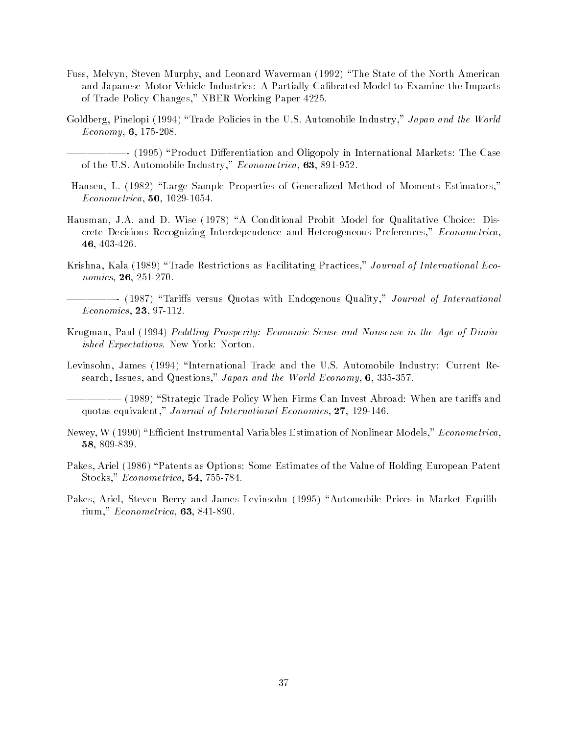Fuss, Melvyn, Steven Murphy, and Leonard Waverman (1992) "The State of the North American and Japanese Motor Vehicle Industries: A Partially Calibrated Model to Examine the Impacts of Trade Policy Changes," NBER Working Paper 4225.

Goldberg, Pinelopi (1994) "Trade Policies in the U.S. Automobile Industry," *Japan and the World Economy*, **6**, 175-208.

——————- (1995) "Product Differentiation and Oligopoly in International Markets: The Case of the U.S. Automobile Industry," *Econometrica*, **63**, 891-952.

Hansen, L. (1982) "Large Sample Properties of Generalized Method of Moments Estimators," *Econometrica*, **50**, 1029-1054.

Hausman, J.A. and D. Wise (1978) "A Conditional Probit Model for Qualitative Choice: Discrete Decisions Recognizing Interdependence and Heterogeneous Preferences," *Econometrica*, **46**, 403-426.

Krishna, Kala (1989) "Trade Restrictions as Facilitating Practices," *Journal of International Economics*, **26**, 251-270.

—————- (1987) "Tariffs versus Quotas with Endogenous Quality," *Journal of International Economics*, **23**, 97-112.

Krugman, Paul (1994) *Peddling Prosperity: Economic Sense and Nonsense in the Age of Diminished Expectations*. New York: Norton.

Levinsohn, James (1994) "International Trade and the U.S. Automobile Industry: Current Research, Issues, and Questions," *Japan and the World Economy*, **6**, 335-357.

—————— (1989) "Strategic Trade Policy When Firms Can Invest Abroad: When are tariffs and quotas equivalent," *Journal of International Economics*, **27**, 129-146.

Newey, W (1990) "Efficient Instrumental Variables Estimation of Nonlinear Models," *Econometrica*, **58**, 809-839.

Pakes, Ariel (1986) "Patents as Options: Some Estimates of the Value of Holding European Patent Stocks," *Econometrica*, **54**, 755-784.

Pakes, Ariel, Steven Berry and James Levinsohn (1995) "Automobile Prices in Market Equilibrium," *Econometrica*, **63**, 841-890.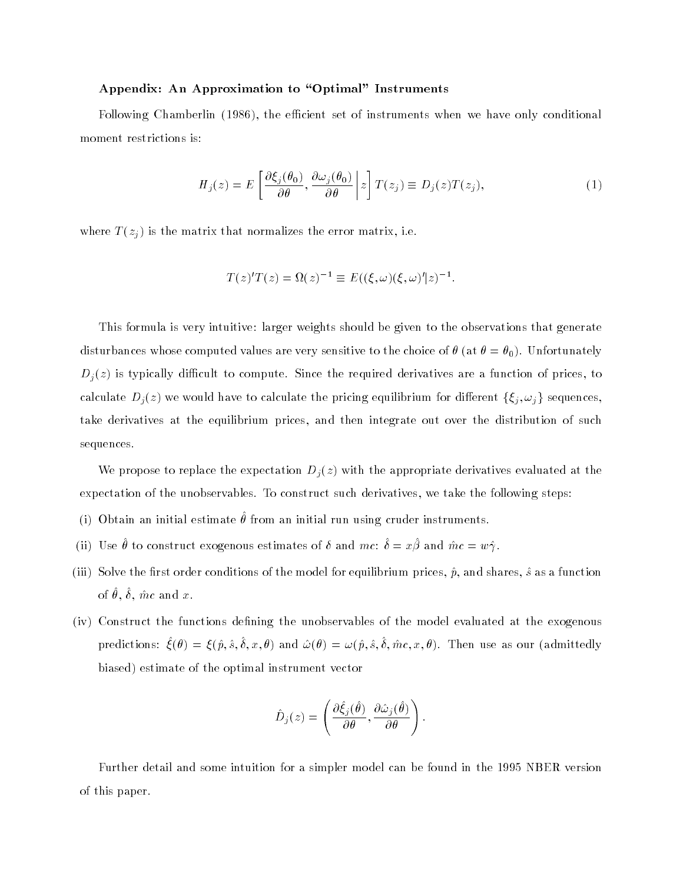### Appendix: An Approximation to "Optimal" Instruments

Following Chamberlin (1986), the efficient set of instruments when we have only conditional moment restrictions is:

$$H_j(z) = E\left[ \frac{\partial \xi_j(\theta_0)}{\partial \theta}, \frac{\partial \omega_j(\theta_0)}{\partial \theta} \middle| z \right] T(z_j) \equiv D_j(z)T(z_j), \tag{1}$$

where $T(z_j)$ is the matrix that normalizes the error matrix, i.e.

$$T(z)'T(z) = \Omega(z)^{-1} \equiv E((\xi,\omega)(\xi,\omega)'|z)^{-1}.$$

This formula is very intuitive: larger weights should be given to the observations that generate disturbances whose computed values are very sensitive to the choice of $\theta$ (at $\theta = \theta_0$). Unfortunately $D_j(z)$ is typically difficult to compute. Since the required derivatives are a function of prices, to calculate $D_j(z)$ we would have to calculate the pricing equilibrium for different $\{\xi_j, \omega_j\}$ sequences, take derivatives at the equilibrium prices, and then integrate out over the distribution of such sequences.

We propose to replace the expectation $D_j(z)$ with the appropriate derivatives evaluated at the expectation of the unobservables. To construct such derivatives, we take the following steps:

(i) Obtain an initial estimate $\hat{\theta}$ from an initial run using cruder instruments.

(ii) Use $\hat{\theta}$ to construct exogenous estimates of $\delta$ and $mc$: $\hat{\delta} = x\hat{\beta}$ and $\hat{mc} = w\hat{\gamma}$.

(iii) Solve the first order conditions of the model for equilibrium prices, $\hat{p}$, and shares, $\hat{s}$ as a function of $\hat{\theta}$, $\hat{\delta}$, $\hat{mc}$ and $x$.

(iv) Construct the functions defining the unobservables of the model evaluated at the exogenous predictions: $\hat{\xi}(\theta) = \xi(\hat{p}, \hat{s}, \hat{\delta}, x, \theta)$ and $\hat{\omega}(\theta) = \omega(\hat{p}, \hat{s}, \hat{\delta}, \hat{mc}, x, \theta)$. Then use as our (admittedly biased) estimate of the optimal instrument vector

$$\hat{D}_j(z) = \left( \frac{\partial \hat{\xi}_j(\hat{\theta})}{\partial \theta}, \frac{\partial \hat{\omega}_j(\hat{\theta})}{\partial \theta} \right).$$

Further detail and some intuition for a simpler model can be found in the 1995 NBER version of this paper.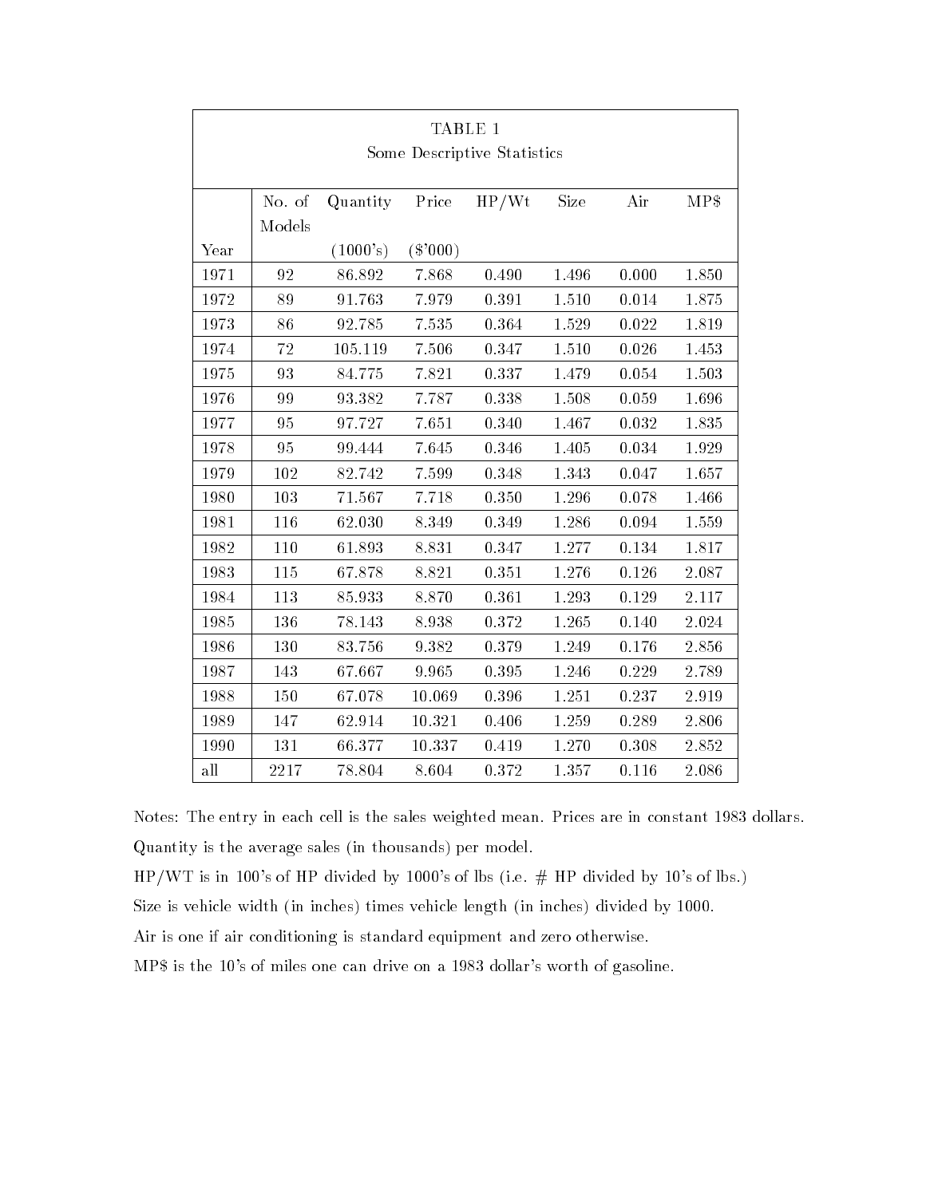TABLE 1

Some Descriptive Statistics

| Year | No. of Models | Quantity (1000's) | Price ($'000) | HP/Wt | Size | Air | MP$ |
|---|---|---|---|---|---|---|---|
| 1971 | 92 | 86.892 | 7.868 | 0.490 | 1.496 | 0.000 | 1.850 |
| 1972 | 89 | 91.763 | 7.979 | 0.391 | 1.510 | 0.014 | 1.875 |
| 1973 | 86 | 92.785 | 7.535 | 0.364 | 1.529 | 0.022 | 1.819 |
| 1974 | 72 | 105.119 | 7.506 | 0.347 | 1.510 | 0.026 | 1.453 |
| 1975 | 93 | 84.775 | 7.821 | 0.337 | 1.479 | 0.054 | 1.503 |
| 1976 | 99 | 93.382 | 7.787 | 0.338 | 1.508 | 0.059 | 1.696 |
| 1977 | 95 | 97.727 | 7.651 | 0.340 | 1.467 | 0.032 | 1.835 |
| 1978 | 95 | 99.444 | 7.645 | 0.346 | 1.405 | 0.034 | 1.929 |
| 1979 | 102 | 82.742 | 7.599 | 0.348 | 1.343 | 0.047 | 1.657 |
| 1980 | 103 | 71.567 | 7.718 | 0.350 | 1.296 | 0.078 | 1.466 |
| 1981 | 116 | 62.030 | 8.349 | 0.349 | 1.286 | 0.094 | 1.559 |
| 1982 | 110 | 61.893 | 8.831 | 0.347 | 1.277 | 0.134 | 1.817 |
| 1983 | 115 | 67.878 | 8.821 | 0.351 | 1.276 | 0.126 | 2.087 |
| 1984 | 113 | 85.933 | 8.870 | 0.361 | 1.293 | 0.129 | 2.117 |
| 1985 | 136 | 78.143 | 8.938 | 0.372 | 1.265 | 0.140 | 2.024 |
| 1986 | 130 | 83.756 | 9.382 | 0.379 | 1.249 | 0.176 | 2.856 |
| 1987 | 143 | 67.667 | 9.965 | 0.395 | 1.246 | 0.229 | 2.789 |
| 1988 | 150 | 67.078 | 10.069 | 0.396 | 1.251 | 0.237 | 2.919 |
| 1989 | 147 | 62.914 | 10.321 | 0.406 | 1.259 | 0.289 | 2.806 |
| 1990 | 131 | 66.377 | 10.337 | 0.419 | 1.270 | 0.308 | 2.852 |
| all | 2217 | 78.804 | 8.604 | 0.372 | 1.357 | 0.116 | 2.086 |

Notes: The entry in each cell is the sales weighted mean. Prices are in constant 1983 dollars.

Quantity is the average sales (in thousands) per model.

HP/WT is in 100's of HP divided by 1000's of lbs (i.e. # HP divided by 10's of lbs.)

Size is vehicle width (in inches) times vehicle length (in inches) divided by 1000.

Air is one if air conditioning is standard equipment and zero otherwise.

MP$ is the 10's of miles one can drive on a 1983 dollar's worth of gasoline.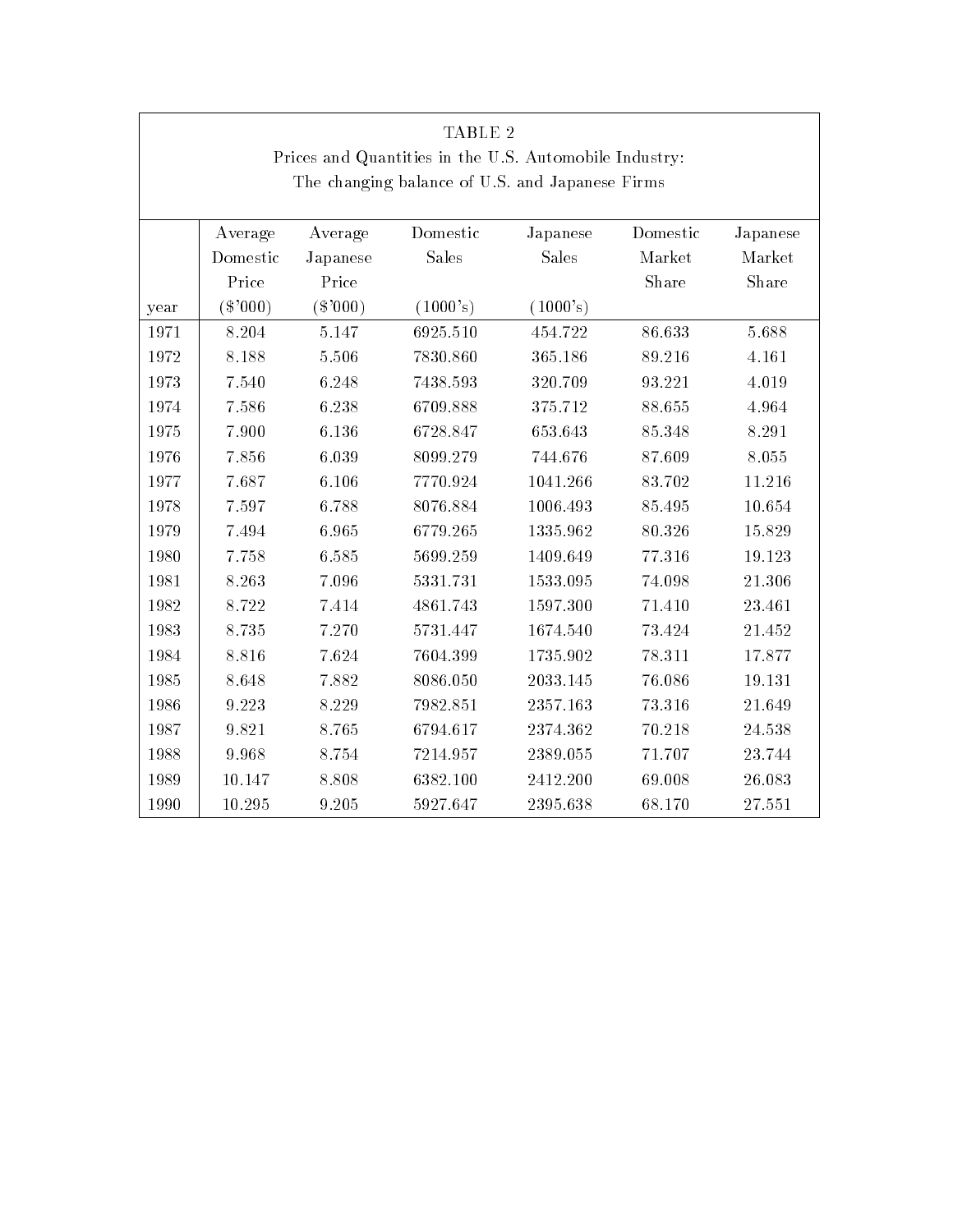TABLE 2

Prices and Quantities in the U.S. Automobile Industry:
The changing balance of U.S. and Japanese Firms

| year | Average Domestic Price ($'000) | Average Japanese Price ($'000) | Domestic Sales (1000's) | Japanese Sales (1000's) | Domestic Market Share | Japanese Market Share |
|---|---|---|---|---|---|---|
| 1971 | 8.204 | 5.147 | 6925.510 | 454.722 | 86.633 | 5.688 |
| 1972 | 8.188 | 5.506 | 7830.860 | 365.186 | 89.216 | 4.161 |
| 1973 | 7.540 | 6.248 | 7438.593 | 320.709 | 93.221 | 4.019 |
| 1974 | 7.586 | 6.238 | 6709.888 | 375.712 | 88.655 | 4.964 |
| 1975 | 7.900 | 6.136 | 6728.847 | 653.643 | 85.348 | 8.291 |
| 1976 | 7.856 | 6.039 | 8099.279 | 744.676 | 87.609 | 8.055 |
| 1977 | 7.687 | 6.106 | 7770.924 | 1041.266 | 83.702 | 11.216 |
| 1978 | 7.597 | 6.788 | 8076.884 | 1006.493 | 85.495 | 10.654 |
| 1979 | 7.494 | 6.965 | 6779.265 | 1335.962 | 80.326 | 15.829 |
| 1980 | 7.758 | 6.585 | 5699.259 | 1409.649 | 77.316 | 19.123 |
| 1981 | 8.263 | 7.096 | 5331.731 | 1533.095 | 74.098 | 21.306 |
| 1982 | 8.722 | 7.414 | 4861.743 | 1597.300 | 71.410 | 23.461 |
| 1983 | 8.735 | 7.270 | 5731.447 | 1674.540 | 73.424 | 21.452 |
| 1984 | 8.816 | 7.624 | 7604.399 | 1735.902 | 78.311 | 17.877 |
| 1985 | 8.648 | 7.882 | 8086.050 | 2033.145 | 76.086 | 19.131 |
| 1986 | 9.223 | 8.229 | 7982.851 | 2357.163 | 73.316 | 21.649 |
| 1987 | 9.821 | 8.765 | 6794.617 | 2374.362 | 70.218 | 24.538 |
| 1988 | 9.968 | 8.754 | 7214.957 | 2389.055 | 71.707 | 23.744 |
| 1989 | 10.147 | 8.808 | 6382.100 | 2412.200 | 69.008 | 26.083 |
| 1990 | 10.295 | 9.205 | 5927.647 | 2395.638 | 68.170 | 27.551 |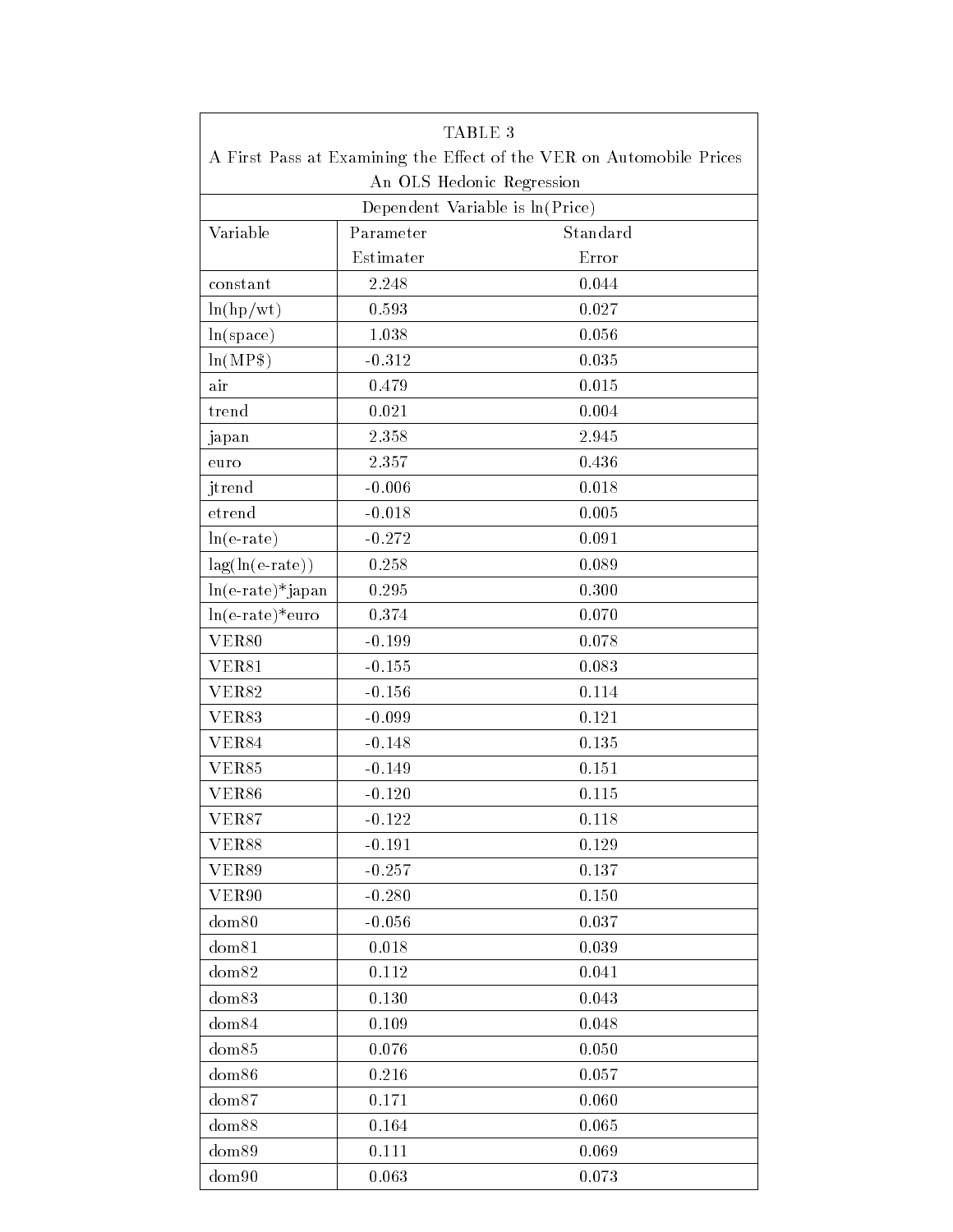TABLE 3

A First Pass at Examining the Effect of the VER on Automobile Prices

An OLS Hedonic Regression

Dependent Variable is ln(Price)

| Variable | Parameter Estimater | Standard Error |
|---|---|---|
| constant | 2.248 | 0.044 |
| ln(hp/wt) | 0.593 | 0.027 |
| ln(space) | 1.038 | 0.056 |
| ln(MP$) | -0.312 | 0.035 |
| air | 0.479 | 0.015 |
| trend | 0.021 | 0.004 |
| japan | 2.358 | 2.945 |
| euro | 2.357 | 0.436 |
| jtrend | -0.006 | 0.018 |
| etrend | -0.018 | 0.005 |
| ln(e-rate) | -0.272 | 0.091 |
| lag(ln(e-rate)) | 0.258 | 0.089 |
| ln(e-rate)*japan | 0.295 | 0.300 |
| ln(e-rate)*euro | 0.374 | 0.070 |
| VER80 | -0.199 | 0.078 |
| VER81 | -0.155 | 0.083 |
| VER82 | -0.156 | 0.114 |
| VER83 | -0.099 | 0.121 |
| VER84 | -0.148 | 0.135 |
| VER85 | -0.149 | 0.151 |
| VER86 | -0.120 | 0.115 |
| VER87 | -0.122 | 0.118 |
| VER88 | -0.191 | 0.129 |
| VER89 | -0.257 | 0.137 |
| VER90 | -0.280 | 0.150 |
| dom80 | -0.056 | 0.037 |
| dom81 | 0.018 | 0.039 |
| dom82 | 0.112 | 0.041 |
| dom83 | 0.130 | 0.043 |
| dom84 | 0.109 | 0.048 |
| dom85 | 0.076 | 0.050 |
| dom86 | 0.216 | 0.057 |
| dom87 | 0.171 | 0.060 |
| dom88 | 0.164 | 0.065 |
| dom89 | 0.111 | 0.069 |
| dom90 | 0.063 | 0.073 |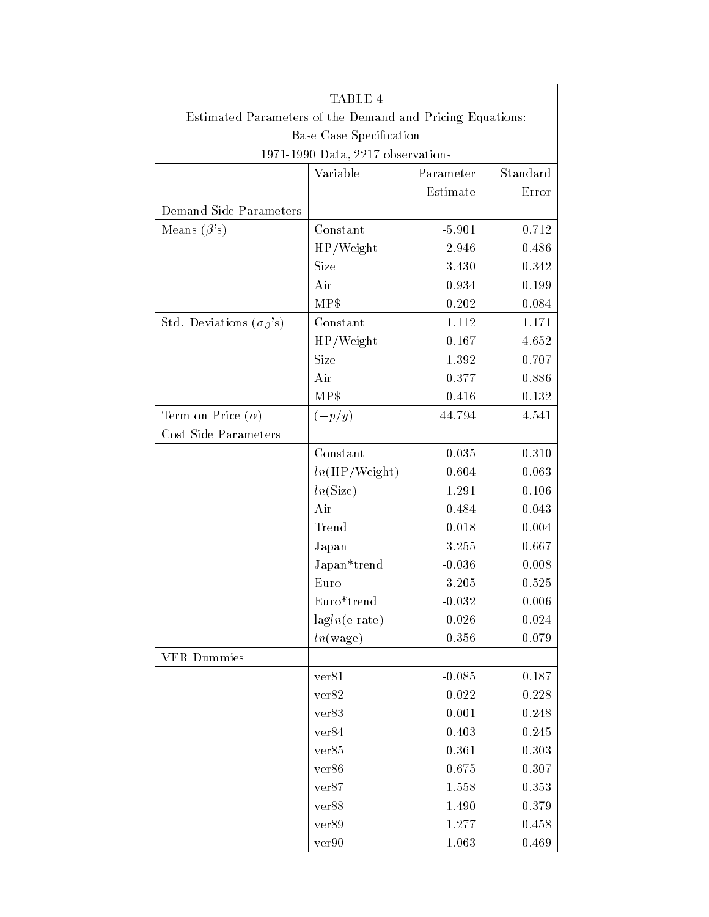TABLE 4

Estimated Parameters of the Demand and Pricing Equations:

Base Case Specification

1971-1990 Data, 2217 observations

| | Variable | Parameter Estimate | Standard Error |
|---|---|---|---|
| Demand Side Parameters | | | |
| Means ($\bar{\beta}$'s) | Constant | -5.901 | 0.712 |
| | HP/Weight | 2.946 | 0.486 |
| | Size | 3.430 | 0.342 |
| | Air | 0.934 | 0.199 |
| | MP$ | 0.202 | 0.084 |
| Std. Deviations ($\sigma_\beta$'s) | Constant | 1.112 | 1.171 |
| | HP/Weight | 0.167 | 4.652 |
| | Size | 1.392 | 0.707 |
| | Air | 0.377 | 0.886 |
| | MP$ | 0.416 | 0.132 |
| Term on Price ($\alpha$) | $(-p/y)$ | 44.794 | 4.541 |
| Cost Side Parameters | | | |
| | Constant | 0.035 | 0.310 |
| | $ln$(HP/Weight) | 0.604 | 0.063 |
| | $ln$(Size) | 1.291 | 0.106 |
| | Air | 0.484 | 0.043 |
| | Trend | 0.018 | 0.004 |
| | Japan | 3.255 | 0.667 |
| | Japan*trend | -0.036 | 0.008 |
| | Euro | 3.205 | 0.525 |
| | Euro*trend | -0.032 | 0.006 |
| | lag$ln$(e-rate) | 0.026 | 0.024 |
| | $ln$(wage) | 0.356 | 0.079 |
| VER Dummies | | | |
| | ver81 | -0.085 | 0.187 |
| | ver82 | -0.022 | 0.228 |
| | ver83 | 0.001 | 0.248 |
| | ver84 | 0.403 | 0.245 |
| | ver85 | 0.361 | 0.303 |
| | ver86 | 0.675 | 0.307 |
| | ver87 | 1.558 | 0.353 |
| | ver88 | 1.490 | 0.379 |
| | ver89 | 1.277 | 0.458 |
| | ver90 | 1.063 | 0.469 |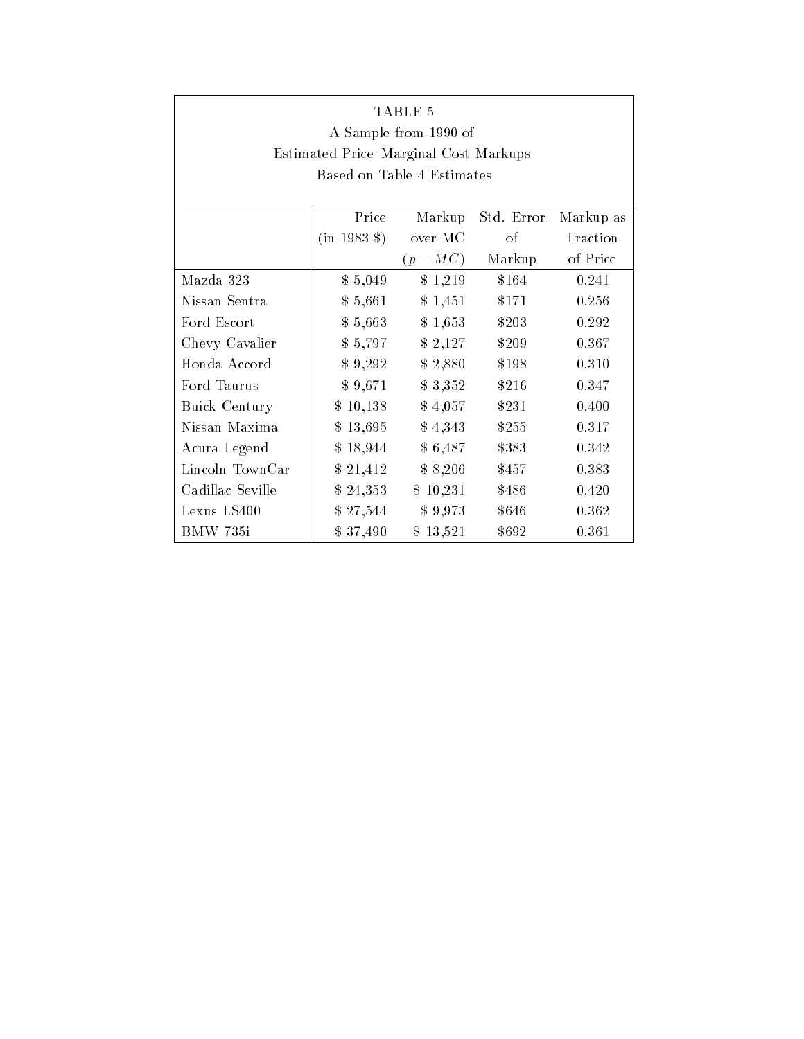TABLE 5
A Sample from 1990 of
Estimated Price–Marginal Cost Markups
Based on Table 4 Estimates

| | Price (in 1983 $) | Markup over MC ($p - MC$) | Std. Error of Markup | Markup as Fraction of Price |
|---|---|---|---|---|
| Mazda 323 | $ 5,049 | $ 1,219 | $164 | 0.241 |
| Nissan Sentra | $ 5,661 | $ 1,451 | $171 | 0.256 |
| Ford Escort | $ 5,663 | $ 1,653 | $203 | 0.292 |
| Chevy Cavalier | $ 5,797 | $ 2,127 | $209 | 0.367 |
| Honda Accord | $ 9,292 | $ 2,880 | $198 | 0.310 |
| Ford Taurus | $ 9,671 | $ 3,352 | $216 | 0.347 |
| Buick Century | $ 10,138 | $ 4,057 | $231 | 0.400 |
| Nissan Maxima | $ 13,695 | $ 4,343 | $255 | 0.317 |
| Acura Legend | $ 18,944 | $ 6,487 | $383 | 0.342 |
| Lincoln TownCar | $ 21,412 | $ 8,206 | $457 | 0.383 |
| Cadillac Seville | $ 24,353 | $ 10,231 | $486 | 0.420 |
| Lexus LS400 | $ 27,544 | $ 9,973 | $646 | 0.362 |
| BMW 735i | $ 37,490 | $ 13,521 | $692 | 0.361 |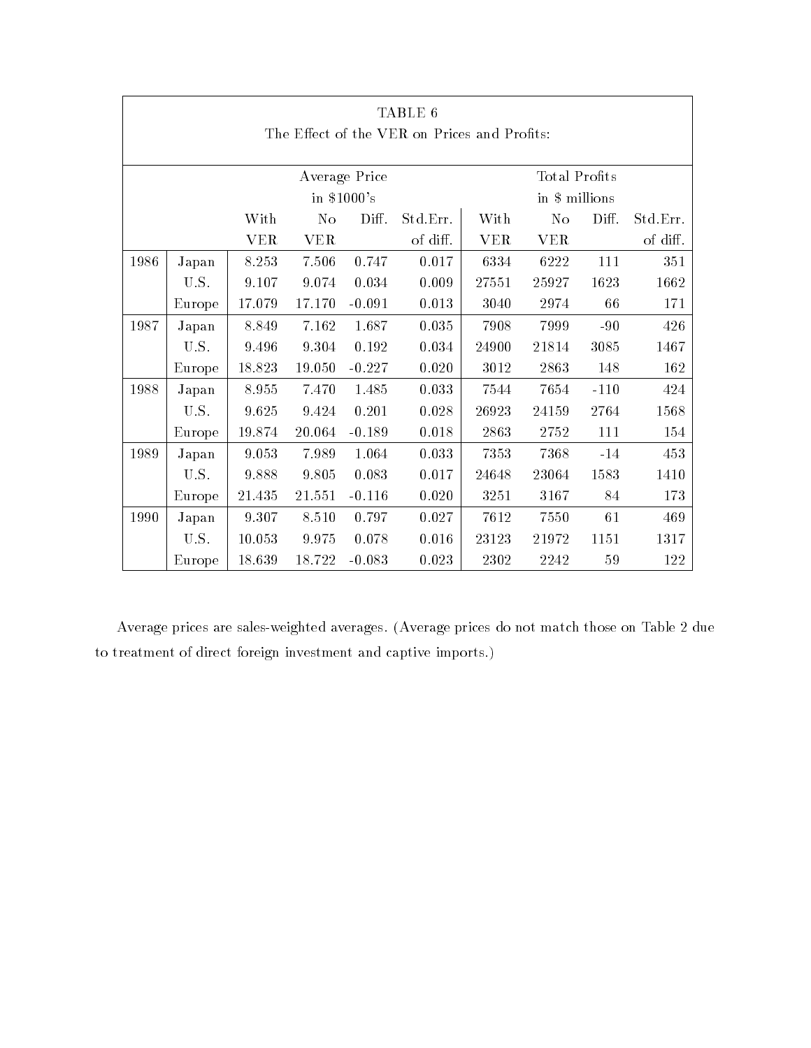TABLE 6

The Effect of the VER on Prices and Profits:

| | | Average Price in $1000's | | | | Total Profits in $ millions | | | |
|---|---|---|---|---|---|---|---|---|---|
| | | With VER | No VER | Diff. | Std.Err. of diff. | With VER | No VER | Diff. | Std.Err. of diff. |
| 1986 | Japan | 8.253 | 7.506 | 0.747 | 0.017 | 6334 | 6222 | 111 | 351 |
| | U.S. | 9.107 | 9.074 | 0.034 | 0.009 | 27551 | 25927 | 1623 | 1662 |
| | Europe | 17.079 | 17.170 | -0.091 | 0.013 | 3040 | 2974 | 66 | 171 |
| 1987 | Japan | 8.849 | 7.162 | 1.687 | 0.035 | 7908 | 7999 | -90 | 426 |
| | U.S. | 9.496 | 9.304 | 0.192 | 0.034 | 24900 | 21814 | 3085 | 1467 |
| | Europe | 18.823 | 19.050 | -0.227 | 0.020 | 3012 | 2863 | 148 | 162 |
| 1988 | Japan | 8.955 | 7.470 | 1.485 | 0.033 | 7544 | 7654 | -110 | 424 |
| | U.S. | 9.625 | 9.424 | 0.201 | 0.028 | 26923 | 24159 | 2764 | 1568 |
| | Europe | 19.874 | 20.064 | -0.189 | 0.018 | 2863 | 2752 | 111 | 154 |
| 1989 | Japan | 9.053 | 7.989 | 1.064 | 0.033 | 7353 | 7368 | -14 | 453 |
| | U.S. | 9.888 | 9.805 | 0.083 | 0.017 | 24648 | 23064 | 1583 | 1410 |
| | Europe | 21.435 | 21.551 | -0.116 | 0.020 | 3251 | 3167 | 84 | 173 |
| 1990 | Japan | 9.307 | 8.510 | 0.797 | 0.027 | 7612 | 7550 | 61 | 469 |
| | U.S. | 10.053 | 9.975 | 0.078 | 0.016 | 23123 | 21972 | 1151 | 1317 |
| | Europe | 18.639 | 18.722 | -0.083 | 0.023 | 2302 | 2242 | 59 | 122 |

Average prices are sales-weighted averages. (Average prices do not match those on Table 2 due to treatment of direct foreign investment and captive imports.)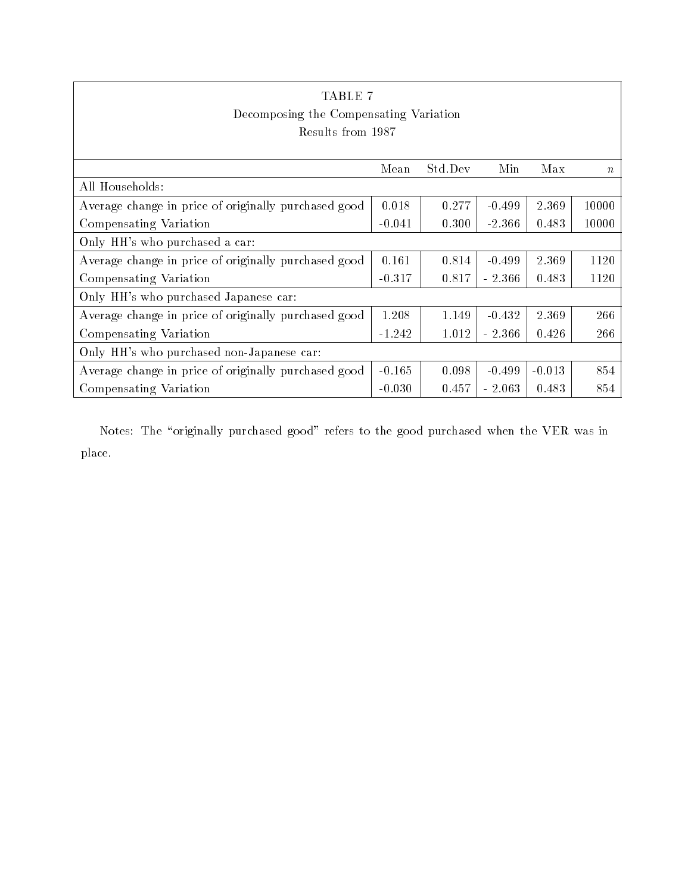TABLE 7

Decomposing the Compensating Variation

Results from 1987

| | Mean | Std.Dev | Min | Max | $n$ |
|---|---|---|---|---|---|
| All Households: | | | | | |
| Average change in price of originally purchased good | 0.018 | 0.277 | -0.499 | 2.369 | 10000 |
| Compensating Variation | -0.041 | 0.300 | -2.366 | 0.483 | 10000 |
| Only HH's who purchased a car: | | | | | |
| Average change in price of originally purchased good | 0.161 | 0.814 | -0.499 | 2.369 | 1120 |
| Compensating Variation | -0.317 | 0.817 | - 2.366 | 0.483 | 1120 |
| Only HH's who purchased Japanese car: | | | | | |
| Average change in price of originally purchased good | 1.208 | 1.149 | -0.432 | 2.369 | 266 |
| Compensating Variation | -1.242 | 1.012 | - 2.366 | 0.426 | 266 |
| Only HH's who purchased non-Japanese car: | | | | | |
| Average change in price of originally purchased good | -0.165 | 0.098 | -0.499 | -0.013 | 854 |
| Compensating Variation | -0.030 | 0.457 | - 2.063 | 0.483 | 854 |

Notes: The "originally purchased good" refers to the good purchased when the VER was in place.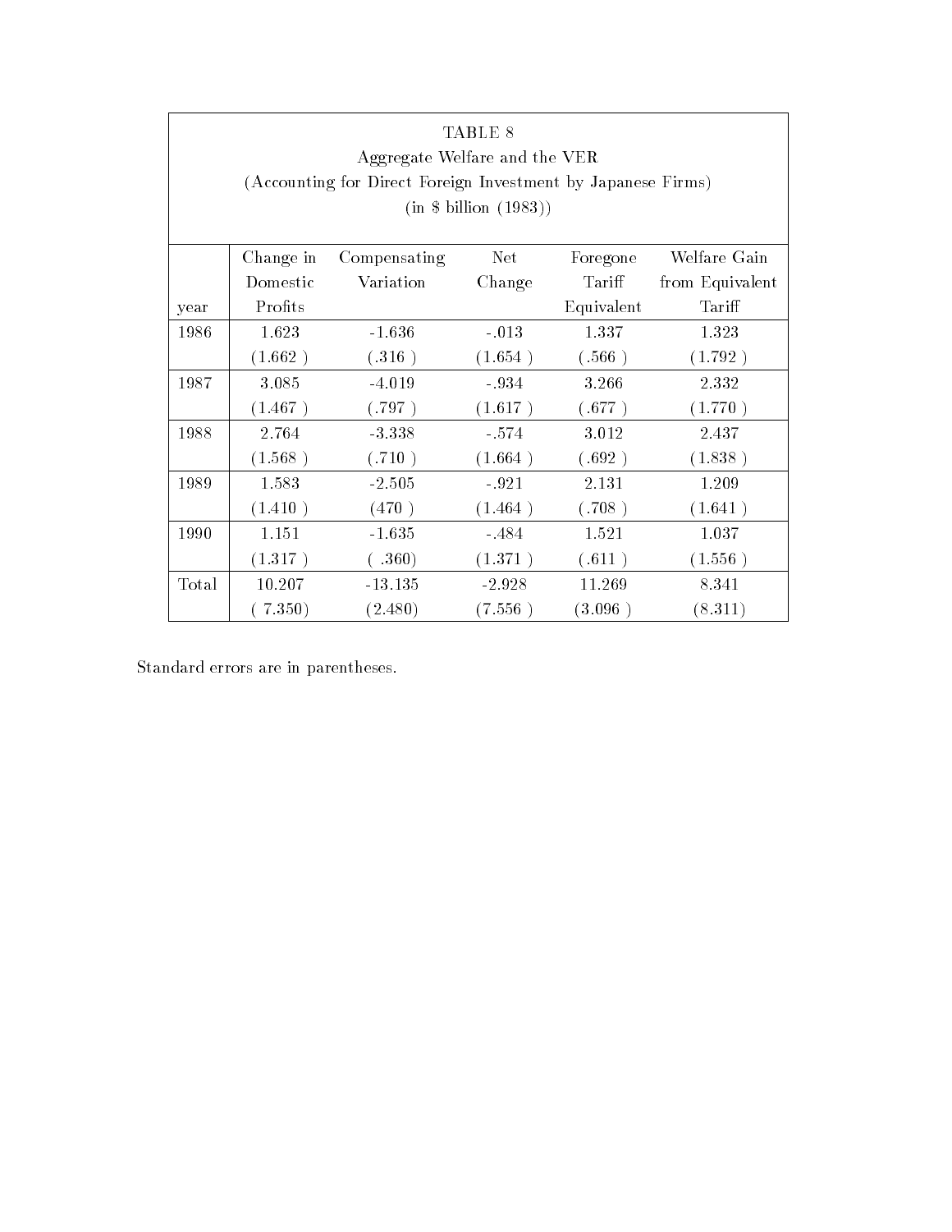TABLE 8

Aggregate Welfare and the VER

(Accounting for Direct Foreign Investment by Japanese Firms)

(in \$ billion (1983))

| year | Change in Domestic Profits | Compensating Variation | Net Change | Foregone Tariff Equivalent | Welfare Gain from Equivalent Tariff |
|---|---|---|---|---|---|
| 1986 | 1.623 | -1.636 | -.013 | 1.337 | 1.323 |
| | (1.662 ) | (.316 ) | (1.654 ) | (.566 ) | (1.792 ) |
| 1987 | 3.085 | -4.019 | -.934 | 3.266 | 2.332 |
| | (1.467 ) | (.797 ) | (1.617 ) | (.677 ) | (1.770 ) |
| 1988 | 2.764 | -3.338 | -.574 | 3.012 | 2.437 |
| | (1.568 ) | (.710 ) | (1.664 ) | (.692 ) | (1.838 ) |
| 1989 | 1.583 | -2.505 | -.921 | 2.131 | 1.209 |
| | (1.410 ) | (470 ) | (1.464 ) | (.708 ) | (1.641 ) |
| 1990 | 1.151 | -1.635 | -.484 | 1.521 | 1.037 |
| | (1.317 ) | ( .360) | (1.371 ) | (.611 ) | (1.556 ) |
| Total | 10.207 | -13.135 | -2.928 | 11.269 | 8.341 |
| | ( 7.350) | (2.480) | (7.556 ) | (3.096 ) | (8.311) |

Standard errors are in parentheses.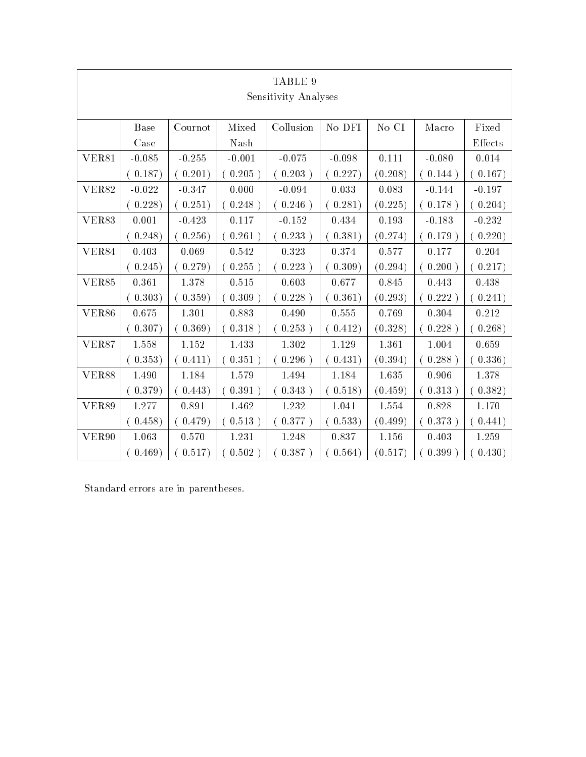TABLE 9
Sensitivity Analyses

| | Base Case | Cournot | Mixed Nash | Collusion | No DFI | No CI | Macro | Fixed Effects |
|---|---|---|---|---|---|---|---|---|
| VER81 | -0.085 | -0.255 | -0.001 | -0.075 | -0.098 | 0.111 | -0.080 | 0.014 |
| | ( 0.187) | ( 0.201) | ( 0.205 ) | ( 0.203 ) | ( 0.227) | (0.208) | ( 0.144 ) | ( 0.167) |
| VER82 | -0.022 | -0.347 | 0.000 | -0.094 | 0.033 | 0.083 | -0.144 | -0.197 |
| | ( 0.228) | ( 0.251) | ( 0.248 ) | ( 0.246 ) | ( 0.281) | (0.225) | ( 0.178 ) | ( 0.204) |
| VER83 | 0.001 | -0.423 | 0.117 | -0.152 | 0.434 | 0.193 | -0.183 | -0.232 |
| | ( 0.248) | ( 0.256) | ( 0.261 ) | ( 0.233 ) | ( 0.381) | (0.274) | ( 0.179 ) | ( 0.220) |
| VER84 | 0.403 | 0.069 | 0.542 | 0.323 | 0.374 | 0.577 | 0.177 | 0.204 |
| | ( 0.245) | ( 0.279) | ( 0.255 ) | ( 0.223 ) | ( 0.309) | (0.294) | ( 0.200 ) | ( 0.217) |
| VER85 | 0.361 | 1.378 | 0.515 | 0.603 | 0.677 | 0.845 | 0.443 | 0.438 |
| | ( 0.303) | ( 0.359) | ( 0.309 ) | ( 0.228 ) | ( 0.361) | (0.293) | ( 0.222 ) | ( 0.241) |
| VER86 | 0.675 | 1.301 | 0.883 | 0.490 | 0.555 | 0.769 | 0.304 | 0.212 |
| | ( 0.307) | ( 0.369) | ( 0.318 ) | ( 0.253 ) | ( 0.412) | (0.328) | ( 0.228 ) | ( 0.268) |
| VER87 | 1.558 | 1.152 | 1.433 | 1.302 | 1.129 | 1.361 | 1.004 | 0.659 |
| | ( 0.353) | ( 0.411) | ( 0.351 ) | ( 0.296 ) | ( 0.431) | (0.394) | ( 0.288 ) | ( 0.336) |
| VER88 | 1.490 | 1.184 | 1.579 | 1.494 | 1.184 | 1.635 | 0.906 | 1.378 |
| | ( 0.379) | ( 0.443) | ( 0.391 ) | ( 0.343 ) | ( 0.518) | (0.459) | ( 0.313 ) | ( 0.382) |
| VER89 | 1.277 | 0.891 | 1.462 | 1.232 | 1.041 | 1.554 | 0.828 | 1.170 |
| | ( 0.458) | ( 0.479) | ( 0.513 ) | ( 0.377 ) | ( 0.533) | (0.499) | ( 0.373 ) | ( 0.441) |
| VER90 | 1.063 | 0.570 | 1.231 | 1.248 | 0.837 | 1.156 | 0.403 | 1.259 |
| | ( 0.469) | ( 0.517) | ( 0.502 ) | ( 0.387 ) | ( 0.564) | (0.517) | ( 0.399 ) | ( 0.430) |

Standard errors are in parentheses.